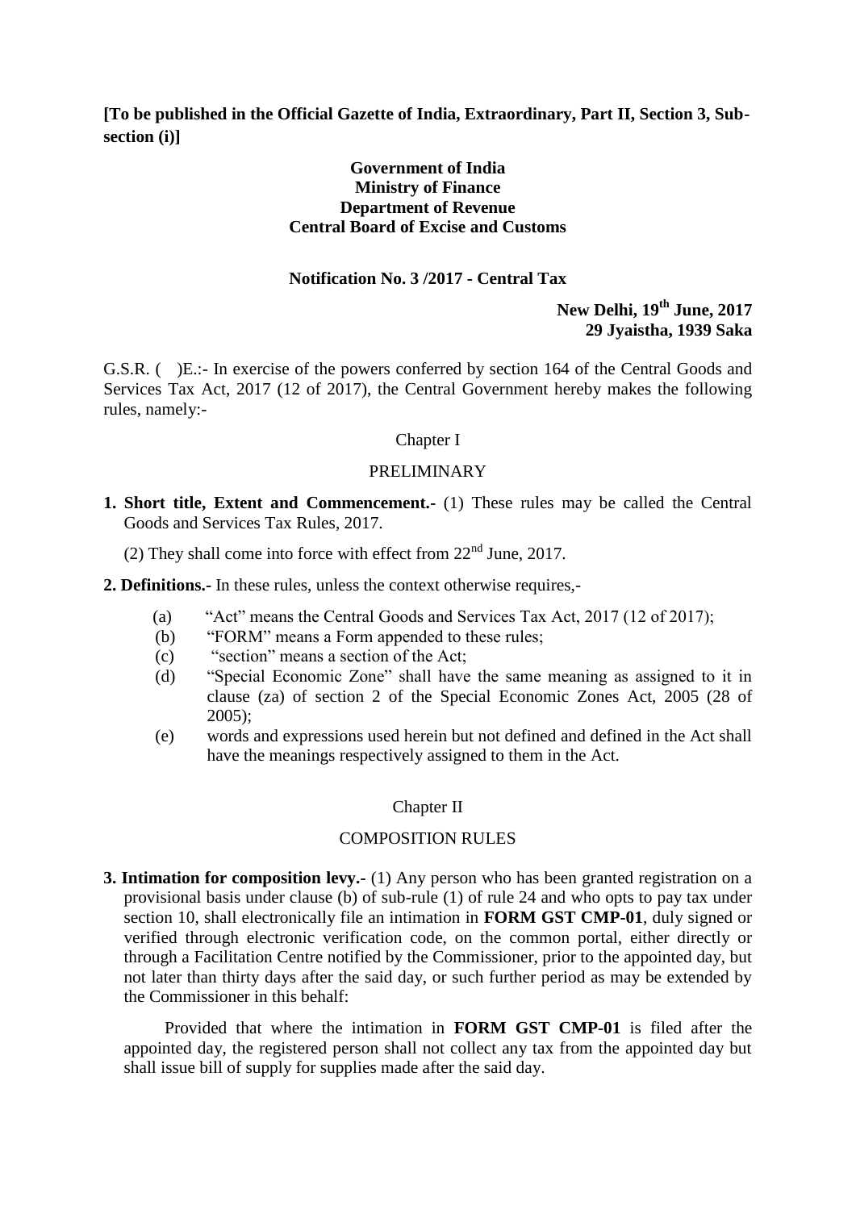**[To be published in the Official Gazette of India, Extraordinary, Part II, Section 3, Sub-section (i)]**

**Government of India**
**Ministry of Finance**
**Department of Revenue**
**Central Board of Excise and Customs**

**Notification No. 3 /2017 - Central Tax**

**New Delhi, 19th June, 2017**
**29 Jyaistha, 1939 Saka**

G.S.R. (  )E.:- In exercise of the powers conferred by section 164 of the Central Goods and Services Tax Act, 2017 (12 of 2017), the Central Government hereby makes the following rules, namely:-

Chapter I

PRELIMINARY

**1. Short title, Extent and Commencement.-** (1) These rules may be called the Central Goods and Services Tax Rules, 2017.

(2) They shall come into force with effect from 22nd June, 2017.

**2. Definitions.-** In these rules, unless the context otherwise requires,-

(a) "Act" means the Central Goods and Services Tax Act, 2017 (12 of 2017);

(b) "FORM" means a Form appended to these rules;

(c) "section" means a section of the Act;

(d) "Special Economic Zone" shall have the same meaning as assigned to it in clause (za) of section 2 of the Special Economic Zones Act, 2005 (28 of 2005);

(e) words and expressions used herein but not defined and defined in the Act shall have the meanings respectively assigned to them in the Act.

Chapter II

COMPOSITION RULES

**3. Intimation for composition levy.-** (1) Any person who has been granted registration on a provisional basis under clause (b) of sub-rule (1) of rule 24 and who opts to pay tax under section 10, shall electronically file an intimation in **FORM GST CMP-01**, duly signed or verified through electronic verification code, on the common portal, either directly or through a Facilitation Centre notified by the Commissioner, prior to the appointed day, but not later than thirty days after the said day, or such further period as may be extended by the Commissioner in this behalf:

Provided that where the intimation in **FORM GST CMP-01** is filed after the appointed day, the registered person shall not collect any tax from the appointed day but shall issue bill of supply for supplies made after the said day.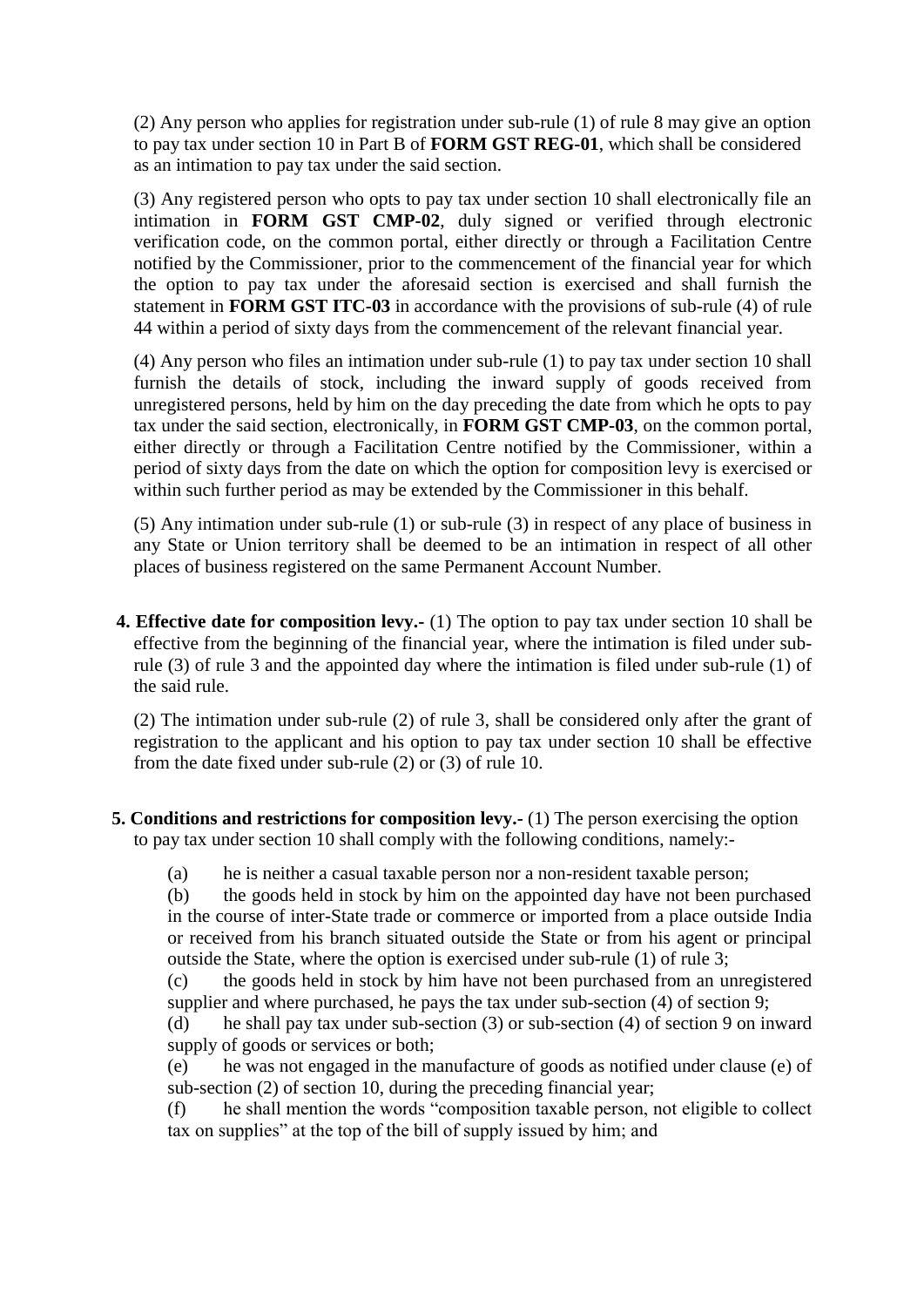(2) Any person who applies for registration under sub-rule (1) of rule 8 may give an option to pay tax under section 10 in Part B of **FORM GST REG-01**, which shall be considered as an intimation to pay tax under the said section.

(3) Any registered person who opts to pay tax under section 10 shall electronically file an intimation in **FORM GST CMP-02**, duly signed or verified through electronic verification code, on the common portal, either directly or through a Facilitation Centre notified by the Commissioner, prior to the commencement of the financial year for which the option to pay tax under the aforesaid section is exercised and shall furnish the statement in **FORM GST ITC-03** in accordance with the provisions of sub-rule (4) of rule 44 within a period of sixty days from the commencement of the relevant financial year.

(4) Any person who files an intimation under sub-rule (1) to pay tax under section 10 shall furnish the details of stock, including the inward supply of goods received from unregistered persons, held by him on the day preceding the date from which he opts to pay tax under the said section, electronically, in **FORM GST CMP-03**, on the common portal, either directly or through a Facilitation Centre notified by the Commissioner, within a period of sixty days from the date on which the option for composition levy is exercised or within such further period as may be extended by the Commissioner in this behalf.

(5) Any intimation under sub-rule (1) or sub-rule (3) in respect of any place of business in any State or Union territory shall be deemed to be an intimation in respect of all other places of business registered on the same Permanent Account Number.

**4. Effective date for composition levy.-** (1) The option to pay tax under section 10 shall be effective from the beginning of the financial year, where the intimation is filed under sub-rule (3) of rule 3 and the appointed day where the intimation is filed under sub-rule (1) of the said rule.

(2) The intimation under sub-rule (2) of rule 3, shall be considered only after the grant of registration to the applicant and his option to pay tax under section 10 shall be effective from the date fixed under sub-rule (2) or (3) of rule 10.

**5. Conditions and restrictions for composition levy.-** (1) The person exercising the option to pay tax under section 10 shall comply with the following conditions, namely:-

(a) he is neither a casual taxable person nor a non-resident taxable person;

(b) the goods held in stock by him on the appointed day have not been purchased in the course of inter-State trade or commerce or imported from a place outside India or received from his branch situated outside the State or from his agent or principal outside the State, where the option is exercised under sub-rule (1) of rule 3;

(c) the goods held in stock by him have not been purchased from an unregistered supplier and where purchased, he pays the tax under sub-section (4) of section 9;

(d) he shall pay tax under sub-section (3) or sub-section (4) of section 9 on inward supply of goods or services or both;

(e) he was not engaged in the manufacture of goods as notified under clause (e) of sub-section (2) of section 10, during the preceding financial year;

(f) he shall mention the words "composition taxable person, not eligible to collect tax on supplies" at the top of the bill of supply issued by him; and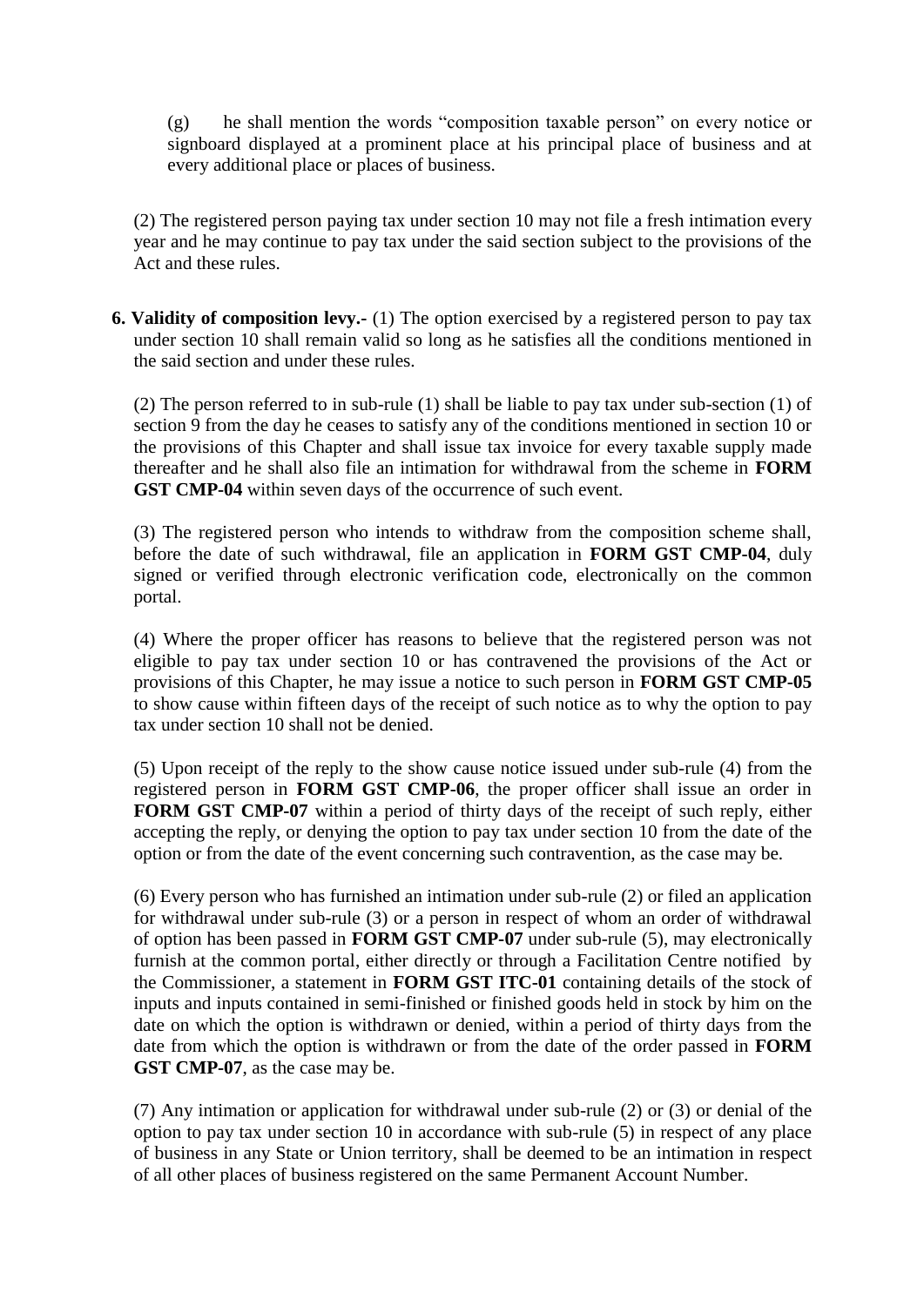(g) he shall mention the words "composition taxable person" on every notice or signboard displayed at a prominent place at his principal place of business and at every additional place or places of business.

(2) The registered person paying tax under section 10 may not file a fresh intimation every year and he may continue to pay tax under the said section subject to the provisions of the Act and these rules.

**6. Validity of composition levy.-** (1) The option exercised by a registered person to pay tax under section 10 shall remain valid so long as he satisfies all the conditions mentioned in the said section and under these rules.

(2) The person referred to in sub-rule (1) shall be liable to pay tax under sub-section (1) of section 9 from the day he ceases to satisfy any of the conditions mentioned in section 10 or the provisions of this Chapter and shall issue tax invoice for every taxable supply made thereafter and he shall also file an intimation for withdrawal from the scheme in **FORM GST CMP-04** within seven days of the occurrence of such event.

(3) The registered person who intends to withdraw from the composition scheme shall, before the date of such withdrawal, file an application in **FORM GST CMP-04**, duly signed or verified through electronic verification code, electronically on the common portal.

(4) Where the proper officer has reasons to believe that the registered person was not eligible to pay tax under section 10 or has contravened the provisions of the Act or provisions of this Chapter, he may issue a notice to such person in **FORM GST CMP-05** to show cause within fifteen days of the receipt of such notice as to why the option to pay tax under section 10 shall not be denied.

(5) Upon receipt of the reply to the show cause notice issued under sub-rule (4) from the registered person in **FORM GST CMP-06**, the proper officer shall issue an order in **FORM GST CMP-07** within a period of thirty days of the receipt of such reply, either accepting the reply, or denying the option to pay tax under section 10 from the date of the option or from the date of the event concerning such contravention, as the case may be.

(6) Every person who has furnished an intimation under sub-rule (2) or filed an application for withdrawal under sub-rule (3) or a person in respect of whom an order of withdrawal of option has been passed in **FORM GST CMP-07** under sub-rule (5), may electronically furnish at the common portal, either directly or through a Facilitation Centre notified by the Commissioner, a statement in **FORM GST ITC-01** containing details of the stock of inputs and inputs contained in semi-finished or finished goods held in stock by him on the date on which the option is withdrawn or denied, within a period of thirty days from the date from which the option is withdrawn or from the date of the order passed in **FORM GST CMP-07**, as the case may be.

(7) Any intimation or application for withdrawal under sub-rule (2) or (3) or denial of the option to pay tax under section 10 in accordance with sub-rule (5) in respect of any place of business in any State or Union territory, shall be deemed to be an intimation in respect of all other places of business registered on the same Permanent Account Number.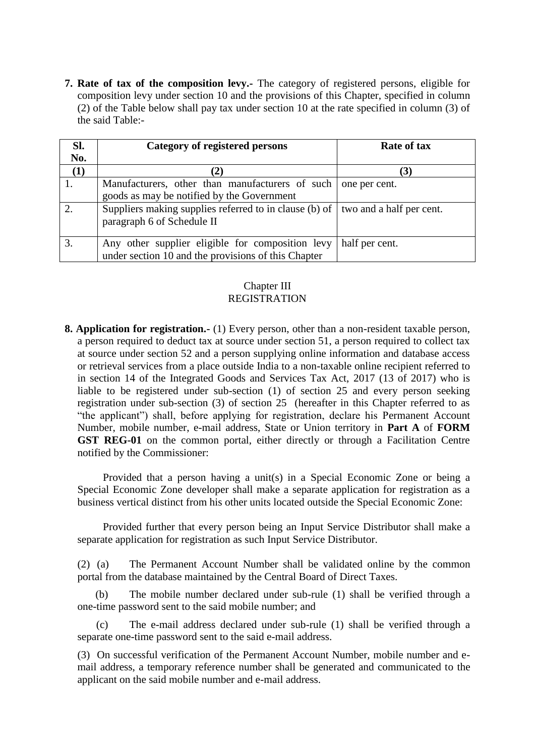**7. Rate of tax of the composition levy.-** The category of registered persons, eligible for composition levy under section 10 and the provisions of this Chapter, specified in column (2) of the Table below shall pay tax under section 10 at the rate specified in column (3) of the said Table:-

| Sl. No. | Category of registered persons | Rate of tax |
|---|---|---|
| **(1)** | **(2)** | **(3)** |
| 1. | Manufacturers, other than manufacturers of such goods as may be notified by the Government | one per cent. |
| 2. | Suppliers making supplies referred to in clause (b) of paragraph 6 of Schedule II | two and a half per cent. |
| 3. | Any other supplier eligible for composition levy under section 10 and the provisions of this Chapter | half per cent. |

## Chapter III
## REGISTRATION

**8. Application for registration.-** (1) Every person, other than a non-resident taxable person, a person required to deduct tax at source under section 51, a person required to collect tax at source under section 52 and a person supplying online information and database access or retrieval services from a place outside India to a non-taxable online recipient referred to in section 14 of the Integrated Goods and Services Tax Act, 2017 (13 of 2017) who is liable to be registered under sub-section (1) of section 25 and every person seeking registration under sub-section (3) of section 25 (hereafter in this Chapter referred to as "the applicant") shall, before applying for registration, declare his Permanent Account Number, mobile number, e-mail address, State or Union territory in **Part A** of **FORM GST REG-01** on the common portal, either directly or through a Facilitation Centre notified by the Commissioner:

Provided that a person having a unit(s) in a Special Economic Zone or being a Special Economic Zone developer shall make a separate application for registration as a business vertical distinct from his other units located outside the Special Economic Zone:

Provided further that every person being an Input Service Distributor shall make a separate application for registration as such Input Service Distributor.

(2) (a) The Permanent Account Number shall be validated online by the common portal from the database maintained by the Central Board of Direct Taxes.

(b) The mobile number declared under sub-rule (1) shall be verified through a one-time password sent to the said mobile number; and

(c) The e-mail address declared under sub-rule (1) shall be verified through a separate one-time password sent to the said e-mail address.

(3) On successful verification of the Permanent Account Number, mobile number and e-mail address, a temporary reference number shall be generated and communicated to the applicant on the said mobile number and e-mail address.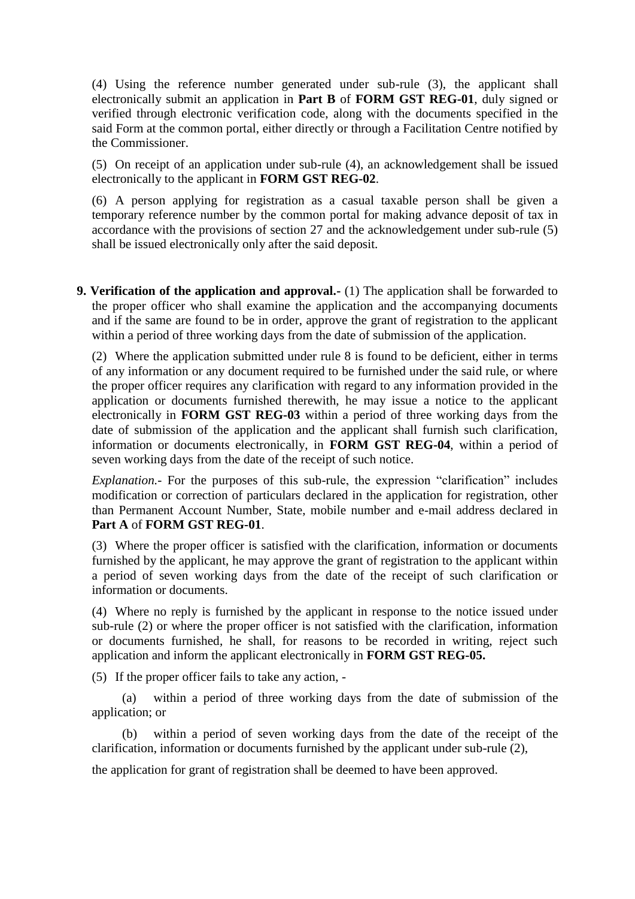(4) Using the reference number generated under sub-rule (3), the applicant shall electronically submit an application in **Part B** of **FORM GST REG-01**, duly signed or verified through electronic verification code, along with the documents specified in the said Form at the common portal, either directly or through a Facilitation Centre notified by the Commissioner.

(5) On receipt of an application under sub-rule (4), an acknowledgement shall be issued electronically to the applicant in **FORM GST REG-02**.

(6) A person applying for registration as a casual taxable person shall be given a temporary reference number by the common portal for making advance deposit of tax in accordance with the provisions of section 27 and the acknowledgement under sub-rule (5) shall be issued electronically only after the said deposit.

**9. Verification of the application and approval.-** (1) The application shall be forwarded to the proper officer who shall examine the application and the accompanying documents and if the same are found to be in order, approve the grant of registration to the applicant within a period of three working days from the date of submission of the application.

(2) Where the application submitted under rule 8 is found to be deficient, either in terms of any information or any document required to be furnished under the said rule, or where the proper officer requires any clarification with regard to any information provided in the application or documents furnished therewith, he may issue a notice to the applicant electronically in **FORM GST REG-03** within a period of three working days from the date of submission of the application and the applicant shall furnish such clarification, information or documents electronically, in **FORM GST REG-04**, within a period of seven working days from the date of the receipt of such notice.

*Explanation.-* For the purposes of this sub-rule, the expression "clarification" includes modification or correction of particulars declared in the application for registration, other than Permanent Account Number, State, mobile number and e-mail address declared in **Part A** of **FORM GST REG-01**.

(3) Where the proper officer is satisfied with the clarification, information or documents furnished by the applicant, he may approve the grant of registration to the applicant within a period of seven working days from the date of the receipt of such clarification or information or documents.

(4) Where no reply is furnished by the applicant in response to the notice issued under sub-rule (2) or where the proper officer is not satisfied with the clarification, information or documents furnished, he shall, for reasons to be recorded in writing, reject such application and inform the applicant electronically in **FORM GST REG-05.**

(5) If the proper officer fails to take any action, -

(a) within a period of three working days from the date of submission of the application; or

(b) within a period of seven working days from the date of the receipt of the clarification, information or documents furnished by the applicant under sub-rule (2),

the application for grant of registration shall be deemed to have been approved.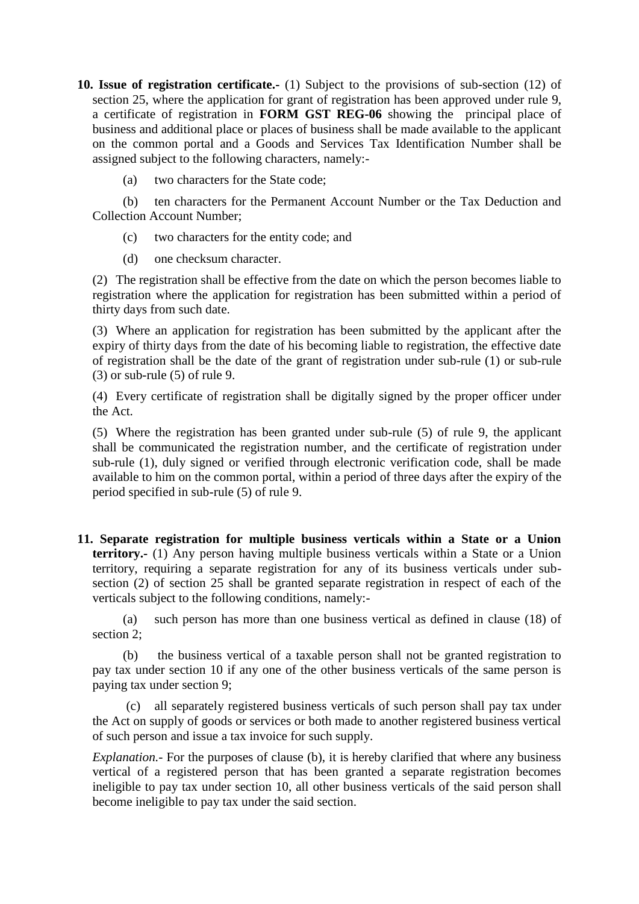**10. Issue of registration certificate.-** (1) Subject to the provisions of sub-section (12) of section 25, where the application for grant of registration has been approved under rule 9, a certificate of registration in **FORM GST REG-06** showing the principal place of business and additional place or places of business shall be made available to the applicant on the common portal and a Goods and Services Tax Identification Number shall be assigned subject to the following characters, namely:-

(a) two characters for the State code;

(b) ten characters for the Permanent Account Number or the Tax Deduction and Collection Account Number;

(c) two characters for the entity code; and

(d) one checksum character.

(2) The registration shall be effective from the date on which the person becomes liable to registration where the application for registration has been submitted within a period of thirty days from such date.

(3) Where an application for registration has been submitted by the applicant after the expiry of thirty days from the date of his becoming liable to registration, the effective date of registration shall be the date of the grant of registration under sub-rule (1) or sub-rule (3) or sub-rule (5) of rule 9.

(4) Every certificate of registration shall be digitally signed by the proper officer under the Act.

(5) Where the registration has been granted under sub-rule (5) of rule 9, the applicant shall be communicated the registration number, and the certificate of registration under sub-rule (1), duly signed or verified through electronic verification code, shall be made available to him on the common portal, within a period of three days after the expiry of the period specified in sub-rule (5) of rule 9.

**11. Separate registration for multiple business verticals within a State or a Union territory.-** (1) Any person having multiple business verticals within a State or a Union territory, requiring a separate registration for any of its business verticals under sub-section (2) of section 25 shall be granted separate registration in respect of each of the verticals subject to the following conditions, namely:-

(a) such person has more than one business vertical as defined in clause (18) of section 2;

(b) the business vertical of a taxable person shall not be granted registration to pay tax under section 10 if any one of the other business verticals of the same person is paying tax under section 9;

(c) all separately registered business verticals of such person shall pay tax under the Act on supply of goods or services or both made to another registered business vertical of such person and issue a tax invoice for such supply.

*Explanation.-* For the purposes of clause (b), it is hereby clarified that where any business vertical of a registered person that has been granted a separate registration becomes ineligible to pay tax under section 10, all other business verticals of the said person shall become ineligible to pay tax under the said section.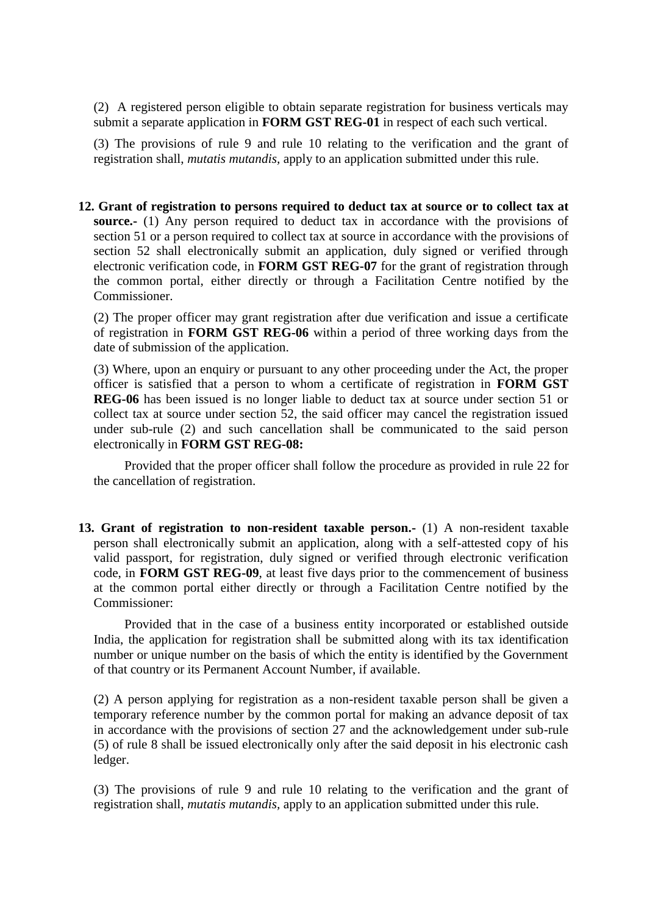(2) A registered person eligible to obtain separate registration for business verticals may submit a separate application in **FORM GST REG-01** in respect of each such vertical.

(3) The provisions of rule 9 and rule 10 relating to the verification and the grant of registration shall, *mutatis mutandis*, apply to an application submitted under this rule.

**12. Grant of registration to persons required to deduct tax at source or to collect tax at source.-** (1) Any person required to deduct tax in accordance with the provisions of section 51 or a person required to collect tax at source in accordance with the provisions of section 52 shall electronically submit an application, duly signed or verified through electronic verification code, in **FORM GST REG-07** for the grant of registration through the common portal, either directly or through a Facilitation Centre notified by the Commissioner.

(2) The proper officer may grant registration after due verification and issue a certificate of registration in **FORM GST REG-06** within a period of three working days from the date of submission of the application.

(3) Where, upon an enquiry or pursuant to any other proceeding under the Act, the proper officer is satisfied that a person to whom a certificate of registration in **FORM GST REG-06** has been issued is no longer liable to deduct tax at source under section 51 or collect tax at source under section 52, the said officer may cancel the registration issued under sub-rule (2) and such cancellation shall be communicated to the said person electronically in **FORM GST REG-08:**

Provided that the proper officer shall follow the procedure as provided in rule 22 for the cancellation of registration.

**13. Grant of registration to non-resident taxable person.-** (1) A non-resident taxable person shall electronically submit an application, along with a self-attested copy of his valid passport, for registration, duly signed or verified through electronic verification code, in **FORM GST REG-09**, at least five days prior to the commencement of business at the common portal either directly or through a Facilitation Centre notified by the Commissioner:

Provided that in the case of a business entity incorporated or established outside India, the application for registration shall be submitted along with its tax identification number or unique number on the basis of which the entity is identified by the Government of that country or its Permanent Account Number, if available.

(2) A person applying for registration as a non-resident taxable person shall be given a temporary reference number by the common portal for making an advance deposit of tax in accordance with the provisions of section 27 and the acknowledgement under sub-rule (5) of rule 8 shall be issued electronically only after the said deposit in his electronic cash ledger.

(3) The provisions of rule 9 and rule 10 relating to the verification and the grant of registration shall, *mutatis mutandis*, apply to an application submitted under this rule.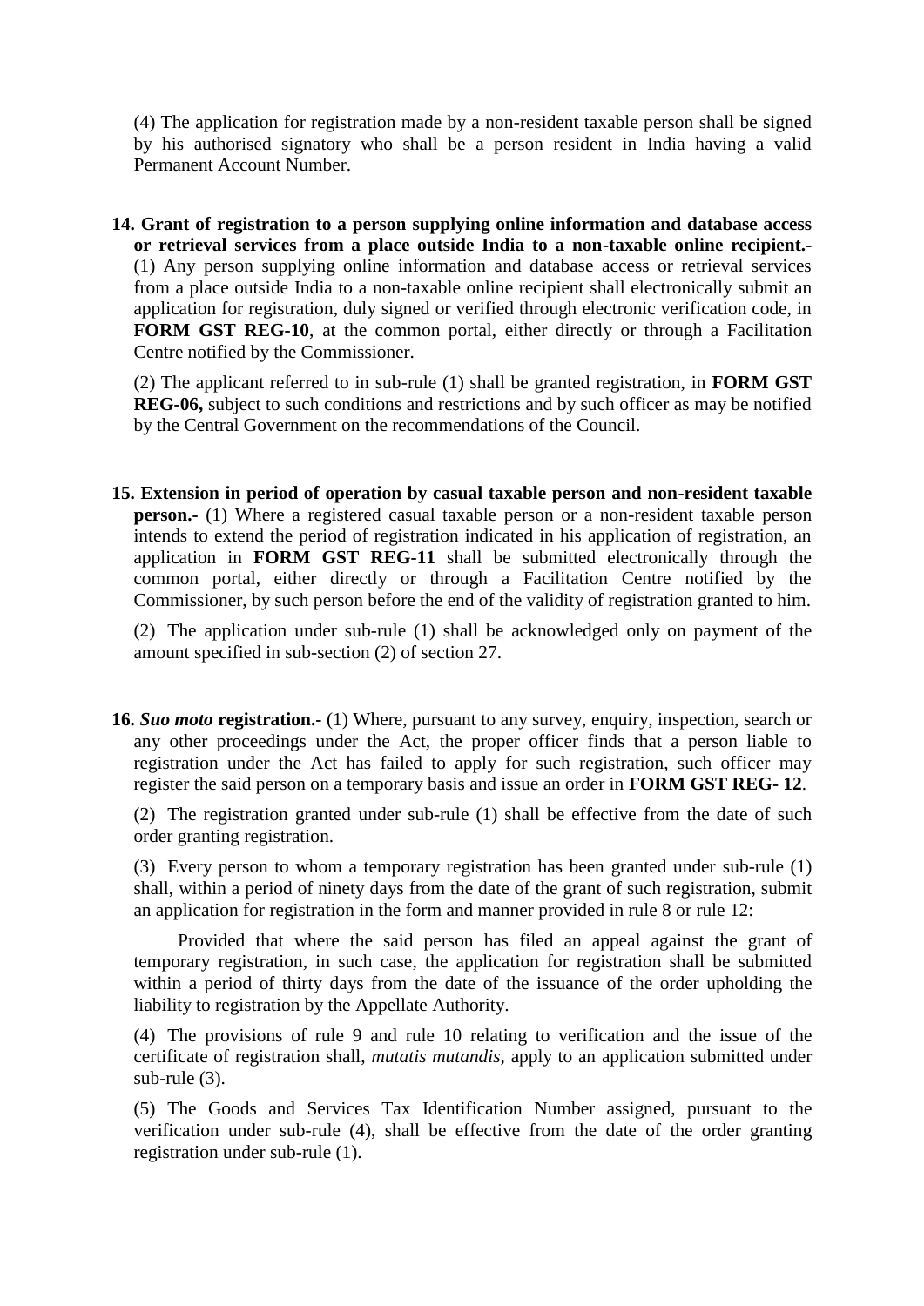(4) The application for registration made by a non-resident taxable person shall be signed by his authorised signatory who shall be a person resident in India having a valid Permanent Account Number.

**14. Grant of registration to a person supplying online information and database access or retrieval services from a place outside India to a non-taxable online recipient.-** (1) Any person supplying online information and database access or retrieval services from a place outside India to a non-taxable online recipient shall electronically submit an application for registration, duly signed or verified through electronic verification code, in **FORM GST REG-10**, at the common portal, either directly or through a Facilitation Centre notified by the Commissioner.

(2) The applicant referred to in sub-rule (1) shall be granted registration, in **FORM GST REG-06,** subject to such conditions and restrictions and by such officer as may be notified by the Central Government on the recommendations of the Council.

**15. Extension in period of operation by casual taxable person and non-resident taxable person.-** (1) Where a registered casual taxable person or a non-resident taxable person intends to extend the period of registration indicated in his application of registration, an application in **FORM GST REG-11** shall be submitted electronically through the common portal, either directly or through a Facilitation Centre notified by the Commissioner, by such person before the end of the validity of registration granted to him.

(2) The application under sub-rule (1) shall be acknowledged only on payment of the amount specified in sub-section (2) of section 27.

**16. *Suo moto* registration.-** (1) Where, pursuant to any survey, enquiry, inspection, search or any other proceedings under the Act, the proper officer finds that a person liable to registration under the Act has failed to apply for such registration, such officer may register the said person on a temporary basis and issue an order in **FORM GST REG- 12**.

(2) The registration granted under sub-rule (1) shall be effective from the date of such order granting registration.

(3) Every person to whom a temporary registration has been granted under sub-rule (1) shall, within a period of ninety days from the date of the grant of such registration, submit an application for registration in the form and manner provided in rule 8 or rule 12:

Provided that where the said person has filed an appeal against the grant of temporary registration, in such case, the application for registration shall be submitted within a period of thirty days from the date of the issuance of the order upholding the liability to registration by the Appellate Authority.

(4) The provisions of rule 9 and rule 10 relating to verification and the issue of the certificate of registration shall, *mutatis mutandis*, apply to an application submitted under sub-rule (3).

(5) The Goods and Services Tax Identification Number assigned, pursuant to the verification under sub-rule (4), shall be effective from the date of the order granting registration under sub-rule (1).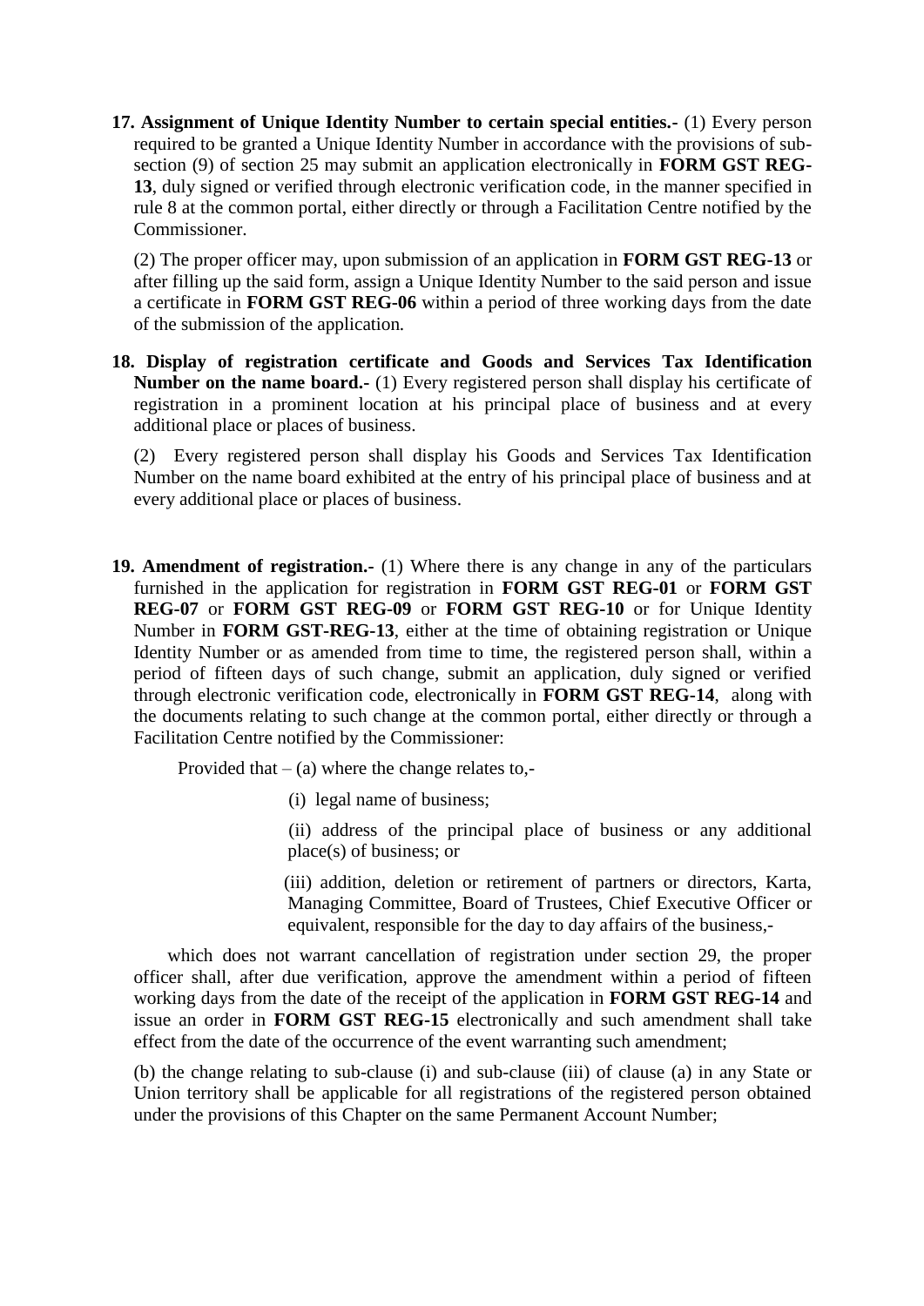**17. Assignment of Unique Identity Number to certain special entities.-** (1) Every person required to be granted a Unique Identity Number in accordance with the provisions of sub-section (9) of section 25 may submit an application electronically in **FORM GST REG-13**, duly signed or verified through electronic verification code, in the manner specified in rule 8 at the common portal, either directly or through a Facilitation Centre notified by the Commissioner.

(2) The proper officer may, upon submission of an application in **FORM GST REG-13** or after filling up the said form, assign a Unique Identity Number to the said person and issue a certificate in **FORM GST REG-06** within a period of three working days from the date of the submission of the application*.*

**18. Display of registration certificate and Goods and Services Tax Identification Number on the name board.-** (1) Every registered person shall display his certificate of registration in a prominent location at his principal place of business and at every additional place or places of business.

(2) Every registered person shall display his Goods and Services Tax Identification Number on the name board exhibited at the entry of his principal place of business and at every additional place or places of business.

**19. Amendment of registration.-** (1) Where there is any change in any of the particulars furnished in the application for registration in **FORM GST REG-01** or **FORM GST REG-07** or **FORM GST REG-09** or **FORM GST REG-10** or for Unique Identity Number in **FORM GST-REG-13**, either at the time of obtaining registration or Unique Identity Number or as amended from time to time, the registered person shall, within a period of fifteen days of such change, submit an application, duly signed or verified through electronic verification code, electronically in **FORM GST REG-14**, along with the documents relating to such change at the common portal, either directly or through a Facilitation Centre notified by the Commissioner:

Provided that – (a) where the change relates to,-

(i) legal name of business;

(ii) address of the principal place of business or any additional place(s) of business; or

(iii) addition, deletion or retirement of partners or directors, Karta, Managing Committee, Board of Trustees, Chief Executive Officer or equivalent, responsible for the day to day affairs of the business,-

which does not warrant cancellation of registration under section 29, the proper officer shall, after due verification, approve the amendment within a period of fifteen working days from the date of the receipt of the application in **FORM GST REG-14** and issue an order in **FORM GST REG-15** electronically and such amendment shall take effect from the date of the occurrence of the event warranting such amendment;

(b) the change relating to sub-clause (i) and sub-clause (iii) of clause (a) in any State or Union territory shall be applicable for all registrations of the registered person obtained under the provisions of this Chapter on the same Permanent Account Number;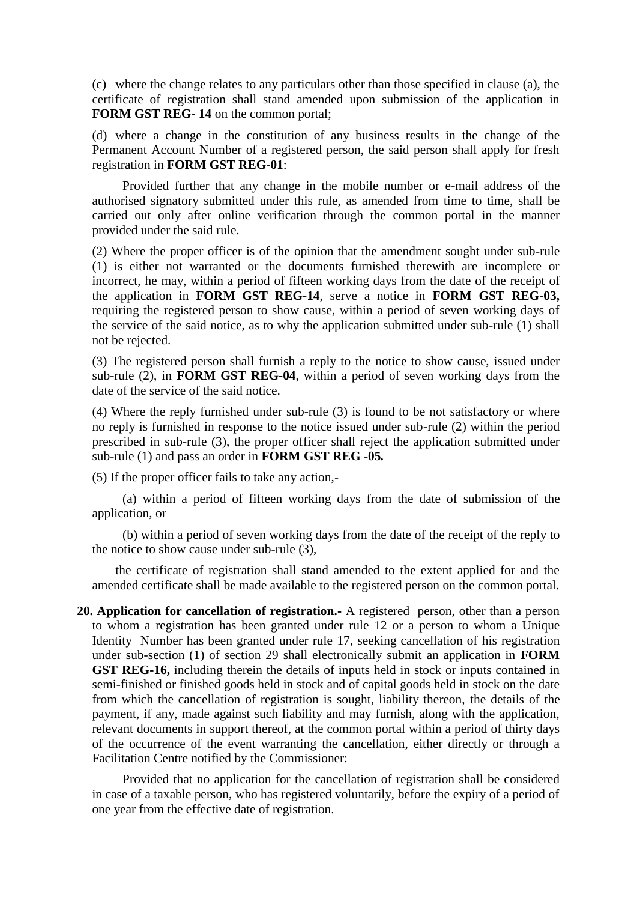(c) where the change relates to any particulars other than those specified in clause (a), the certificate of registration shall stand amended upon submission of the application in **FORM GST REG- 14** on the common portal;

(d) where a change in the constitution of any business results in the change of the Permanent Account Number of a registered person, the said person shall apply for fresh registration in **FORM GST REG-01**:

Provided further that any change in the mobile number or e-mail address of the authorised signatory submitted under this rule, as amended from time to time, shall be carried out only after online verification through the common portal in the manner provided under the said rule.

(2) Where the proper officer is of the opinion that the amendment sought under sub-rule (1) is either not warranted or the documents furnished therewith are incomplete or incorrect, he may, within a period of fifteen working days from the date of the receipt of the application in **FORM GST REG-14**, serve a notice in **FORM GST REG-03,** requiring the registered person to show cause, within a period of seven working days of the service of the said notice, as to why the application submitted under sub-rule (1) shall not be rejected.

(3) The registered person shall furnish a reply to the notice to show cause, issued under sub-rule (2), in **FORM GST REG-04**, within a period of seven working days from the date of the service of the said notice.

(4) Where the reply furnished under sub-rule (3) is found to be not satisfactory or where no reply is furnished in response to the notice issued under sub-rule (2) within the period prescribed in sub-rule (3), the proper officer shall reject the application submitted under sub-rule (1) and pass an order in **FORM GST REG -05.**

(5) If the proper officer fails to take any action,-

(a) within a period of fifteen working days from the date of submission of the application, or

(b) within a period of seven working days from the date of the receipt of the reply to the notice to show cause under sub-rule (3),

the certificate of registration shall stand amended to the extent applied for and the amended certificate shall be made available to the registered person on the common portal.

**20. Application for cancellation of registration.-** A registered person, other than a person to whom a registration has been granted under rule 12 or a person to whom a Unique Identity Number has been granted under rule 17, seeking cancellation of his registration under sub-section (1) of section 29 shall electronically submit an application in **FORM GST REG-16,** including therein the details of inputs held in stock or inputs contained in semi-finished or finished goods held in stock and of capital goods held in stock on the date from which the cancellation of registration is sought, liability thereon, the details of the payment, if any, made against such liability and may furnish, along with the application, relevant documents in support thereof, at the common portal within a period of thirty days of the occurrence of the event warranting the cancellation, either directly or through a Facilitation Centre notified by the Commissioner:

Provided that no application for the cancellation of registration shall be considered in case of a taxable person, who has registered voluntarily, before the expiry of a period of one year from the effective date of registration.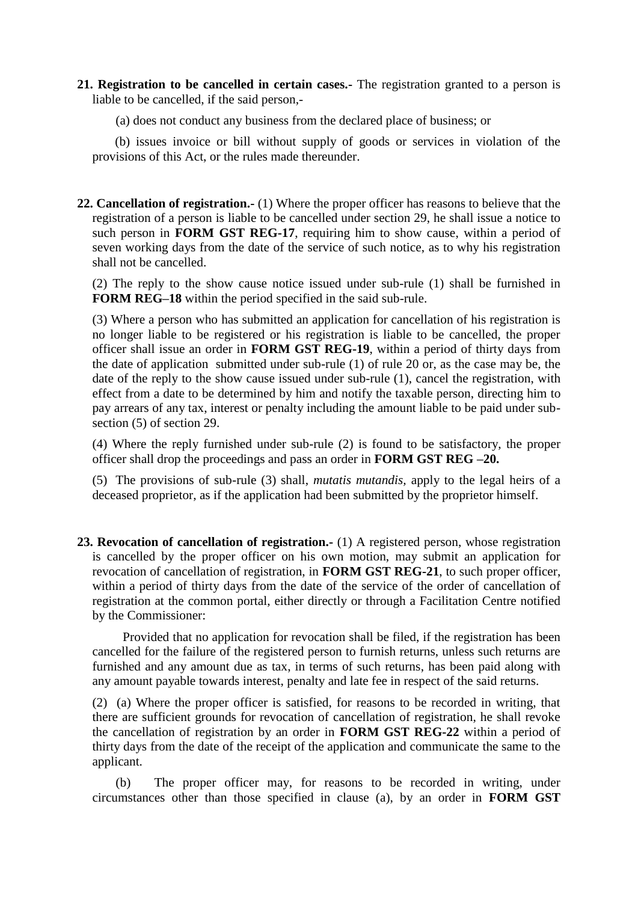**21. Registration to be cancelled in certain cases.-** The registration granted to a person is liable to be cancelled, if the said person,-

(a) does not conduct any business from the declared place of business; or

(b) issues invoice or bill without supply of goods or services in violation of the provisions of this Act, or the rules made thereunder.

**22. Cancellation of registration.-** (1) Where the proper officer has reasons to believe that the registration of a person is liable to be cancelled under section 29, he shall issue a notice to such person in **FORM GST REG-17**, requiring him to show cause, within a period of seven working days from the date of the service of such notice, as to why his registration shall not be cancelled.

(2) The reply to the show cause notice issued under sub-rule (1) shall be furnished in **FORM REG–18** within the period specified in the said sub-rule.

(3) Where a person who has submitted an application for cancellation of his registration is no longer liable to be registered or his registration is liable to be cancelled, the proper officer shall issue an order in **FORM GST REG-19**, within a period of thirty days from the date of application submitted under sub-rule (1) of rule 20 or, as the case may be, the date of the reply to the show cause issued under sub-rule (1), cancel the registration, with effect from a date to be determined by him and notify the taxable person, directing him to pay arrears of any tax, interest or penalty including the amount liable to be paid under sub-section (5) of section 29.

(4) Where the reply furnished under sub-rule (2) is found to be satisfactory, the proper officer shall drop the proceedings and pass an order in **FORM GST REG –20.**

(5) The provisions of sub-rule (3) shall, *mutatis mutandis,* apply to the legal heirs of a deceased proprietor, as if the application had been submitted by the proprietor himself.

**23. Revocation of cancellation of registration.-** (1) A registered person, whose registration is cancelled by the proper officer on his own motion, may submit an application for revocation of cancellation of registration, in **FORM GST REG-21**, to such proper officer, within a period of thirty days from the date of the service of the order of cancellation of registration at the common portal, either directly or through a Facilitation Centre notified by the Commissioner:

Provided that no application for revocation shall be filed, if the registration has been cancelled for the failure of the registered person to furnish returns, unless such returns are furnished and any amount due as tax, in terms of such returns, has been paid along with any amount payable towards interest, penalty and late fee in respect of the said returns.

(2) (a) Where the proper officer is satisfied, for reasons to be recorded in writing, that there are sufficient grounds for revocation of cancellation of registration, he shall revoke the cancellation of registration by an order in **FORM GST REG-22** within a period of thirty days from the date of the receipt of the application and communicate the same to the applicant.

(b) The proper officer may, for reasons to be recorded in writing, under circumstances other than those specified in clause (a), by an order in **FORM GST**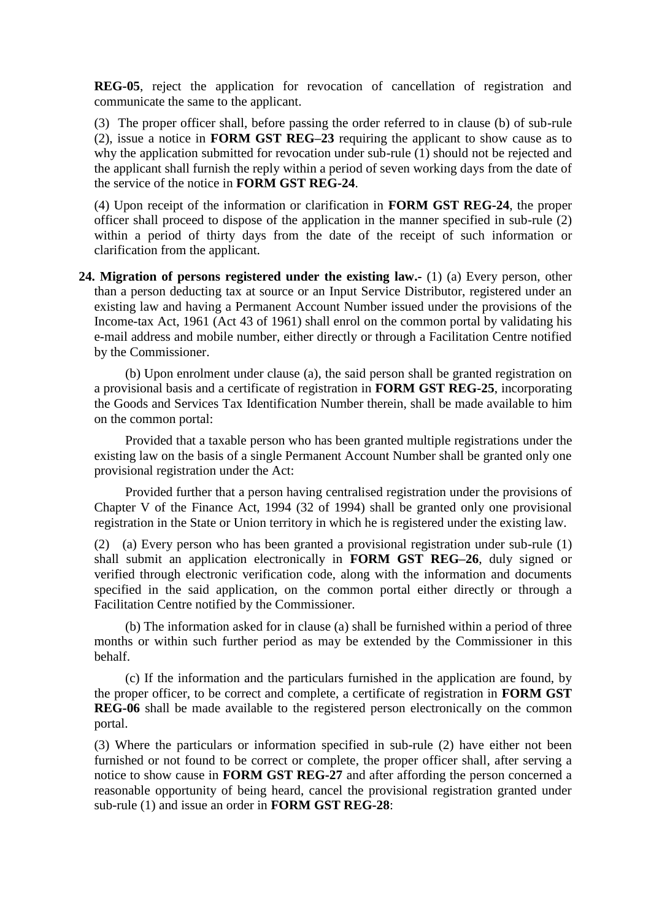**REG-05**, reject the application for revocation of cancellation of registration and communicate the same to the applicant.

(3) The proper officer shall, before passing the order referred to in clause (b) of sub-rule (2), issue a notice in **FORM GST REG–23** requiring the applicant to show cause as to why the application submitted for revocation under sub-rule (1) should not be rejected and the applicant shall furnish the reply within a period of seven working days from the date of the service of the notice in **FORM GST REG-24**.

(4) Upon receipt of the information or clarification in **FORM GST REG-24**, the proper officer shall proceed to dispose of the application in the manner specified in sub-rule (2) within a period of thirty days from the date of the receipt of such information or clarification from the applicant.

**24. Migration of persons registered under the existing law.-** (1) (a) Every person, other than a person deducting tax at source or an Input Service Distributor, registered under an existing law and having a Permanent Account Number issued under the provisions of the Income-tax Act, 1961 (Act 43 of 1961) shall enrol on the common portal by validating his e-mail address and mobile number, either directly or through a Facilitation Centre notified by the Commissioner.

(b) Upon enrolment under clause (a), the said person shall be granted registration on a provisional basis and a certificate of registration in **FORM GST REG-25**, incorporating the Goods and Services Tax Identification Number therein, shall be made available to him on the common portal:

Provided that a taxable person who has been granted multiple registrations under the existing law on the basis of a single Permanent Account Number shall be granted only one provisional registration under the Act:

Provided further that a person having centralised registration under the provisions of Chapter V of the Finance Act, 1994 (32 of 1994) shall be granted only one provisional registration in the State or Union territory in which he is registered under the existing law.

(2) (a) Every person who has been granted a provisional registration under sub-rule (1) shall submit an application electronically in **FORM GST REG–26**, duly signed or verified through electronic verification code, along with the information and documents specified in the said application, on the common portal either directly or through a Facilitation Centre notified by the Commissioner.

(b) The information asked for in clause (a) shall be furnished within a period of three months or within such further period as may be extended by the Commissioner in this behalf.

(c) If the information and the particulars furnished in the application are found, by the proper officer, to be correct and complete, a certificate of registration in **FORM GST REG-06** shall be made available to the registered person electronically on the common portal.

(3) Where the particulars or information specified in sub-rule (2) have either not been furnished or not found to be correct or complete, the proper officer shall, after serving a notice to show cause in **FORM GST REG-27** and after affording the person concerned a reasonable opportunity of being heard, cancel the provisional registration granted under sub-rule (1) and issue an order in **FORM GST REG-28**: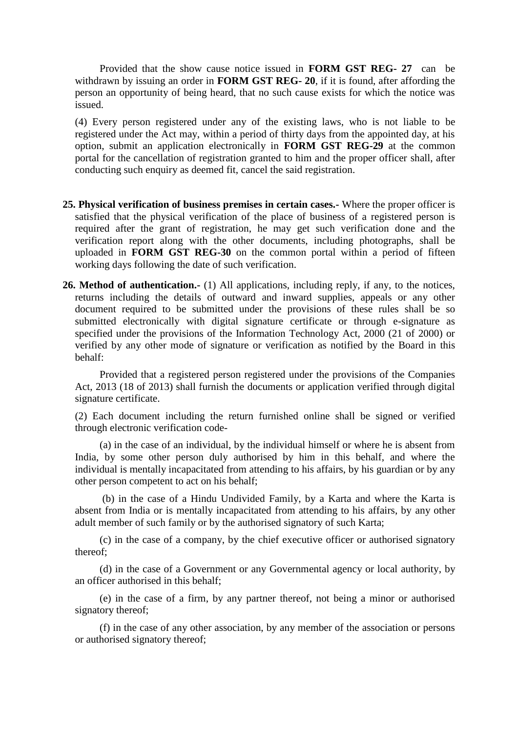Provided that the show cause notice issued in **FORM GST REG- 27** can be withdrawn by issuing an order in **FORM GST REG- 20**, if it is found, after affording the person an opportunity of being heard, that no such cause exists for which the notice was issued.

(4) Every person registered under any of the existing laws, who is not liable to be registered under the Act may, within a period of thirty days from the appointed day, at his option, submit an application electronically in **FORM GST REG-29** at the common portal for the cancellation of registration granted to him and the proper officer shall, after conducting such enquiry as deemed fit, cancel the said registration.

**25. Physical verification of business premises in certain cases.-** Where the proper officer is satisfied that the physical verification of the place of business of a registered person is required after the grant of registration, he may get such verification done and the verification report along with the other documents, including photographs, shall be uploaded in **FORM GST REG-30** on the common portal within a period of fifteen working days following the date of such verification.

**26. Method of authentication.-** (1) All applications, including reply, if any, to the notices, returns including the details of outward and inward supplies, appeals or any other document required to be submitted under the provisions of these rules shall be so submitted electronically with digital signature certificate or through e-signature as specified under the provisions of the Information Technology Act, 2000 (21 of 2000) or verified by any other mode of signature or verification as notified by the Board in this behalf:

Provided that a registered person registered under the provisions of the Companies Act, 2013 (18 of 2013) shall furnish the documents or application verified through digital signature certificate.

(2) Each document including the return furnished online shall be signed or verified through electronic verification code-

(a) in the case of an individual, by the individual himself or where he is absent from India, by some other person duly authorised by him in this behalf, and where the individual is mentally incapacitated from attending to his affairs, by his guardian or by any other person competent to act on his behalf;

(b) in the case of a Hindu Undivided Family, by a Karta and where the Karta is absent from India or is mentally incapacitated from attending to his affairs, by any other adult member of such family or by the authorised signatory of such Karta;

(c) in the case of a company, by the chief executive officer or authorised signatory thereof;

(d) in the case of a Government or any Governmental agency or local authority, by an officer authorised in this behalf;

(e) in the case of a firm, by any partner thereof, not being a minor or authorised signatory thereof;

(f) in the case of any other association, by any member of the association or persons or authorised signatory thereof;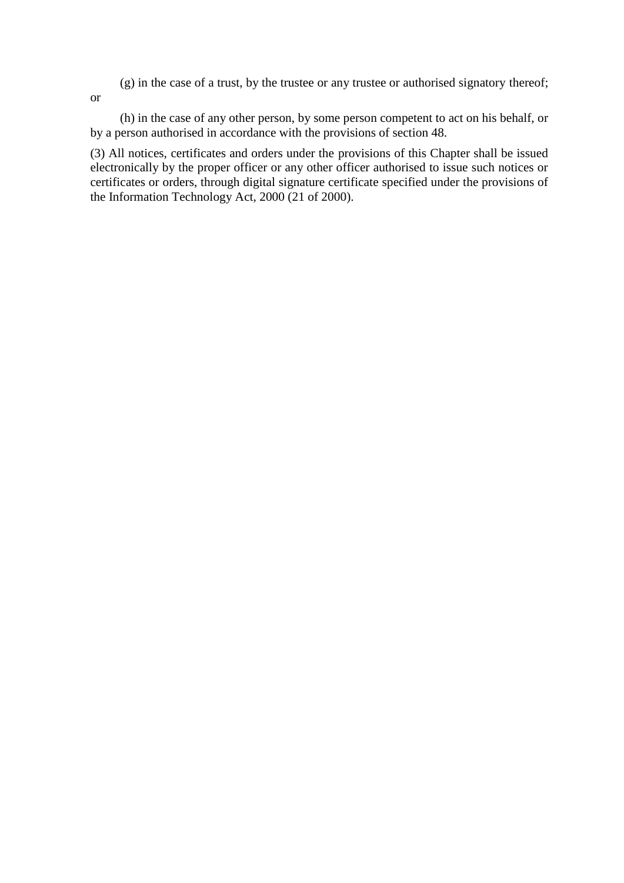(g) in the case of a trust, by the trustee or any trustee or authorised signatory thereof; or

(h) in the case of any other person, by some person competent to act on his behalf, or by a person authorised in accordance with the provisions of section 48.

(3) All notices, certificates and orders under the provisions of this Chapter shall be issued electronically by the proper officer or any other officer authorised to issue such notices or certificates or orders, through digital signature certificate specified under the provisions of the Information Technology Act, 2000 (21 of 2000).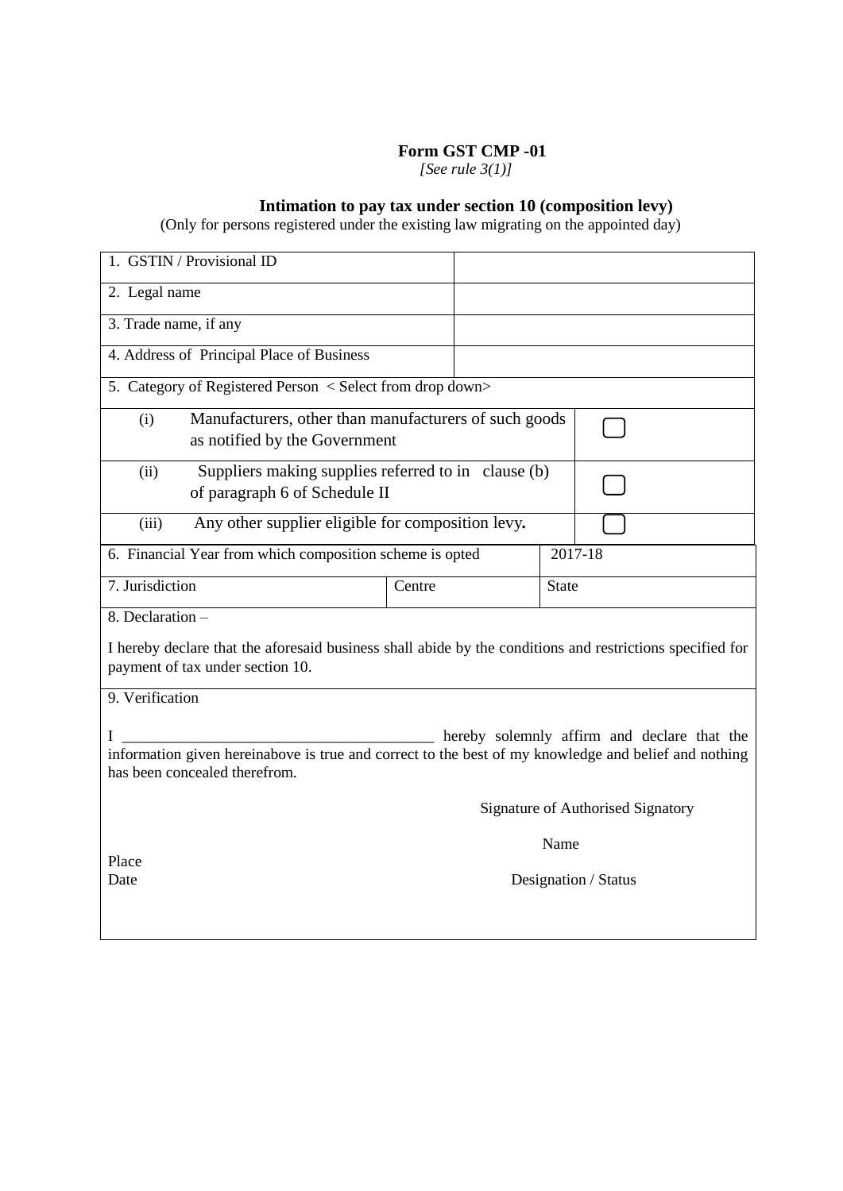**Form GST CMP -01**

*[See rule 3(1)]*

**Intimation to pay tax under section 10 (composition levy)**

(Only for persons registered under the existing law migrating on the appointed day)

| 1. GSTIN / Provisional ID | | |
|---|---|---|
| 2. Legal name | | |
| 3. Trade name, if any | | |
| 4. Address of Principal Place of Business | | |
| 5. Category of Registered Person < Select from drop down> | | |
| (i) Manufacturers, other than manufacturers of such goods as notified by the Government | | ☐ |
| (ii) Suppliers making supplies referred to in clause (b) of paragraph 6 of Schedule II | | ☐ |
| (iii) Any other supplier eligible for composition levy**.** | | ☐ |
| 6. Financial Year from which composition scheme is opted | | 2017-18 |
| 7. Jurisdiction | Centre | State |

8. Declaration –

I hereby declare that the aforesaid business shall abide by the conditions and restrictions specified for payment of tax under section 10.

9. Verification

I ________________________________________ hereby solemnly affirm and declare that the information given hereinabove is true and correct to the best of my knowledge and belief and nothing has been concealed therefrom.

Signature of Authorised Signatory

Name

Place

Date

Designation / Status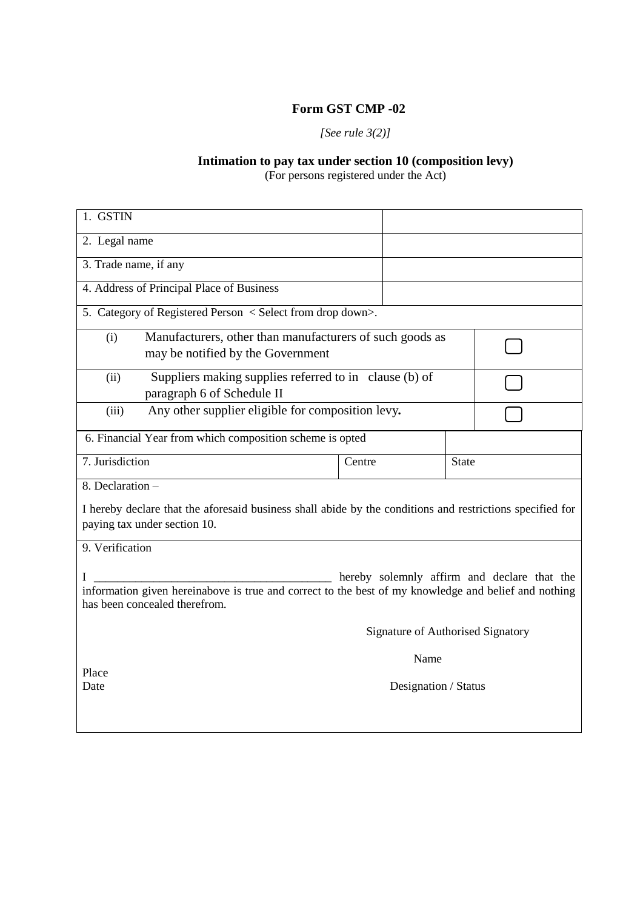**Form GST CMP -02**

*[See rule 3(2)]*

**Intimation to pay tax under section 10 (composition levy)**

(For persons registered under the Act)

| | | | |
|---|---|---|---|
| 1. GSTIN | | | |
| 2. Legal name | | | |
| 3. Trade name, if any | | | |
| 4. Address of Principal Place of Business | | | |
| 5. Category of Registered Person < Select from drop down>. | | | |
| (i) Manufacturers, other than manufacturers of such goods as may be notified by the Government | | | ☐ |
| (ii) Suppliers making supplies referred to in clause (b) of paragraph 6 of Schedule II | | | ☐ |
| (iii) Any other supplier eligible for composition levy**.** | | | ☐ |
| 6. Financial Year from which composition scheme is opted | | | |
| 7. Jurisdiction | Centre | State | |

8. Declaration –

I hereby declare that the aforesaid business shall abide by the conditions and restrictions specified for paying tax under section 10.

9. Verification

I ________________________________________ hereby solemnly affirm and declare that the information given hereinabove is true and correct to the best of my knowledge and belief and nothing has been concealed therefrom.

Signature of Authorised Signatory

Name

Place

Date

Designation / Status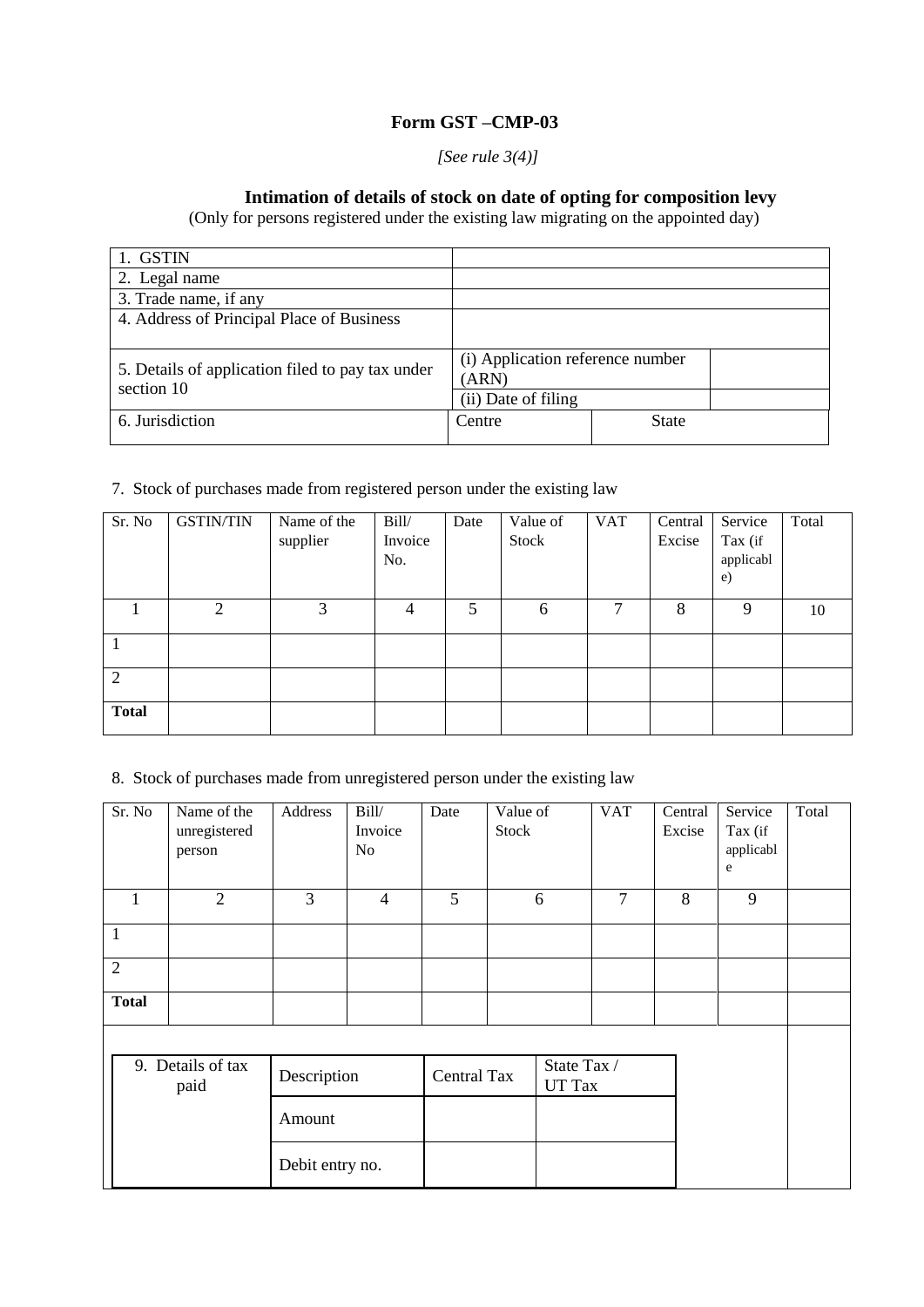# Form GST –CMP-03

*[See rule 3(4)]*

**Intimation of details of stock on date of opting for composition levy**

(Only for persons registered under the existing law migrating on the appointed day)

| | | |
|---|---|---|
| 1. GSTIN | | |
| 2. Legal name | | |
| 3. Trade name, if any | | |
| 4. Address of Principal Place of Business | | |
| 5. Details of application filed to pay tax under section 10 | (i) Application reference number (ARN) | |
| | (ii) Date of filing | |
| 6. Jurisdiction | Centre | State |

7. Stock of purchases made from registered person under the existing law

| Sr. No | GSTIN/TIN | Name of the supplier | Bill/ Invoice No. | Date | Value of Stock | VAT | Central Excise | Service Tax (if applicable) | Total |
|---|---|---|---|---|---|---|---|---|---|
| 1 | 2 | 3 | 4 | 5 | 6 | 7 | 8 | 9 | 10 |
| 1 | | | | | | | | | |
| 2 | | | | | | | | | |
| **Total** | | | | | | | | | |

8. Stock of purchases made from unregistered person under the existing law

| Sr. No | Name of the unregistered person | Address | Bill/ Invoice No | Date | Value of Stock | VAT | Central Excise | Service Tax (if applicable | Total |
|---|---|---|---|---|---|---|---|---|---|
| 1 | 2 | 3 | 4 | 5 | 6 | 7 | 8 | 9 | |
| 1 | | | | | | | | | |
| 2 | | | | | | | | | |
| **Total** | | | | | | | | | |

| 9. Details of tax paid | Description | Central Tax | State Tax / UT Tax |
|---|---|---|---|
| | Amount | | |
| | Debit entry no. | | |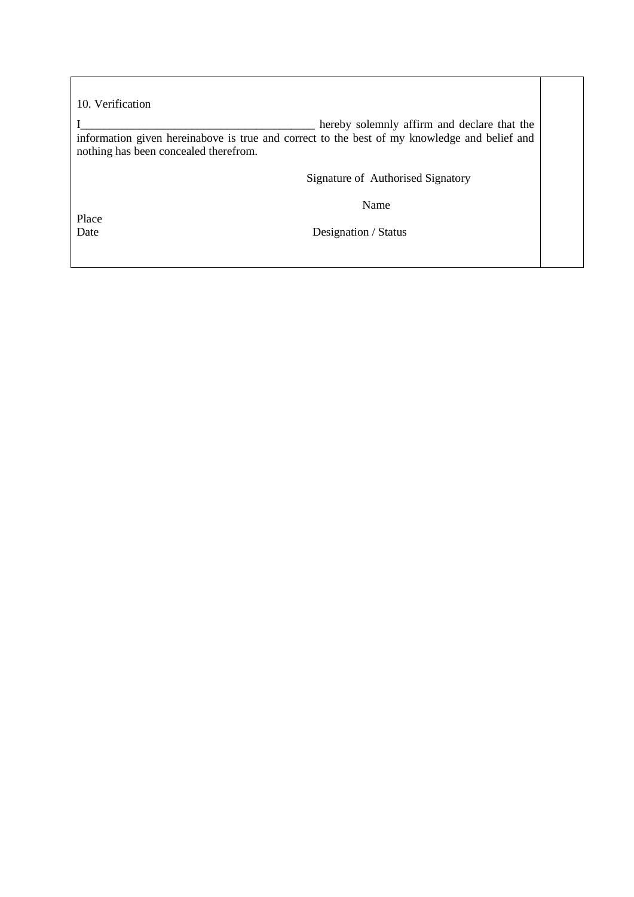10. Verification

I_________________________________________ hereby solemnly affirm and declare that the information given hereinabove is true and correct to the best of my knowledge and belief and nothing has been concealed therefrom.

Signature of Authorised Signatory

Name

Place

Date

Designation / Status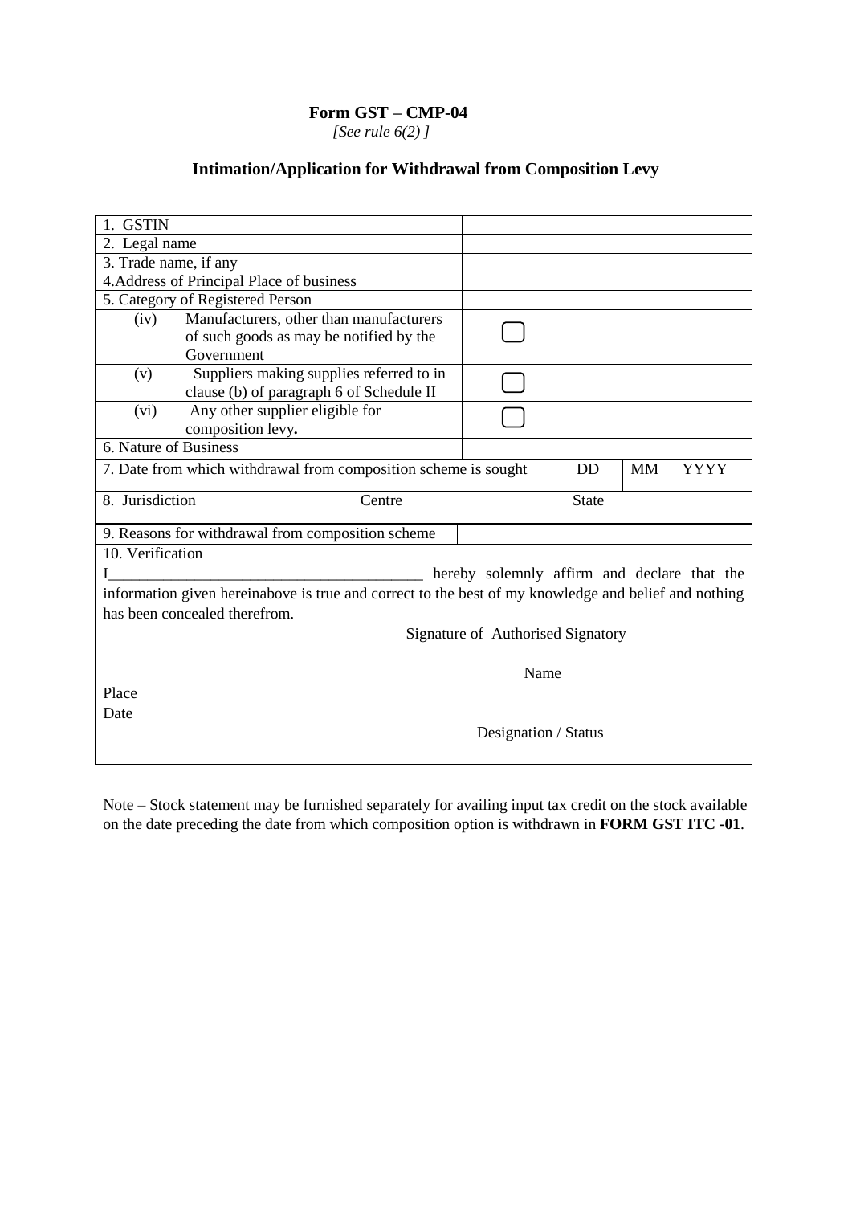**Form GST – CMP-04**

*[See rule 6(2) ]*

**Intimation/Application for Withdrawal from Composition Levy**

| | | | | | |
|---|---|---|---|---|---|
| 1. GSTIN | | | | | |
| 2. Legal name | | | | | |
| 3. Trade name, if any | | | | | |
| 4.Address of Principal Place of business | | | | | |
| 5. Category of Registered Person | | | | | |
| (iv) Manufacturers, other than manufacturers of such goods as may be notified by the Government | | ☐ | | | |
| (v) Suppliers making supplies referred to in clause (b) of paragraph 6 of Schedule II | | ☐ | | | |
| (vi) Any other supplier eligible for composition levy**.** | | ☐ | | | |
| 6. Nature of Business | | | | | |
| 7. Date from which withdrawal from composition scheme is sought | | | DD | MM | YYYY |
| 8. Jurisdiction | Centre | | State | | |
| 9. Reasons for withdrawal from composition scheme | | | | | |

10. Verification

I_________________________________________ hereby solemnly affirm and declare that the information given hereinabove is true and correct to the best of my knowledge and belief and nothing has been concealed therefrom.

Signature of Authorised Signatory

Name

Place

Date

Designation / Status

Note – Stock statement may be furnished separately for availing input tax credit on the stock available on the date preceding the date from which composition option is withdrawn in **FORM GST ITC -01**.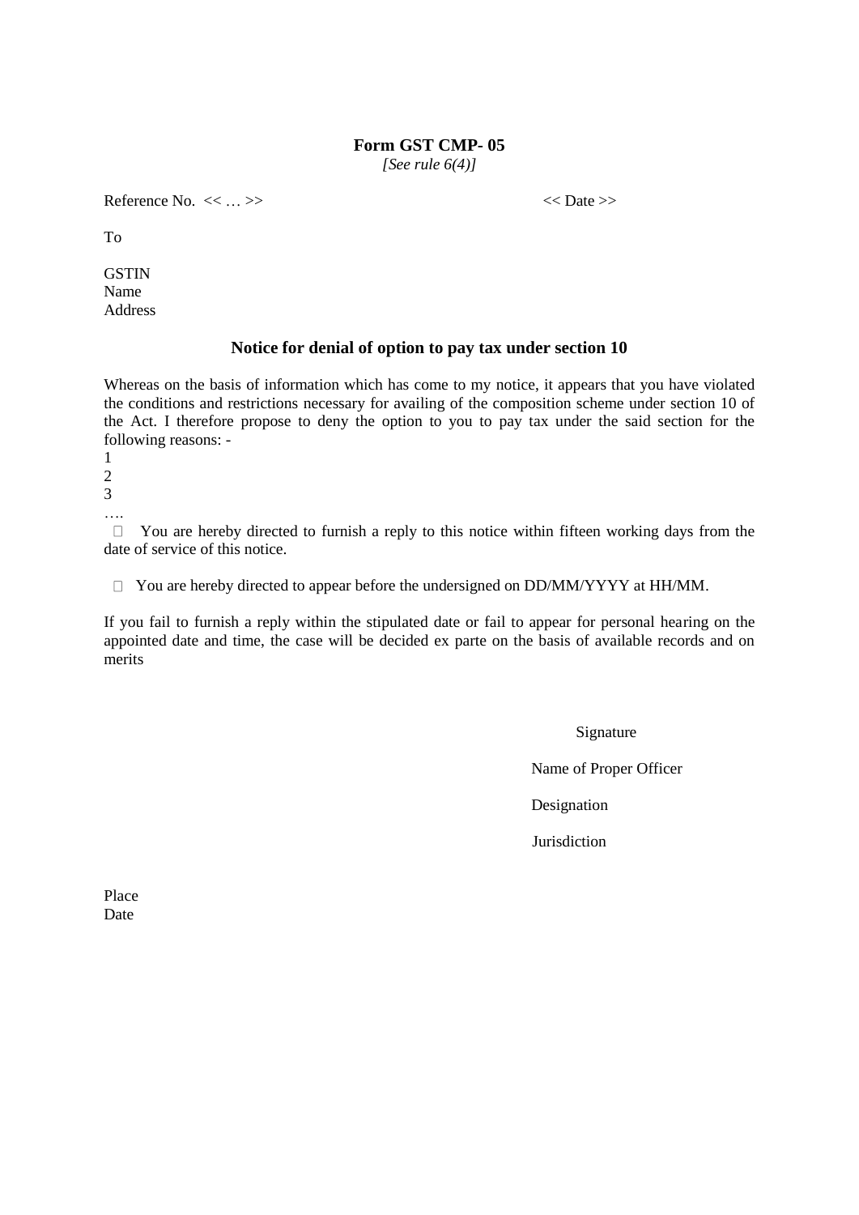**Form GST CMP- 05**

*[See rule 6(4)]*

Reference No. << … >>                                                                                    << Date >>

To

GSTIN
Name
Address

**Notice for denial of option to pay tax under section 10**

Whereas on the basis of information which has come to my notice, it appears that you have violated the conditions and restrictions necessary for availing of the composition scheme under section 10 of the Act. I therefore propose to deny the option to you to pay tax under the said section for the following reasons: -

1
2
3
….

-  You are hereby directed to furnish a reply to this notice within fifteen working days from the date of service of this notice.

-  You are hereby directed to appear before the undersigned on DD/MM/YYYY at HH/MM.

If you fail to furnish a reply within the stipulated date or fail to appear for personal hearing on the appointed date and time, the case will be decided ex parte on the basis of available records and on merits

Signature

Name of Proper Officer

Designation

Jurisdiction

Place
Date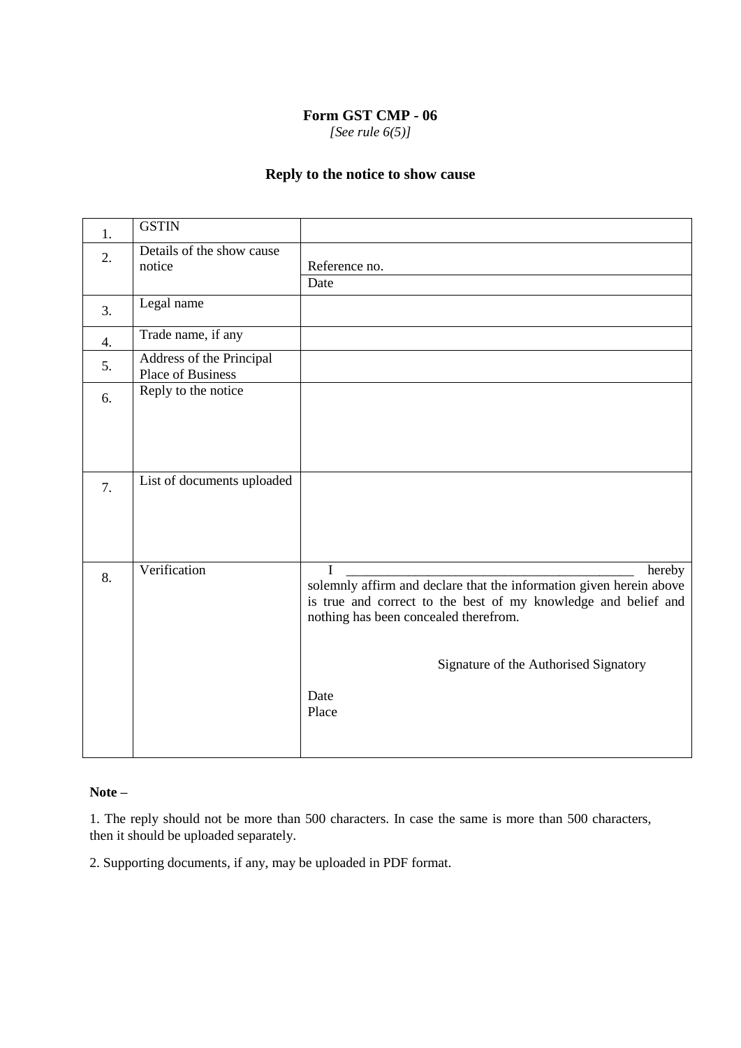**Form GST CMP - 06**

*[See rule 6(5)]*

## Reply to the notice to show cause

| | | |
|---|---|---|
| 1. | GSTIN | |
| 2. | Details of the show cause notice | Reference no. |
| | | Date |
| 3. | Legal name | |
| 4. | Trade name, if any | |
| 5. | Address of the Principal Place of Business | |
| 6. | Reply to the notice | |
| 7. | List of documents uploaded | |
| 8. | Verification | I ___________________________________________ hereby solemnly affirm and declare that the information given herein above is true and correct to the best of my knowledge and belief and nothing has been concealed therefrom.<br><br>Signature of the Authorised Signatory<br><br>Date<br>Place |

**Note –**

1. The reply should not be more than 500 characters. In case the same is more than 500 characters, then it should be uploaded separately.

2. Supporting documents, if any, may be uploaded in PDF format.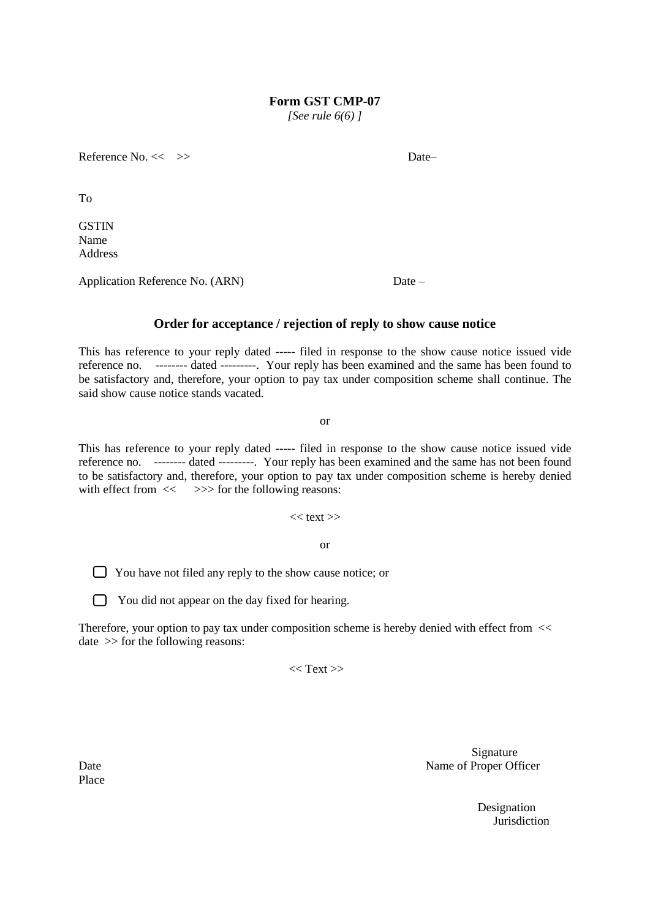# Form GST CMP-07

*[See rule 6(6) ]*

Reference No. << >> Date–

To

GSTIN
Name
Address

Application Reference No. (ARN) Date –

## Order for acceptance / rejection of reply to show cause notice

This has reference to your reply dated ----- filed in response to the show cause notice issued vide reference no. -------- dated ---------. Your reply has been examined and the same has been found to be satisfactory and, therefore, your option to pay tax under composition scheme shall continue. The said show cause notice stands vacated.

or

This has reference to your reply dated ----- filed in response to the show cause notice issued vide reference no. -------- dated ---------. Your reply has been examined and the same has not been found to be satisfactory and, therefore, your option to pay tax under composition scheme is hereby denied with effect from << >>> for the following reasons:

<< text >>

or

- ☐ You have not filed any reply to the show cause notice; or
- ☐ You did not appear on the day fixed for hearing.

Therefore, your option to pay tax under composition scheme is hereby denied with effect from << date >> for the following reasons:

<< Text >>

Signature
Name of Proper Officer

Date
Place

Designation
Jurisdiction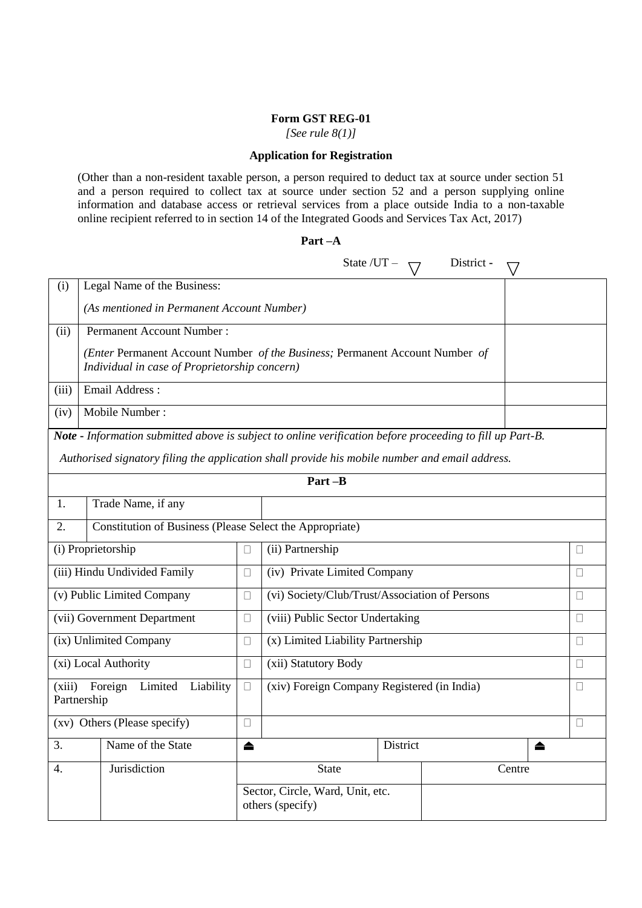**Form GST REG-01**

*[See rule 8(1)]*

**Application for Registration**

(Other than a non-resident taxable person, a person required to deduct tax at source under section 51 and a person required to collect tax at source under section 52 and a person supplying online information and database access or retrieval services from a place outside India to a non-taxable online recipient referred to in section 14 of the Integrated Goods and Services Tax Act, 2017)

**Part –A**

State /UT – ▽ District - ▽

| | | |
|---|---|---|
| (i) | Legal Name of the Business:<br>*(As mentioned in Permanent Account Number)* | |
| (ii) | Permanent Account Number :<br>*(Enter* Permanent Account Number *of the Business;* Permanent Account Number *of Individual in case of Proprietorship concern)* | |
| (iii) | Email Address : | |
| (iv) | Mobile Number : | |

***Note** - Information submitted above is subject to online verification before proceeding to fill up Part-B.*

*Authorised signatory filing the application shall provide his mobile number and email address.*

**Part –B**

| | | | | |
|---|---|---|---|---|
| 1. | Trade Name, if any | | | |
| 2. | Constitution of Business (Please Select the Appropriate) | | | |
| (i) Proprietorship | | ☐ | (ii) Partnership | ☐ |
| (iii) Hindu Undivided Family | | ☐ | (iv) Private Limited Company | ☐ |
| (v) Public Limited Company | | ☐ | (vi) Society/Club/Trust/Association of Persons | ☐ |
| (vii) Government Department | | ☐ | (viii) Public Sector Undertaking | ☐ |
| (ix) Unlimited Company | | ☐ | (x) Limited Liability Partnership | ☐ |
| (xi) Local Authority | | ☐ | (xii) Statutory Body | ☐ |
| (xiii) Foreign Limited Liability Partnership | | ☐ | (xiv) Foreign Company Registered (in India) | ☐ |
| (xv) Others (Please specify) | | ☐ | | ☐ |

| | | | | | |
|---|---|---|---|---|---|
| 3. | Name of the State | ⏏ | | District | ⏏ |
| 4. | Jurisdiction | State | | Centre | |
| | | Sector, Circle, Ward, Unit, etc. others (specify) | | | |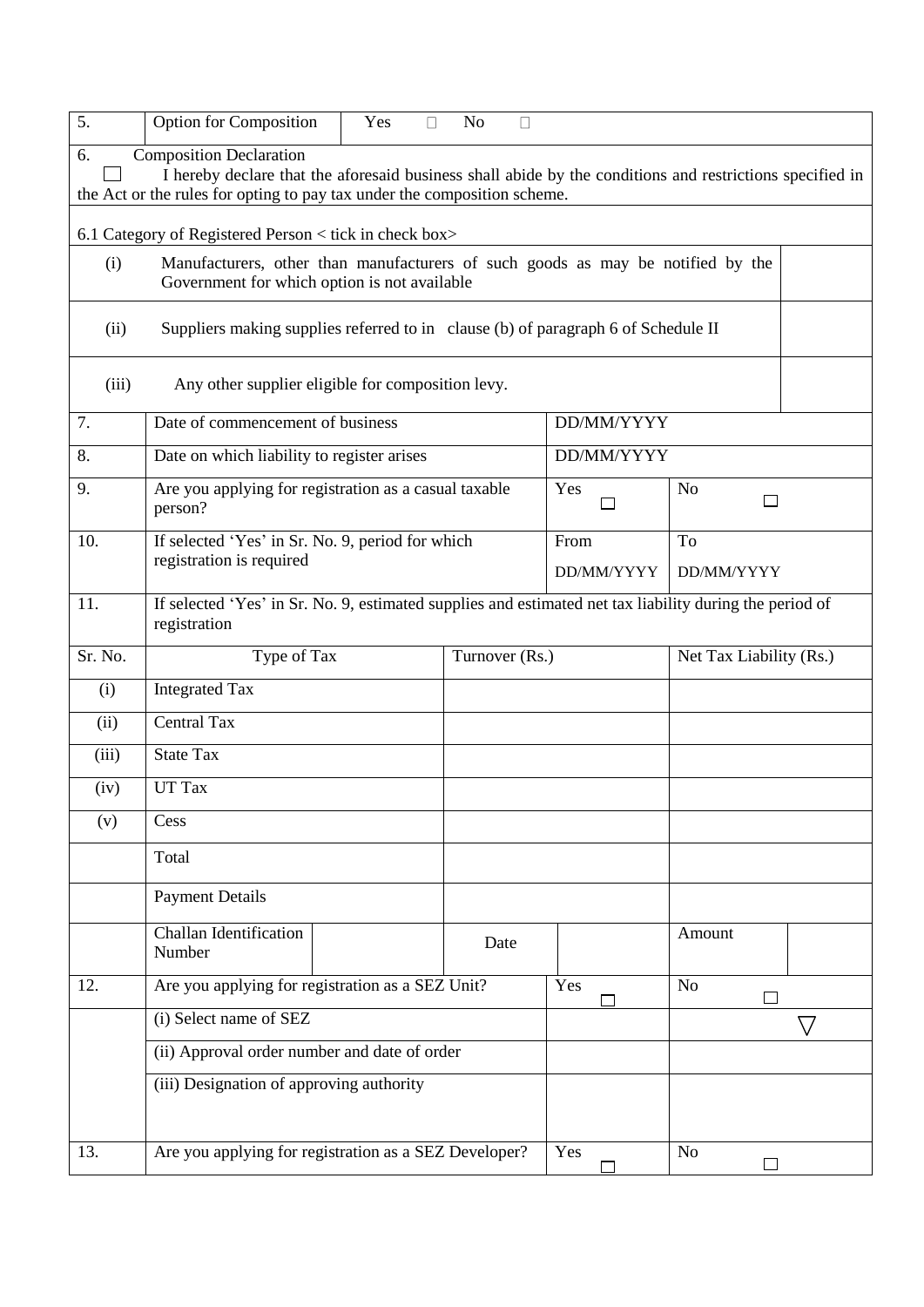| 5. | Option for Composition | Yes ☐ No ☐ | | |
|---|---|---|---|---|
| 6. | Composition Declaration | | | |
| ☐ I hereby declare that the aforesaid business shall abide by the conditions and restrictions specified in the Act or the rules for opting to pay tax under the composition scheme. | | | | |
| 6.1 Category of Registered Person < tick in check box> | | | | |
| (i) | Manufacturers, other than manufacturers of such goods as may be notified by the Government for which option is not available | | | |
| (ii) | Suppliers making supplies referred to in clause (b) of paragraph 6 of Schedule II | | | |
| (iii) | Any other supplier eligible for composition levy. | | | |
| 7. | Date of commencement of business | | DD/MM/YYYY | |
| 8. | Date on which liability to register arises | | DD/MM/YYYY | |
| 9. | Are you applying for registration as a casual taxable person? | | Yes ☐ | No ☐ |
| 10. | If selected 'Yes' in Sr. No. 9, period for which registration is required | | From DD/MM/YYYY | To DD/MM/YYYY |
| 11. | If selected 'Yes' in Sr. No. 9, estimated supplies and estimated net tax liability during the period of registration | | | |

| Sr. No. | Type of Tax | | Turnover (Rs.) | | Net Tax Liability (Rs.) | |
|---|---|---|---|---|---|---|
| (i) | Integrated Tax | | | | | |
| (ii) | Central Tax | | | | | |
| (iii) | State Tax | | | | | |
| (iv) | UT Tax | | | | | |
| (v) | Cess | | | | | |
| | Total | | | | | |
| | Payment Details | | | | | |
| | Challan Identification Number | | Date | | Amount | |

| 12. | Are you applying for registration as a SEZ Unit? | Yes ☐ | No ☐ |
|---|---|---|---|
| | (i) Select name of SEZ | | ▽ |
| | (ii) Approval order number and date of order | | |
| | (iii) Designation of approving authority | | |
| 13. | Are you applying for registration as a SEZ Developer? | Yes ☐ | No ☐ |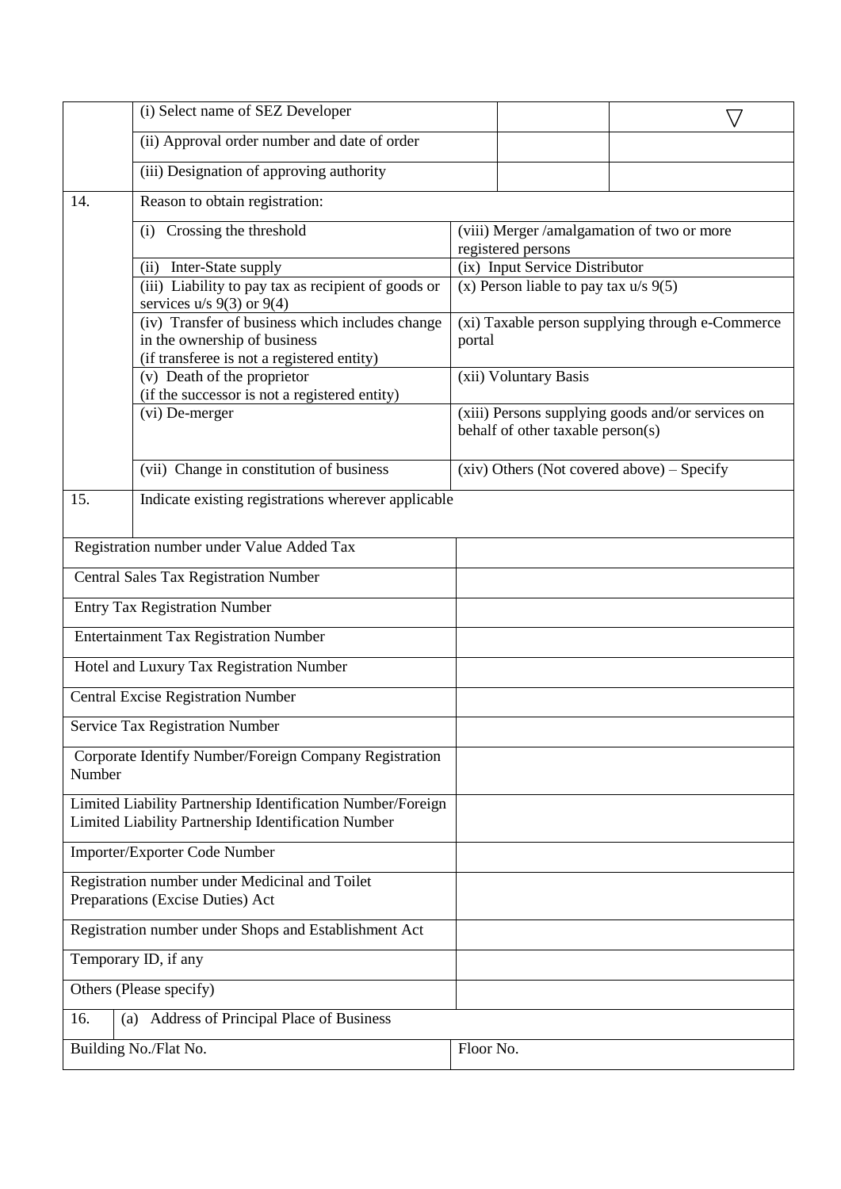| | | | | |
|---|---|---|---|---|
| | (i) Select name of SEZ Developer | | | ▽ |
| | (ii) Approval order number and date of order | | | |
| | (iii) Designation of approving authority | | | |

| | | |
|---|---|---|
| 14. | Reason to obtain registration: | |
| | (i) Crossing the threshold | (viii) Merger /amalgamation of two or more registered persons |
| | (ii) Inter-State supply | (ix) Input Service Distributor |
| | (iii) Liability to pay tax as recipient of goods or services u/s 9(3) or 9(4) | (x) Person liable to pay tax u/s 9(5) |
| | (iv) Transfer of business which includes change in the ownership of business (if transferee is not a registered entity) | (xi) Taxable person supplying through e-Commerce portal |
| | (v) Death of the proprietor (if the successor is not a registered entity) | (xii) Voluntary Basis |
| | (vi) De-merger | (xiii) Persons supplying goods and/or services on behalf of other taxable person(s) |
| | (vii) Change in constitution of business | (xiv) Others (Not covered above) – Specify |
| 15. | Indicate existing registrations wherever applicable | |

| | |
|---|---|
| Registration number under Value Added Tax | |
| Central Sales Tax Registration Number | |
| Entry Tax Registration Number | |
| Entertainment Tax Registration Number | |
| Hotel and Luxury Tax Registration Number | |
| Central Excise Registration Number | |
| Service Tax Registration Number | |
| Corporate Identify Number/Foreign Company Registration Number | |
| Limited Liability Partnership Identification Number/Foreign Limited Liability Partnership Identification Number | |
| Importer/Exporter Code Number | |
| Registration number under Medicinal and Toilet Preparations (Excise Duties) Act | |
| Registration number under Shops and Establishment Act | |
| Temporary ID, if any | |
| Others (Please specify) | |

| | |
|---|---|
| 16. (a) Address of Principal Place of Business | |
| Building No./Flat No. | Floor No. |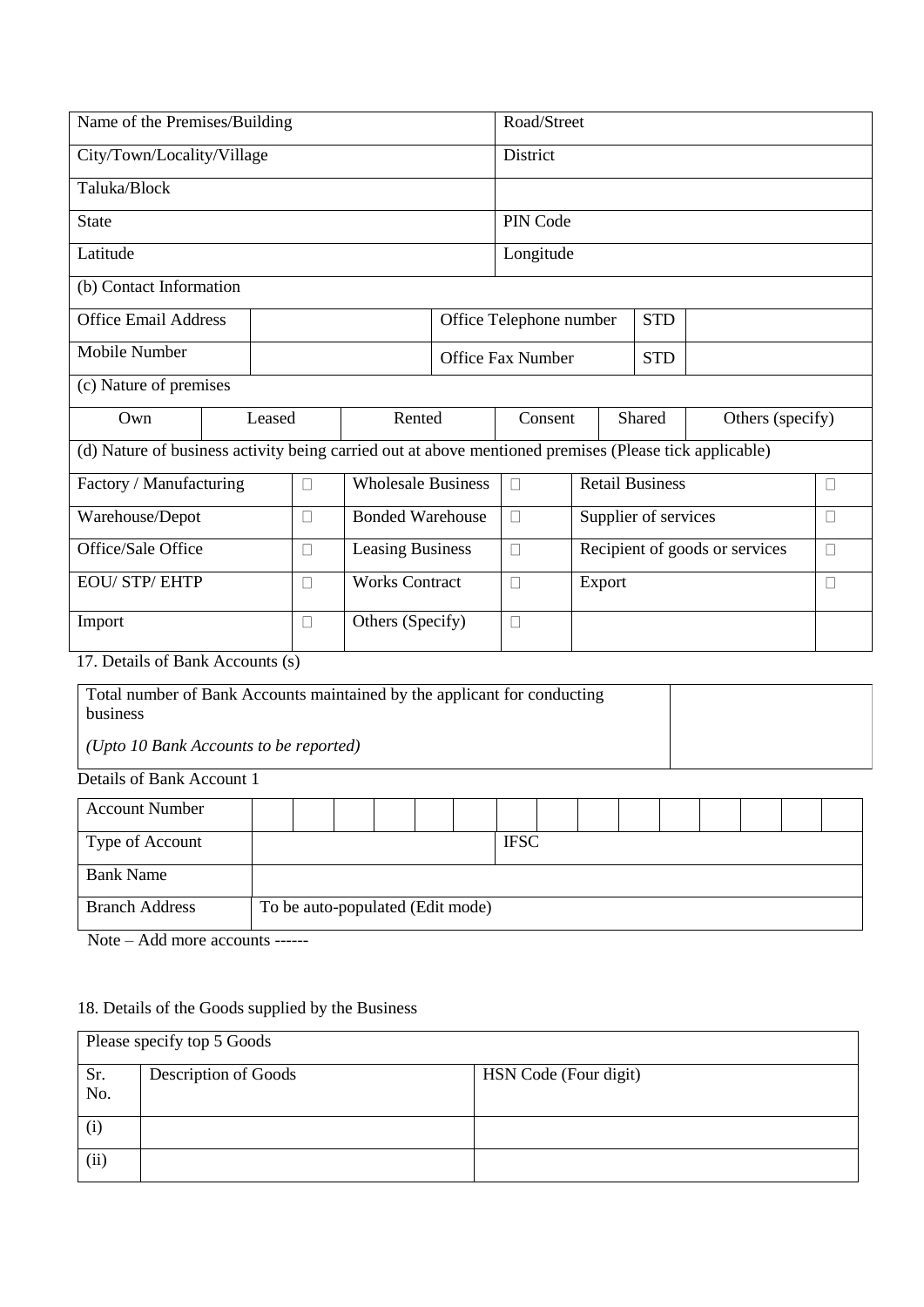| Name of the Premises/Building | | | | Road/Street | | |
|---|---|---|---|---|---|---|
| City/Town/Locality/Village | | | | District | | |
| Taluka/Block | | | | | | |
| State | | | | PIN Code | | |
| Latitude | | | | Longitude | | |
| (b) Contact Information | | | | | | |
| Office Email Address | | | Office Telephone number | | STD | |
| Mobile Number | | | Office Fax Number | | STD | |
| (c) Nature of premises | | | | | | |
| Own | Leased | Rented | | Consent | Shared | Others (specify) |

(d) Nature of business activity being carried out at above mentioned premises (Please tick applicable)

| Activity | | Activity | | Activity | |
|---|---|---|---|---|---|
| Factory / Manufacturing | ☐ | Wholesale Business | ☐ | Retail Business | ☐ |
| Warehouse/Depot | ☐ | Bonded Warehouse | ☐ | Supplier of services | ☐ |
| Office/Sale Office | ☐ | Leasing Business | ☐ | Recipient of goods or services | ☐ |
| EOU/ STP/ EHTP | ☐ | Works Contract | ☐ | Export | ☐ |
| Import | ☐ | Others (Specify) | ☐ | | |

17. Details of Bank Accounts (s)

| Total number of Bank Accounts maintained by the applicant for conducting business<br>*(Upto 10 Bank Accounts to be reported)* | |
|---|---|

Details of Bank Account 1

| Account Number | | | | | | | | | | | | | | | |
|---|---|---|---|---|---|---|---|---|---|---|---|---|---|---|---|
| Type of Account | | | | | | | IFSC | | | | | | | | |
| Bank Name | | | | | | | | | | | | | | | |
| Branch Address | To be auto-populated (Edit mode) | | | | | | | | | | | | | | |

Note – Add more accounts ------

18. Details of the Goods supplied by the Business

| Please specify top 5 Goods | | |
|---|---|---|
| Sr. No. | Description of Goods | HSN Code (Four digit) |
| (i) | | |
| (ii) | | |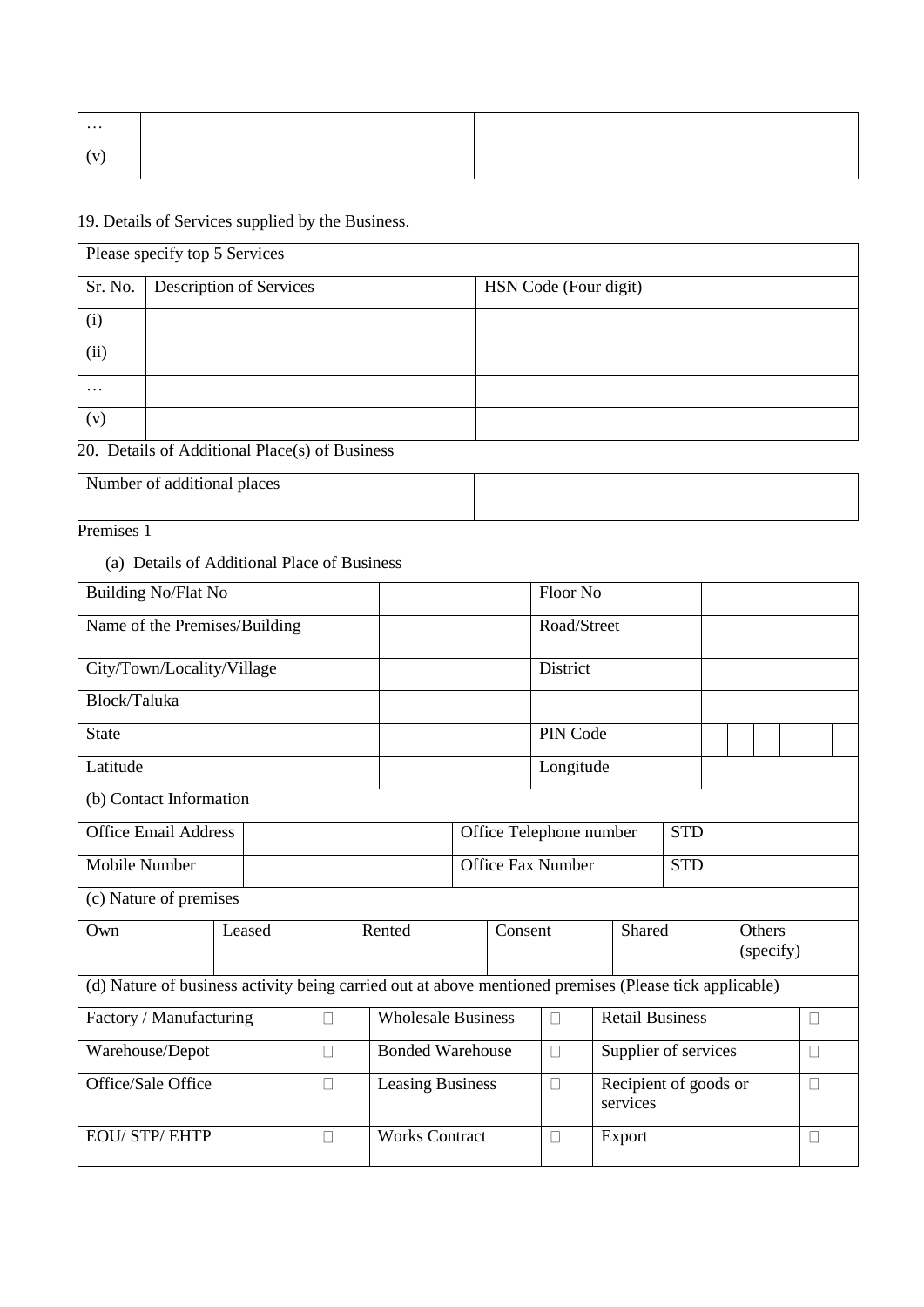| … | | |
|---|---|---|
| (v) | | |

19. Details of Services supplied by the Business.

| Please specify top 5 Services | | |
|---|---|---|
| Sr. No. | Description of Services | HSN Code (Four digit) |
| (i) | | |
| (ii) | | |
| … | | |
| (v) | | |

20. Details of Additional Place(s) of Business

| Number of additional places | |
|---|---|

Premises 1

(a) Details of Additional Place of Business

| Building No/Flat No | | Floor No | |
|---|---|---|---|
| Name of the Premises/Building | | Road/Street | |
| City/Town/Locality/Village | | District | |
| Block/Taluka | | | |
| State | | PIN Code | |
| Latitude | | Longitude | |

(b) Contact Information

| Office Email Address | | Office Telephone number | STD | |
|---|---|---|---|---|
| Mobile Number | | Office Fax Number | STD | |

(c) Nature of premises

| Own | Leased | Rented | Consent | Shared | Others (specify) |
|---|---|---|---|---|---|

(d) Nature of business activity being carried out at above mentioned premises (Please tick applicable)

| Factory / Manufacturing | ☐ | Wholesale Business | ☐ | Retail Business | ☐ |
|---|---|---|---|---|---|
| Warehouse/Depot | ☐ | Bonded Warehouse | ☐ | Supplier of services | ☐ |
| Office/Sale Office | ☐ | Leasing Business | ☐ | Recipient of goods or services | ☐ |
| EOU/ STP/ EHTP | ☐ | Works Contract | ☐ | Export | ☐ |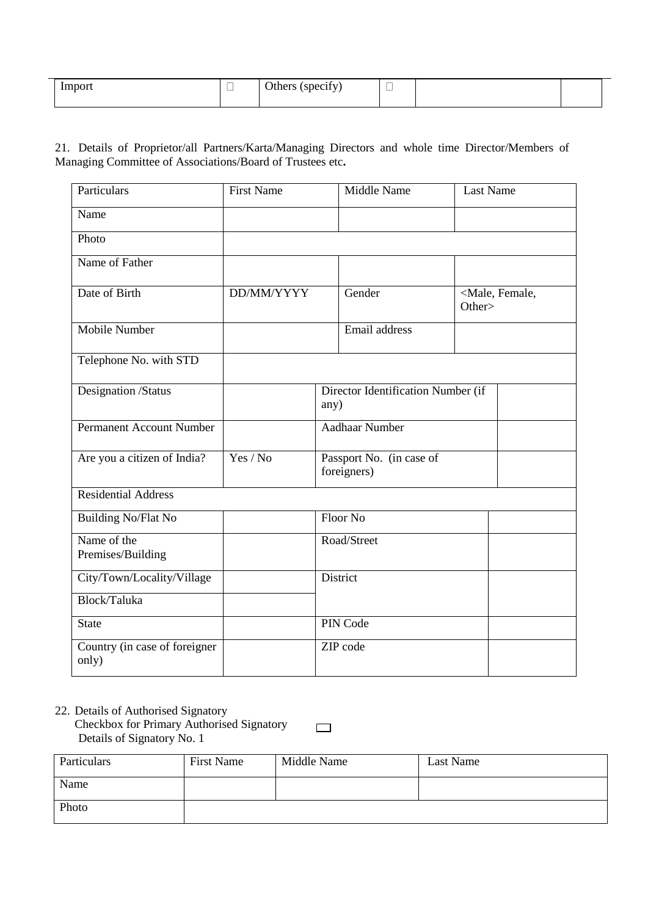| Import | ☐ | Others (specify) | ☐ | | |
|---|---|---|---|---|---|

21. Details of Proprietor/all Partners/Karta/Managing Directors and whole time Director/Members of Managing Committee of Associations/Board of Trustees etc**.**

| Particulars | First Name | | Middle Name | Last Name | |
|---|---|---|---|---|---|
| Name | | | | | |
| Photo | | | | | |
| Name of Father | | | | | |
| Date of Birth | DD/MM/YYYY | | Gender | <Male, Female, Other> | |
| Mobile Number | | | Email address | | |
| Telephone No. with STD | | | | | |
| Designation /Status | | Director Identification Number (if any) | | | |
| Permanent Account Number | | Aadhaar Number | | | |
| Are you a citizen of India? | Yes / No | Passport No. (in case of foreigners) | | | |
| Residential Address | | | | | |
| Building No/Flat No | | Floor No | | | |
| Name of the Premises/Building | | Road/Street | | | |
| City/Town/Locality/Village | | District | | | |
| Block/Taluka | | | | | |
| State | | PIN Code | | | |
| Country (in case of foreigner only) | | ZIP code | | | |

22. Details of Authorised Signatory
   Checkbox for Primary Authorised Signatory ☐
   Details of Signatory No. 1

| Particulars | First Name | Middle Name | Last Name |
|---|---|---|---|
| Name | | | |
| Photo | | | |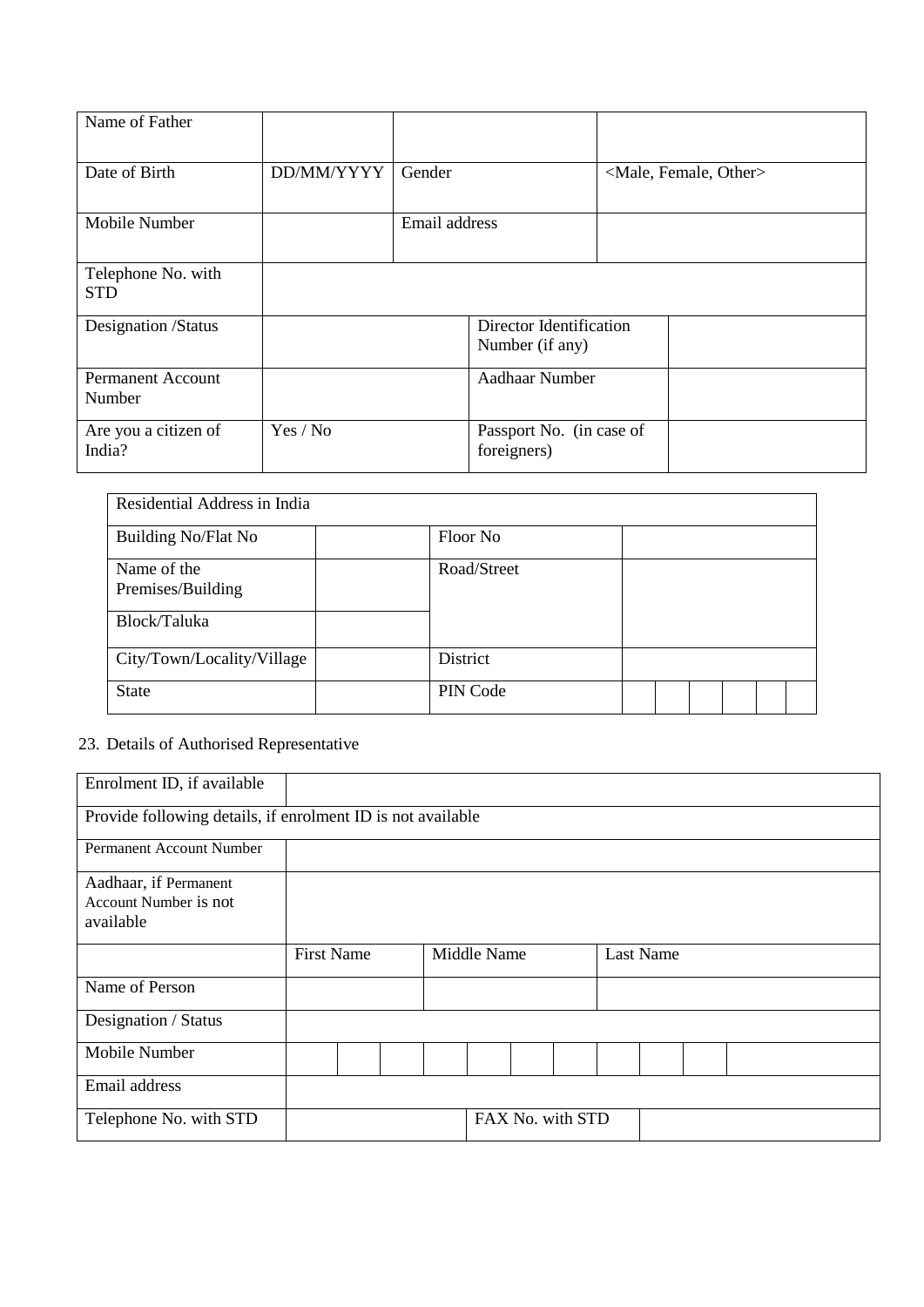| Name of Father | | | |
|---|---|---|---|
| Date of Birth | DD/MM/YYYY | Gender | <Male, Female, Other> |
| Mobile Number | | Email address | |
| Telephone No. with STD | | | |
| Designation /Status | | Director Identification Number (if any) | |
| Permanent Account Number | | Aadhaar Number | |
| Are you a citizen of India? | Yes / No | Passport No. (in case of foreigners) | |

| Residential Address in India | | | |
|---|---|---|---|
| Building No/Flat No | | Floor No | |
| Name of the Premises/Building | | Road/Street | |
| Block/Taluka | | | |
| City/Town/Locality/Village | | District | |
| State | | PIN Code | |

23. Details of Authorised Representative

| Enrolment ID, if available | | | |
|---|---|---|---|
| Provide following details, if enrolment ID is not available | | | |
| Permanent Account Number | | | |
| Aadhaar, if Permanent Account Number is not available | | | |
| | First Name | Middle Name | Last Name |
| Name of Person | | | |
| Designation / Status | | | |
| Mobile Number | | | |
| Email address | | | |
| Telephone No. with STD | | FAX No. with STD | |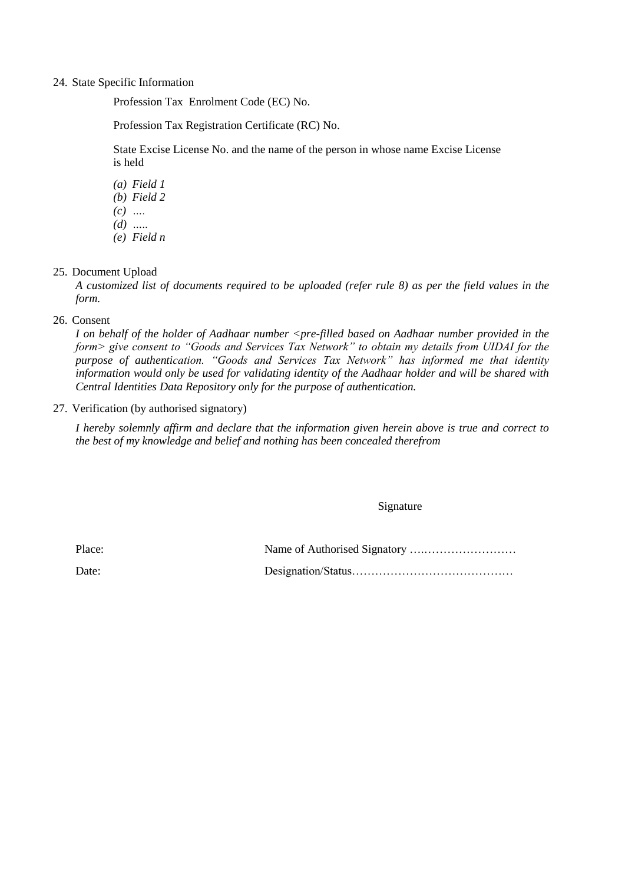24. State Specific Information

    Profession Tax Enrolment Code (EC) No.

    Profession Tax Registration Certificate (RC) No.

    State Excise License No. and the name of the person in whose name Excise License is held

    *(a) Field 1*
    *(b) Field 2*
    *(c) ….*
    *(d) …..*
    *(e) Field n*

25. Document Upload

    *A customized list of documents required to be uploaded (refer rule 8) as per the field values in the form.*

26. Consent

    *I on behalf of the holder of Aadhaar number <pre-filled based on Aadhaar number provided in the form> give consent to "Goods and Services Tax Network" to obtain my details from UIDAI for the purpose of authentication. "Goods and Services Tax Network" has informed me that identity information would only be used for validating identity of the Aadhaar holder and will be shared with Central Identities Data Repository only for the purpose of authentication.*

27. Verification (by authorised signatory)

    *I hereby solemnly affirm and declare that the information given herein above is true and correct to the best of my knowledge and belief and nothing has been concealed therefrom*

Signature

Place: Name of Authorised Signatory ….……………………

Date: Designation/Status……………………………………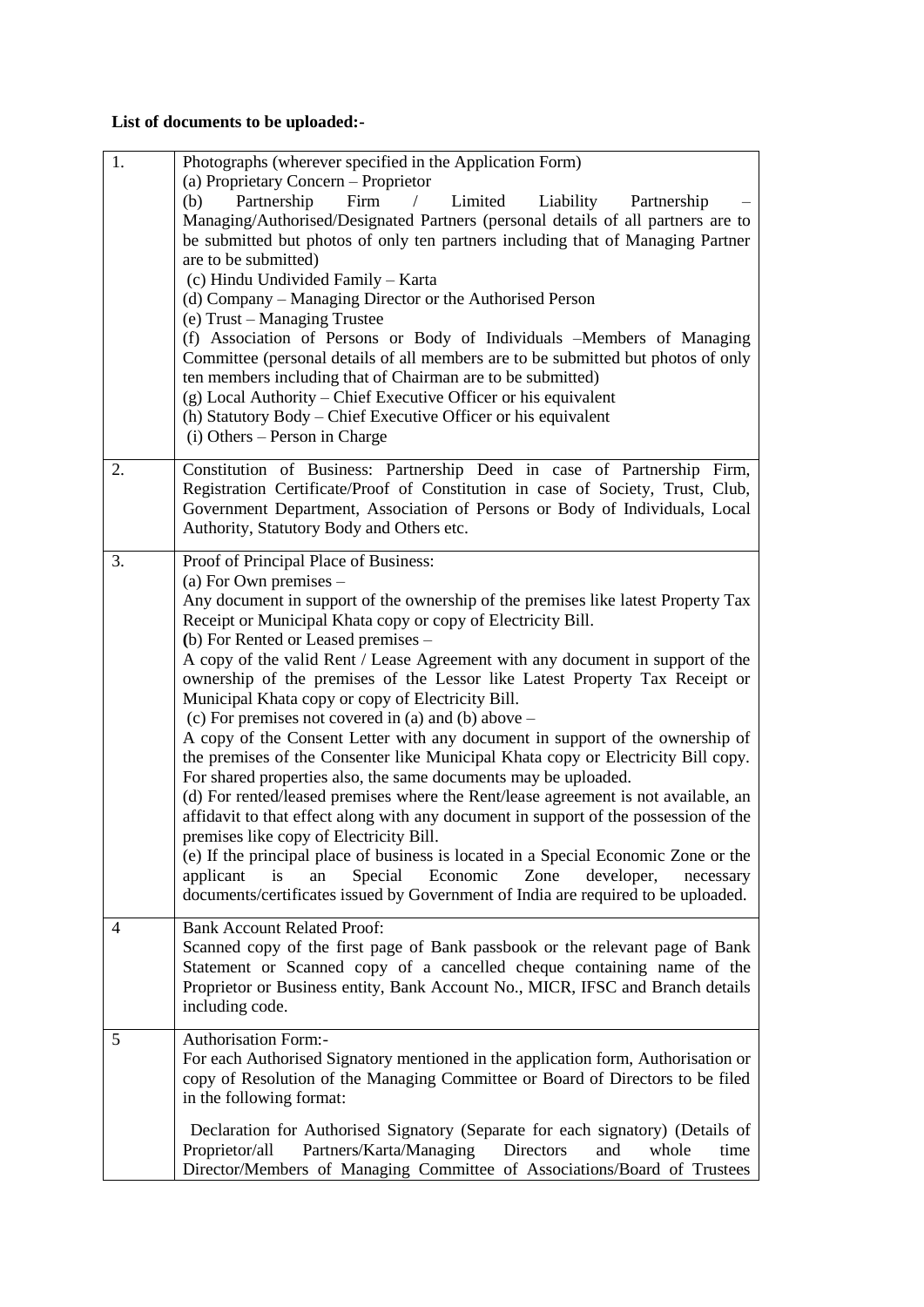**List of documents to be uploaded:-**

| | |
|---|---|
| 1. | Photographs (wherever specified in the Application Form)<br>(a) Proprietary Concern – Proprietor<br>(b) Partnership Firm / Limited Liability Partnership – Managing/Authorised/Designated Partners (personal details of all partners are to be submitted but photos of only ten partners including that of Managing Partner are to be submitted)<br>(c) Hindu Undivided Family – Karta<br>(d) Company – Managing Director or the Authorised Person<br>(e) Trust – Managing Trustee<br>(f) Association of Persons or Body of Individuals –Members of Managing Committee (personal details of all members are to be submitted but photos of only ten members including that of Chairman are to be submitted)<br>(g) Local Authority – Chief Executive Officer or his equivalent<br>(h) Statutory Body – Chief Executive Officer or his equivalent<br>(i) Others – Person in Charge |
| 2. | Constitution of Business: Partnership Deed in case of Partnership Firm, Registration Certificate/Proof of Constitution in case of Society, Trust, Club, Government Department, Association of Persons or Body of Individuals, Local Authority, Statutory Body and Others etc. |
| 3. | Proof of Principal Place of Business:<br>(a) For Own premises –<br>Any document in support of the ownership of the premises like latest Property Tax Receipt or Municipal Khata copy or copy of Electricity Bill.<br>(b) For Rented or Leased premises –<br>A copy of the valid Rent / Lease Agreement with any document in support of the ownership of the premises of the Lessor like Latest Property Tax Receipt or Municipal Khata copy or copy of Electricity Bill.<br>(c) For premises not covered in (a) and (b) above –<br>A copy of the Consent Letter with any document in support of the ownership of the premises of the Consenter like Municipal Khata copy or Electricity Bill copy. For shared properties also, the same documents may be uploaded.<br>(d) For rented/leased premises where the Rent/lease agreement is not available, an affidavit to that effect along with any document in support of the possession of the premises like copy of Electricity Bill.<br>(e) If the principal place of business is located in a Special Economic Zone or the applicant is an Special Economic Zone developer, necessary documents/certificates issued by Government of India are required to be uploaded. |
| 4 | Bank Account Related Proof:<br>Scanned copy of the first page of Bank passbook or the relevant page of Bank Statement or Scanned copy of a cancelled cheque containing name of the Proprietor or Business entity, Bank Account No., MICR, IFSC and Branch details including code. |
| 5 | Authorisation Form:-<br>For each Authorised Signatory mentioned in the application form, Authorisation or copy of Resolution of the Managing Committee or Board of Directors to be filed in the following format:<br><br>Declaration for Authorised Signatory (Separate for each signatory) (Details of Proprietor/all Partners/Karta/Managing Directors and whole time Director/Members of Managing Committee of Associations/Board of Trustees |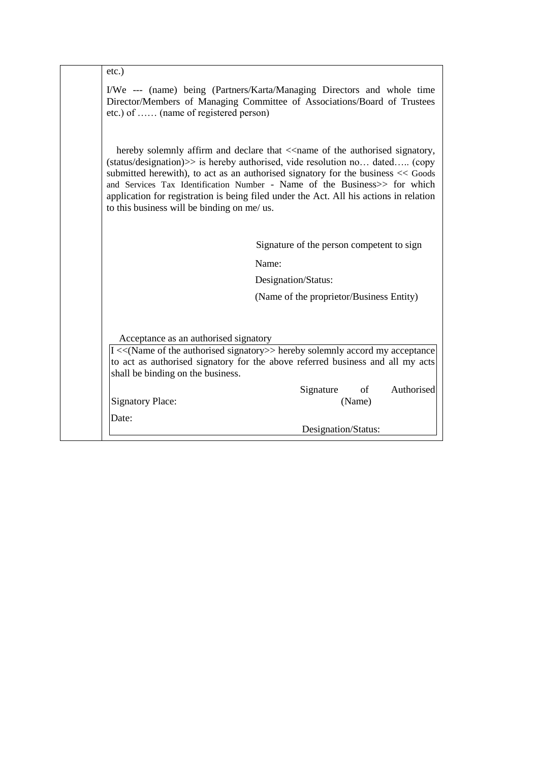etc.)

I/We --- (name) being (Partners/Karta/Managing Directors and whole time Director/Members of Managing Committee of Associations/Board of Trustees etc.) of …… (name of registered person)

hereby solemnly affirm and declare that <<name of the authorised signatory, (status/designation)>> is hereby authorised, vide resolution no… dated….. (copy submitted herewith), to act as an authorised signatory for the business << Goods and Services Tax Identification Number - Name of the Business>> for which application for registration is being filed under the Act. All his actions in relation to this business will be binding on me/ us.

Signature of the person competent to sign

Name:

Designation/Status:

(Name of the proprietor/Business Entity)

Acceptance as an authorised signatory

I <<(Name of the authorised signatory>> hereby solemnly accord my acceptance to act as authorised signatory for the above referred business and all my acts shall be binding on the business.

Signature of Authorised Signatory

(Name)

Place:

Date:

Designation/Status: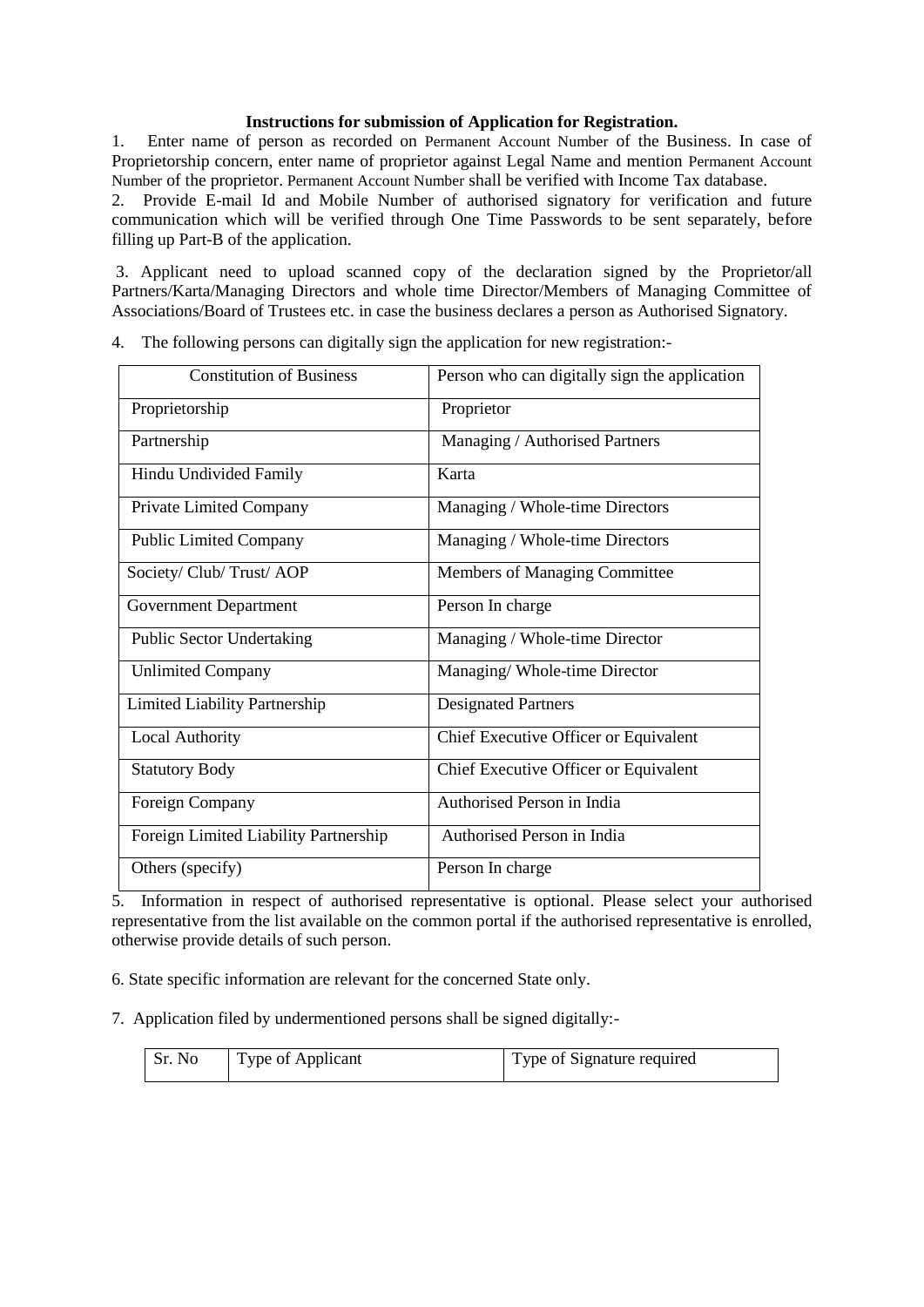**Instructions for submission of Application for Registration.**

1. Enter name of person as recorded on Permanent Account Number of the Business. In case of Proprietorship concern, enter name of proprietor against Legal Name and mention Permanent Account Number of the proprietor. Permanent Account Number shall be verified with Income Tax database.
2. Provide E-mail Id and Mobile Number of authorised signatory for verification and future communication which will be verified through One Time Passwords to be sent separately, before filling up Part-B of the application.
3. Applicant need to upload scanned copy of the declaration signed by the Proprietor/all Partners/Karta/Managing Directors and whole time Director/Members of Managing Committee of Associations/Board of Trustees etc. in case the business declares a person as Authorised Signatory.
4. The following persons can digitally sign the application for new registration:-

| Constitution of Business | Person who can digitally sign the application |
| --- | --- |
| Proprietorship | Proprietor |
| Partnership | Managing / Authorised Partners |
| Hindu Undivided Family | Karta |
| Private Limited Company | Managing / Whole-time Directors |
| Public Limited Company | Managing / Whole-time Directors |
| Society/ Club/ Trust/ AOP | Members of Managing Committee |
| Government Department | Person In charge |
| Public Sector Undertaking | Managing / Whole-time Director |
| Unlimited Company | Managing/ Whole-time Director |
| Limited Liability Partnership | Designated Partners |
| Local Authority | Chief Executive Officer or Equivalent |
| Statutory Body | Chief Executive Officer or Equivalent |
| Foreign Company | Authorised Person in India |
| Foreign Limited Liability Partnership | Authorised Person in India |
| Others (specify) | Person In charge |

5. Information in respect of authorised representative is optional. Please select your authorised representative from the list available on the common portal if the authorised representative is enrolled, otherwise provide details of such person.
6. State specific information are relevant for the concerned State only.
7. Application filed by undermentioned persons shall be signed digitally:-

| Sr. No | Type of Applicant | Type of Signature required |
| --- | --- | --- |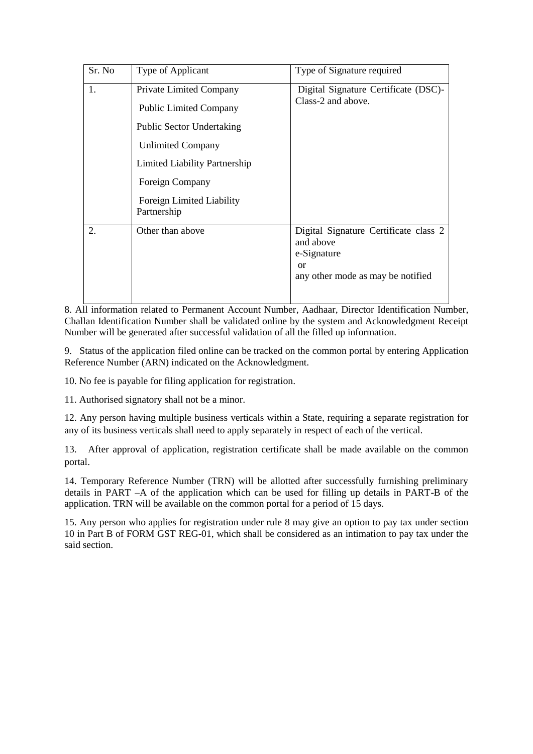| Sr. No | Type of Applicant | Type of Signature required |
|---|---|---|
| 1. | Private Limited Company<br>Public Limited Company<br>Public Sector Undertaking<br>Unlimited Company<br>Limited Liability Partnership<br>Foreign Company<br>Foreign Limited Liability Partnership | Digital Signature Certificate (DSC)- Class-2 and above. |
| 2. | Other than above | Digital Signature Certificate class 2 and above<br>e-Signature<br>or<br>any other mode as may be notified |

8. All information related to Permanent Account Number, Aadhaar, Director Identification Number, Challan Identification Number shall be validated online by the system and Acknowledgment Receipt Number will be generated after successful validation of all the filled up information.

9. Status of the application filed online can be tracked on the common portal by entering Application Reference Number (ARN) indicated on the Acknowledgment.

10. No fee is payable for filing application for registration.

11. Authorised signatory shall not be a minor.

12. Any person having multiple business verticals within a State, requiring a separate registration for any of its business verticals shall need to apply separately in respect of each of the vertical.

13. After approval of application, registration certificate shall be made available on the common portal.

14. Temporary Reference Number (TRN) will be allotted after successfully furnishing preliminary details in PART –A of the application which can be used for filling up details in PART-B of the application. TRN will be available on the common portal for a period of 15 days.

15. Any person who applies for registration under rule 8 may give an option to pay tax under section 10 in Part B of FORM GST REG-01, which shall be considered as an intimation to pay tax under the said section.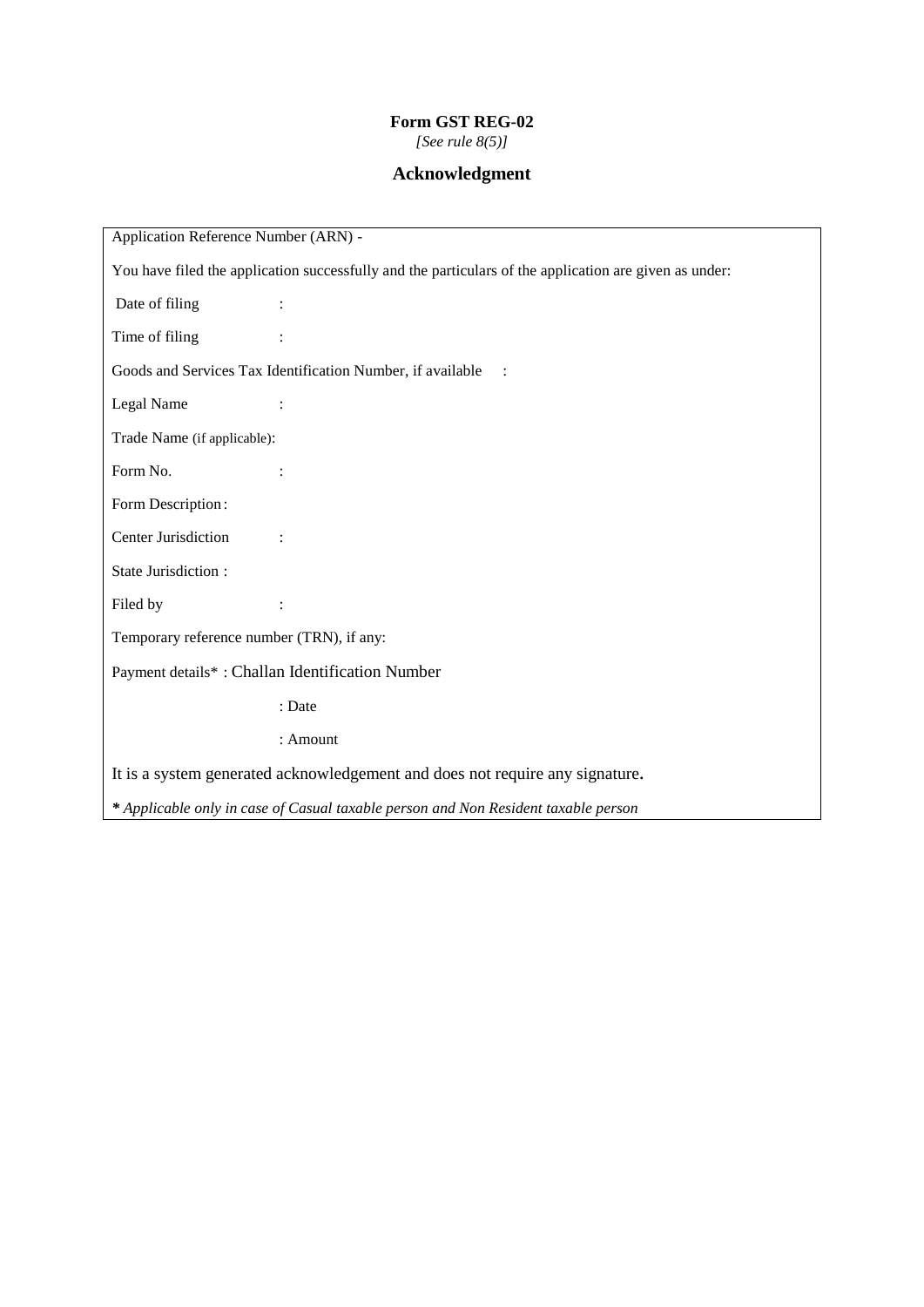**Form GST REG-02**

*[See rule 8(5)]*

## Acknowledgment

Application Reference Number (ARN) -

You have filed the application successfully and the particulars of the application are given as under:

Date of filing :

Time of filing :

Goods and Services Tax Identification Number, if available :

Legal Name :

Trade Name (if applicable):

Form No. :

Form Description :

Center Jurisdiction :

State Jurisdiction :

Filed by :

Temporary reference number (TRN), if any:

Payment details* : Challan Identification Number

: Date

: Amount

It is a system generated acknowledgement and does not require any signature.

***** *Applicable only in case of Casual taxable person and Non Resident taxable person*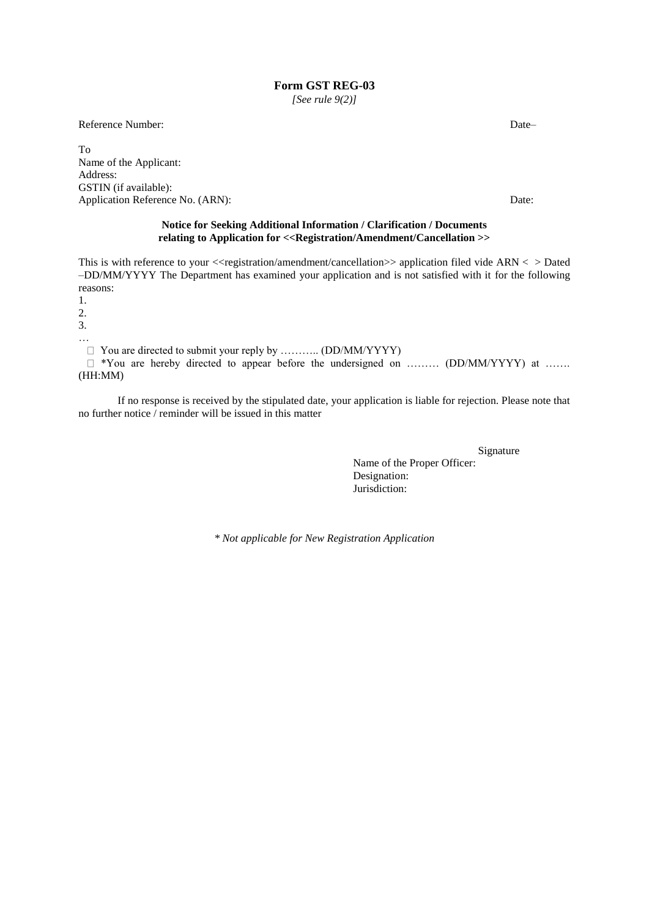# Form GST REG-03

*[See rule 9(2)]*

Reference Number: Date–

To
Name of the Applicant:
Address:
GSTIN (if available):
Application Reference No. (ARN): Date:

**Notice for Seeking Additional Information / Clarification / Documents relating to Application for <<Registration/Amendment/Cancellation >>**

This is with reference to your <<registration/amendment/cancellation>> application filed vide ARN < > Dated –DD/MM/YYYY The Department has examined your application and is not satisfied with it for the following reasons:

1.
2.
3.
…

- You are directed to submit your reply by ……….. (DD/MM/YYYY)
- *You are hereby directed to appear before the undersigned on ……… (DD/MM/YYYY) at ……. (HH:MM)

If no response is received by the stipulated date, your application is liable for rejection. Please note that no further notice / reminder will be issued in this matter

Signature
Name of the Proper Officer:
Designation:
Jurisdiction:

*\* Not applicable for New Registration Application*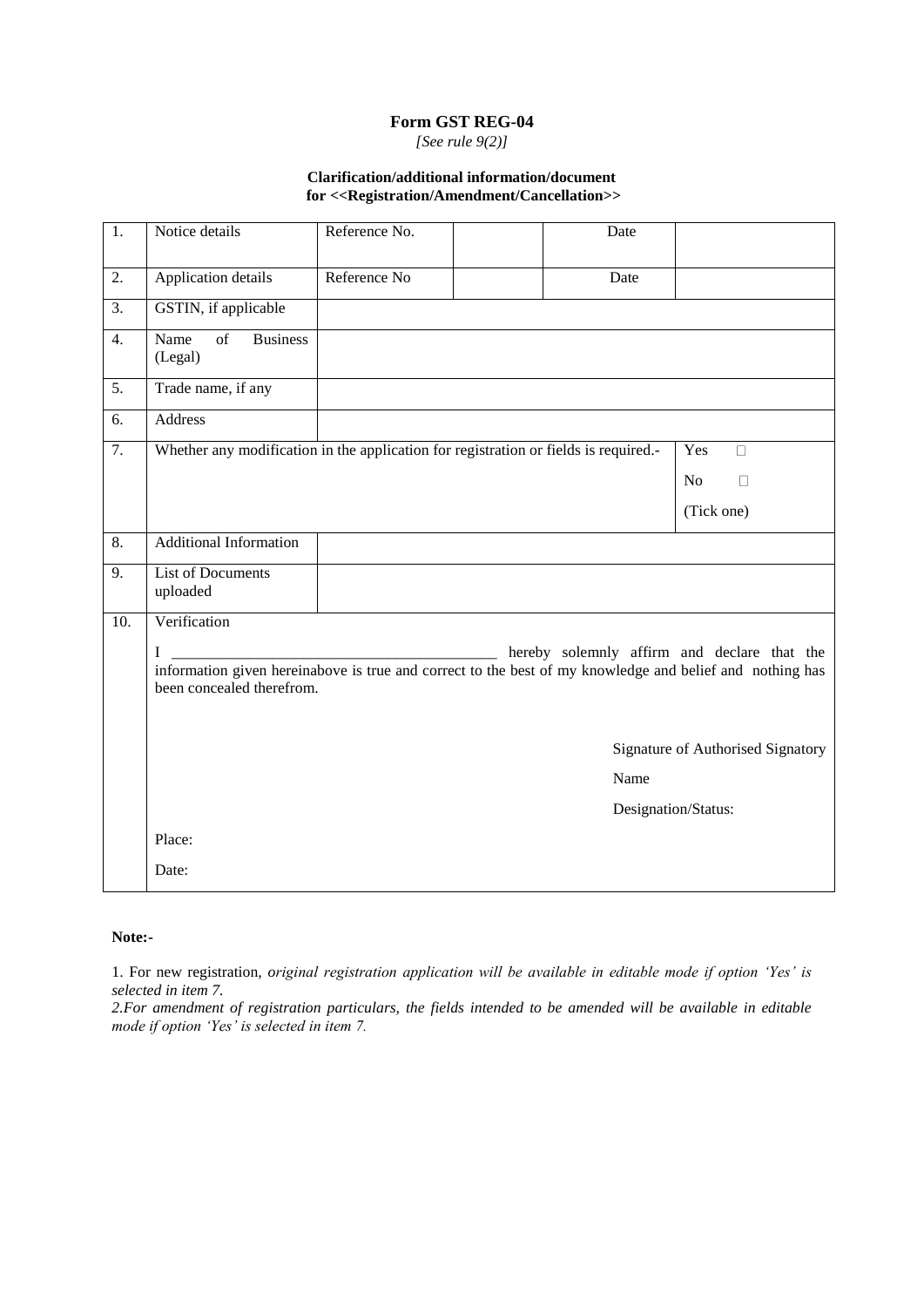**Form GST REG-04**

*[See rule 9(2)]*

**Clarification/additional information/document for <<Registration/Amendment/Cancellation>>**

| | | | | | |
|---|---|---|---|---|---|
| 1. | Notice details | Reference No. | | Date | |
| 2. | Application details | Reference No | | Date | |
| 3. | GSTIN, if applicable | | | | |
| 4. | Name of Business (Legal) | | | | |
| 5. | Trade name, if any | | | | |
| 6. | Address | | | | |
| 7. | Whether any modification in the application for registration or fields is required.- | | | | Yes ☐<br>No ☐<br>(Tick one) |
| 8. | Additional Information | | | | |
| 9. | List of Documents uploaded | | | | |
| 10. | Verification<br><br>I __________________________________________ hereby solemnly affirm and declare that the information given hereinabove is true and correct to the best of my knowledge and belief and nothing has been concealed therefrom.<br><br>Signature of Authorised Signatory<br>Name<br>Designation/Status:<br><br>Place:<br>Date: | | | | |

**Note:-**

1. For new registration, *original registration application will be available in editable mode if option 'Yes' is selected in item 7.*

*2.For amendment of registration particulars, the fields intended to be amended will be available in editable mode if option 'Yes' is selected in item 7.*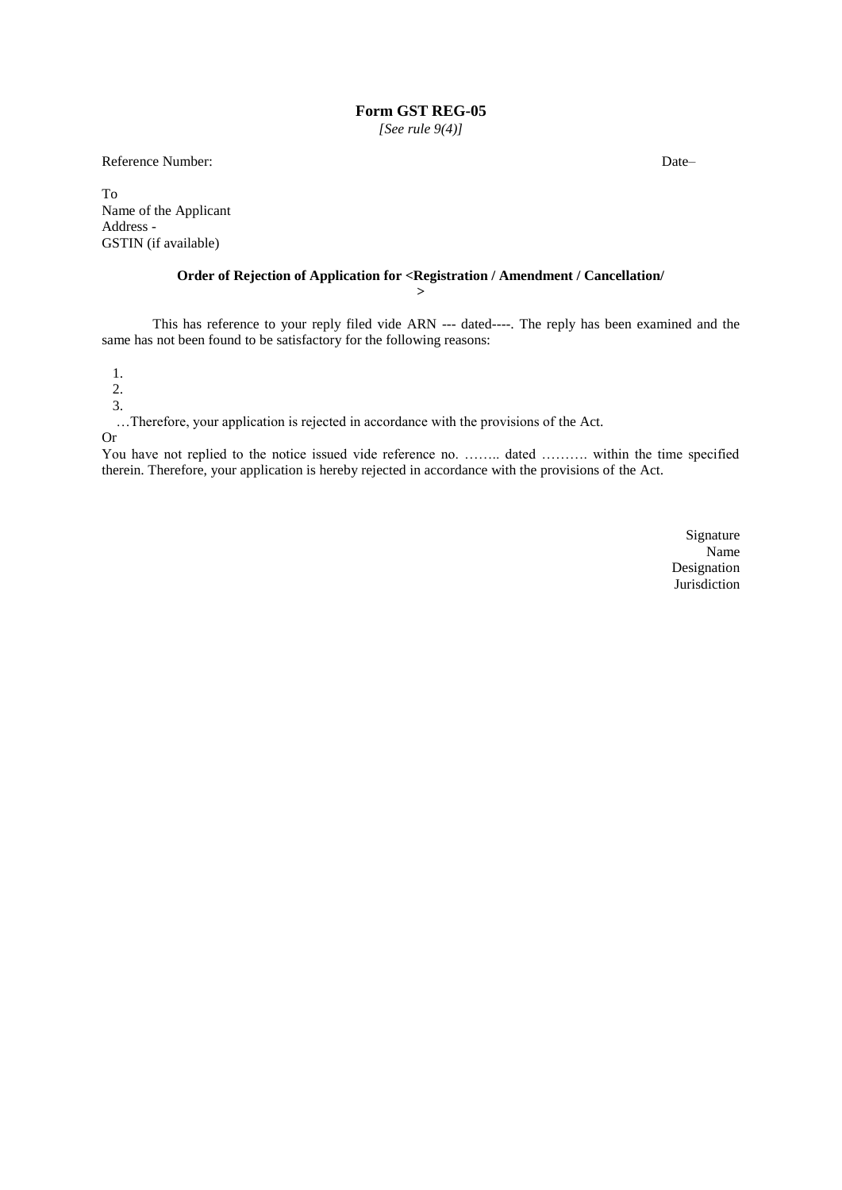# Form GST REG-05

*[See rule 9(4)]*

Reference Number: Date–

To
Name of the Applicant
Address -
GSTIN (if available)

**Order of Rejection of Application for <Registration / Amendment / Cancellation/ >**

This has reference to your reply filed vide ARN --- dated----. The reply has been examined and the same has not been found to be satisfactory for the following reasons:

1. 
2. 
3. 

…Therefore, your application is rejected in accordance with the provisions of the Act.

Or

You have not replied to the notice issued vide reference no. …….. dated ………. within the time specified therein. Therefore, your application is hereby rejected in accordance with the provisions of the Act.

Signature
Name
Designation
Jurisdiction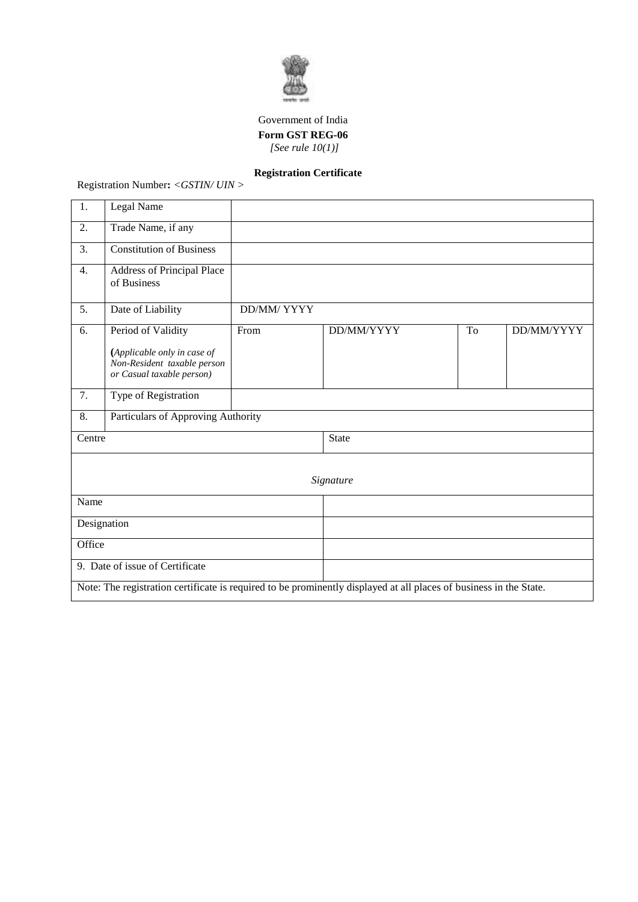Government of India

**Form GST REG-06**

*[See rule 10(1)]*

**Registration Certificate**

Registration Number**:** *<GSTIN/ UIN >*

| | | | | | |
|---|---|---|---|---|---|
| 1. | Legal Name | | | | |
| 2. | Trade Name, if any | | | | |
| 3. | Constitution of Business | | | | |
| 4. | Address of Principal Place of Business | | | | |
| 5. | Date of Liability | DD/MM/ YYYY | | | |
| 6. | Period of Validity<br>(*Applicable only in case of Non-Resident taxable person or Casual taxable person)* | From | DD/MM/YYYY | To | DD/MM/YYYY |
| 7. | Type of Registration | | | | |
| 8. | Particulars of Approving Authority | | | | |
| Centre | | | State | | |
| | | *Signature* | | | |
| Name | | | | | |
| Designation | | | | | |
| Office | | | | | |
| 9. Date of issue of Certificate | | | | | |
| Note: The registration certificate is required to be prominently displayed at all places of business in the State. | | | | | |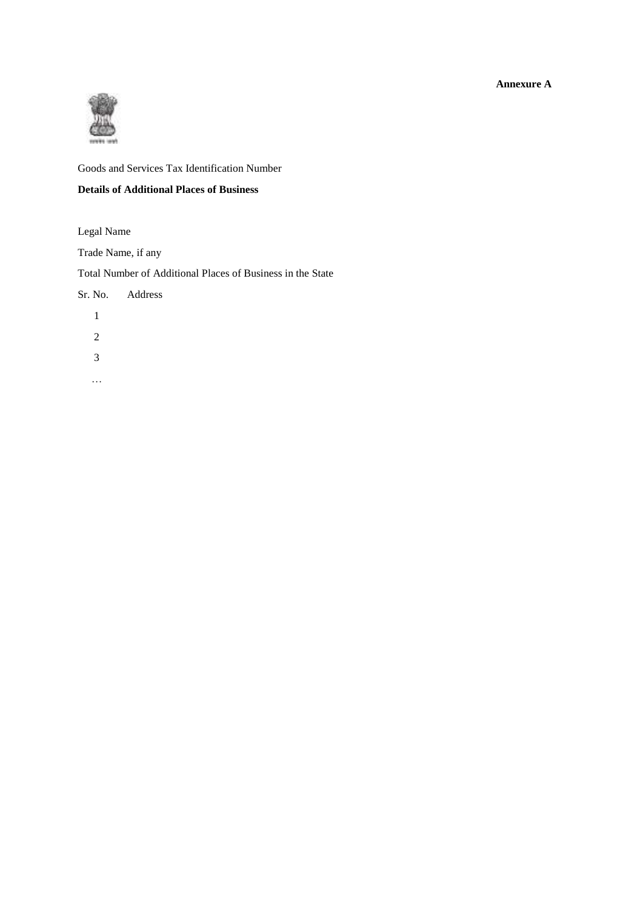**Annexure A**

Goods and Services Tax Identification Number

**Details of Additional Places of Business**

Legal Name

Trade Name, if any

Total Number of Additional Places of Business in the State

| Sr. No. | Address |
|---|---|
| 1 | |
| 2 | |
| 3 | |
| … | |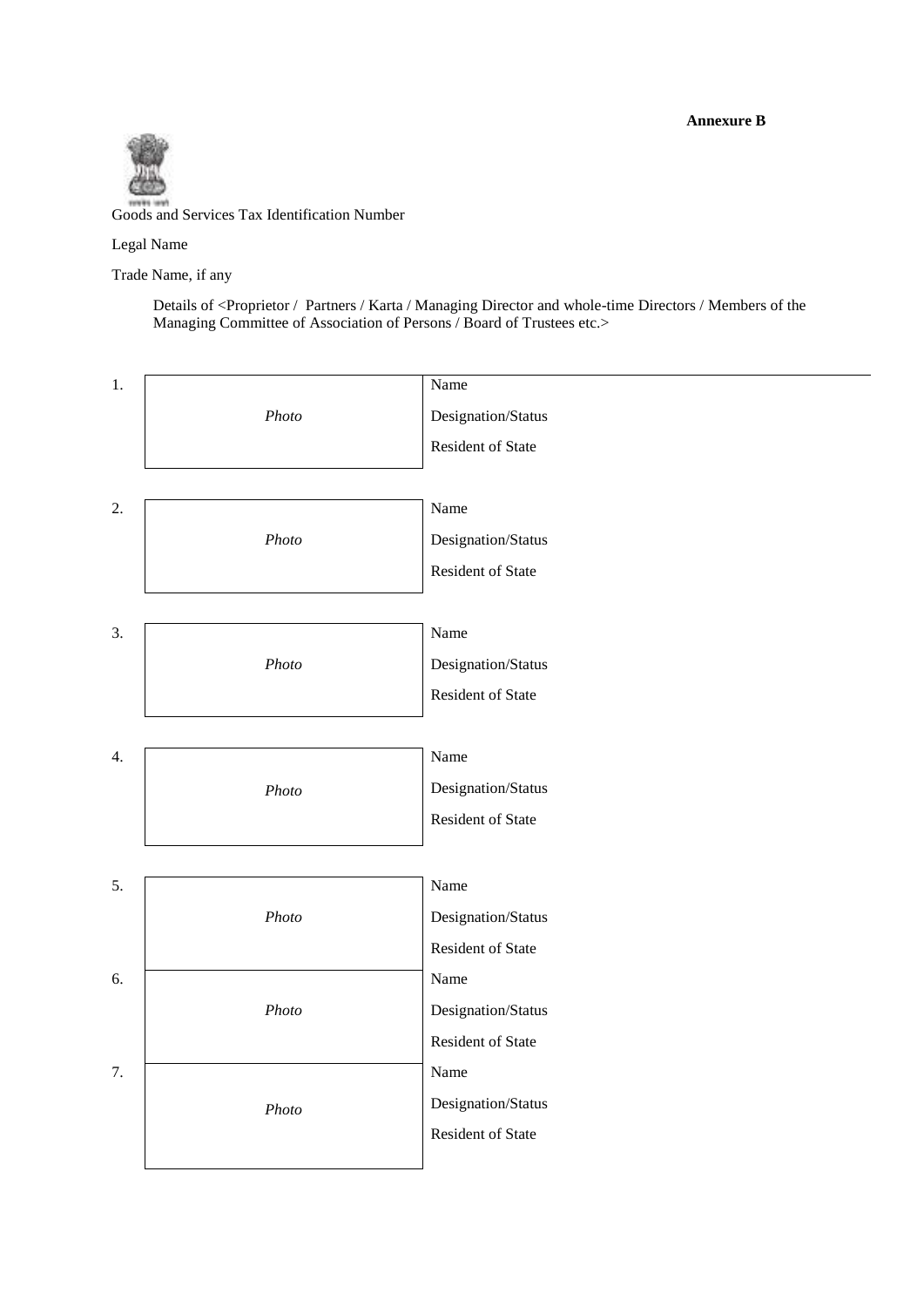**Annexure B**

Goods and Services Tax Identification Number

Legal Name

Trade Name, if any

Details of <Proprietor / Partners / Karta / Managing Director and whole-time Directors / Members of the Managing Committee of Association of Persons / Board of Trustees etc.>

| | | |
|---|---|---|
| 1. | *Photo* | Name<br>Designation/Status<br>Resident of State |
| 2. | *Photo* | Name<br>Designation/Status<br>Resident of State |
| 3. | *Photo* | Name<br>Designation/Status<br>Resident of State |
| 4. | *Photo* | Name<br>Designation/Status<br>Resident of State |
| 5. | *Photo* | Name<br>Designation/Status<br>Resident of State |
| 6. | *Photo* | Name<br>Designation/Status<br>Resident of State |
| 7. | *Photo* | Name<br>Designation/Status<br>Resident of State |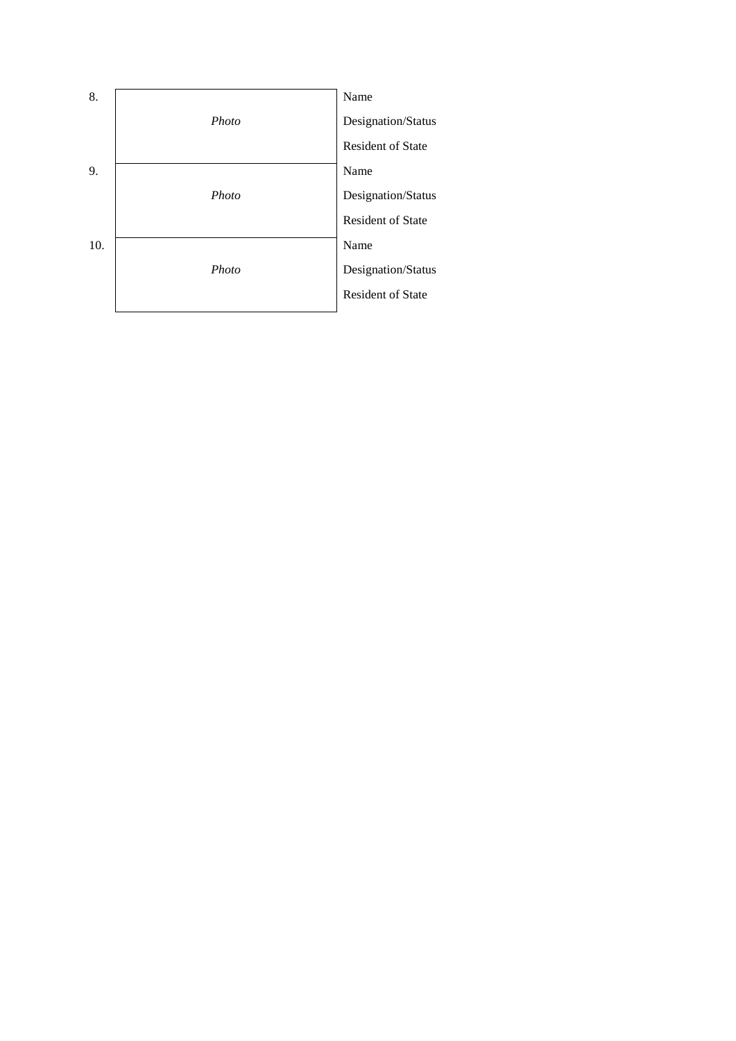| | | |
|---|---|---|
| 8. | *Photo* | Name<br>Designation/Status<br>Resident of State |
| 9. | *Photo* | Name<br>Designation/Status<br>Resident of State |
| 10. | *Photo* | Name<br>Designation/Status<br>Resident of State |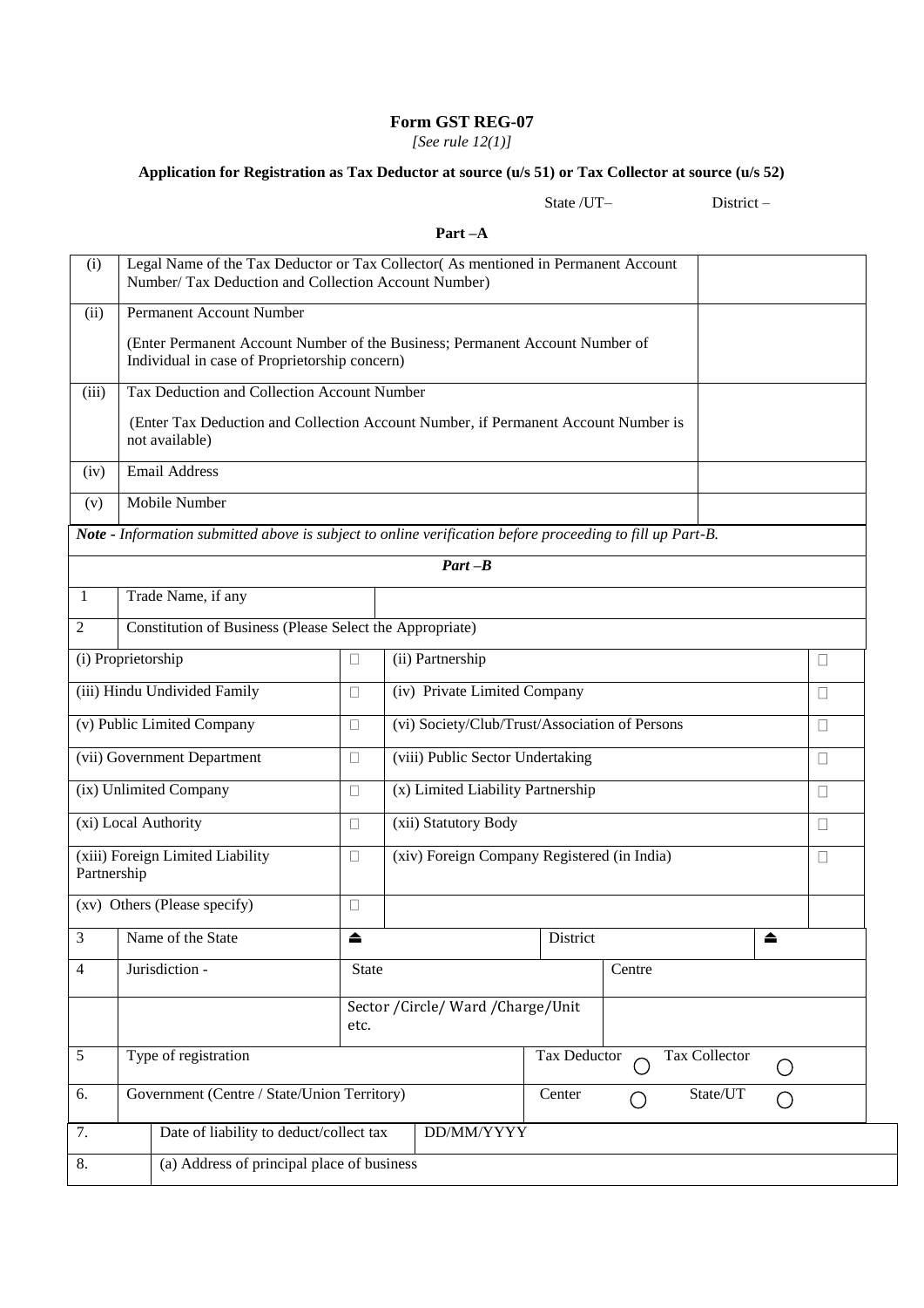**Form GST REG-07**

*[See rule 12(1)]*

**Application for Registration as Tax Deductor at source (u/s 51) or Tax Collector at source (u/s 52)**

State /UT– District –

**Part –A**

| (i) | Legal Name of the Tax Deductor or Tax Collector( As mentioned in Permanent Account Number/ Tax Deduction and Collection Account Number) | |
|---|---|---|
| (ii) | Permanent Account Number<br><br>(Enter Permanent Account Number of the Business; Permanent Account Number of Individual in case of Proprietorship concern) | |
| (iii) | Tax Deduction and Collection Account Number<br><br>(Enter Tax Deduction and Collection Account Number, if Permanent Account Number is not available) | |
| (iv) | Email Address | |
| (v) | Mobile Number | |

***Note -*** *Information submitted above is subject to online verification before proceeding to fill up Part-B.*

***Part –B***

| 1 | Trade Name, if any | | | |
|---|---|---|---|---|
| 2 | Constitution of Business (Please Select the Appropriate) | | | |
| (i) Proprietorship | | ☐ | (ii) Partnership | ☐ |
| (iii) Hindu Undivided Family | | ☐ | (iv) Private Limited Company | ☐ |
| (v) Public Limited Company | | ☐ | (vi) Society/Club/Trust/Association of Persons | ☐ |
| (vii) Government Department | | ☐ | (viii) Public Sector Undertaking | ☐ |
| (ix) Unlimited Company | | ☐ | (x) Limited Liability Partnership | ☐ |
| (xi) Local Authority | | ☐ | (xii) Statutory Body | ☐ |
| (xiii) Foreign Limited Liability Partnership | | ☐ | (xiv) Foreign Company Registered (in India) | ☐ |
| (xv) Others (Please specify) | | ☐ | | |

| 3 | Name of the State | ⏏ | District | ⏏ |
|---|---|---|---|---|
| 4 | Jurisdiction - | State | Centre | |
| | | Sector /Circle/ Ward /Charge/Unit etc. | | |
| 5 | Type of registration | | Tax Deductor ◯ | Tax Collector ◯ |
| 6. | Government (Centre / State/Union Territory) | | Center ◯ | State/UT ◯ |

| 7. | Date of liability to deduct/collect tax | DD/MM/YYYY |
|---|---|---|
| 8. | (a) Address of principal place of business | |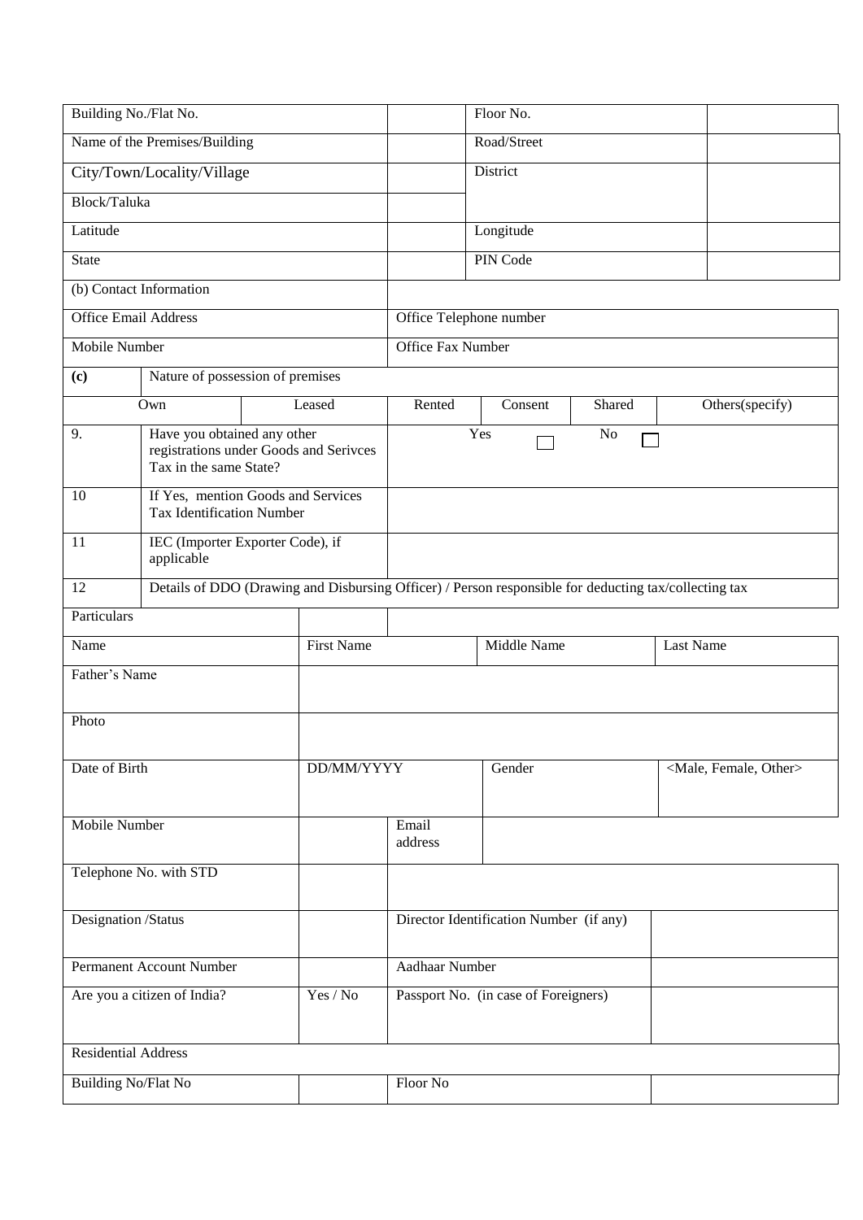| Building No./Flat No. | | Floor No. | |
|---|---|---|---|
| Name of the Premises/Building | | Road/Street | |
| City/Town/Locality/Village | | District | |
| Block/Taluka | | | |
| Latitude | | Longitude | |
| State | | PIN Code | |

| (b) Contact Information | |
|---|---|
| Office Email Address | Office Telephone number |
| Mobile Number | Office Fax Number |

| **(c)** | Nature of possession of premises | | | | | |
|---|---|---|---|---|---|---|
| Own | | Leased | Rented | Consent | Shared | Others(specify) |

| | | |
|---|---|---|
| 9. | Have you obtained any other registrations under Goods and Serivces Tax in the same State? | Yes ☐ No ☐ |
| 10 | If Yes, mention Goods and Services Tax Identification Number | |
| 11 | IEC (Importer Exporter Code), if applicable | |
| 12 | Details of DDO (Drawing and Disbursing Officer) / Person responsible for deducting tax/collecting tax | |

| Particulars | | | | | |
|---|---|---|---|---|---|
| Name | First Name | | Middle Name | | Last Name |
| Father's Name | | | | | |
| Photo | | | | | |
| Date of Birth | DD/MM/YYYY | | Gender | | <Male, Female, Other> |
| Mobile Number | | Email address | | | |
| Telephone No. with STD | | | | | |
| Designation /Status | | Director Identification Number (if any) | | | |
| Permanent Account Number | | Aadhaar Number | | | |
| Are you a citizen of India? | Yes / No | Passport No. (in case of Foreigners) | | | |
| Residential Address | | | | | |
| Building No/Flat No | | Floor No | | | |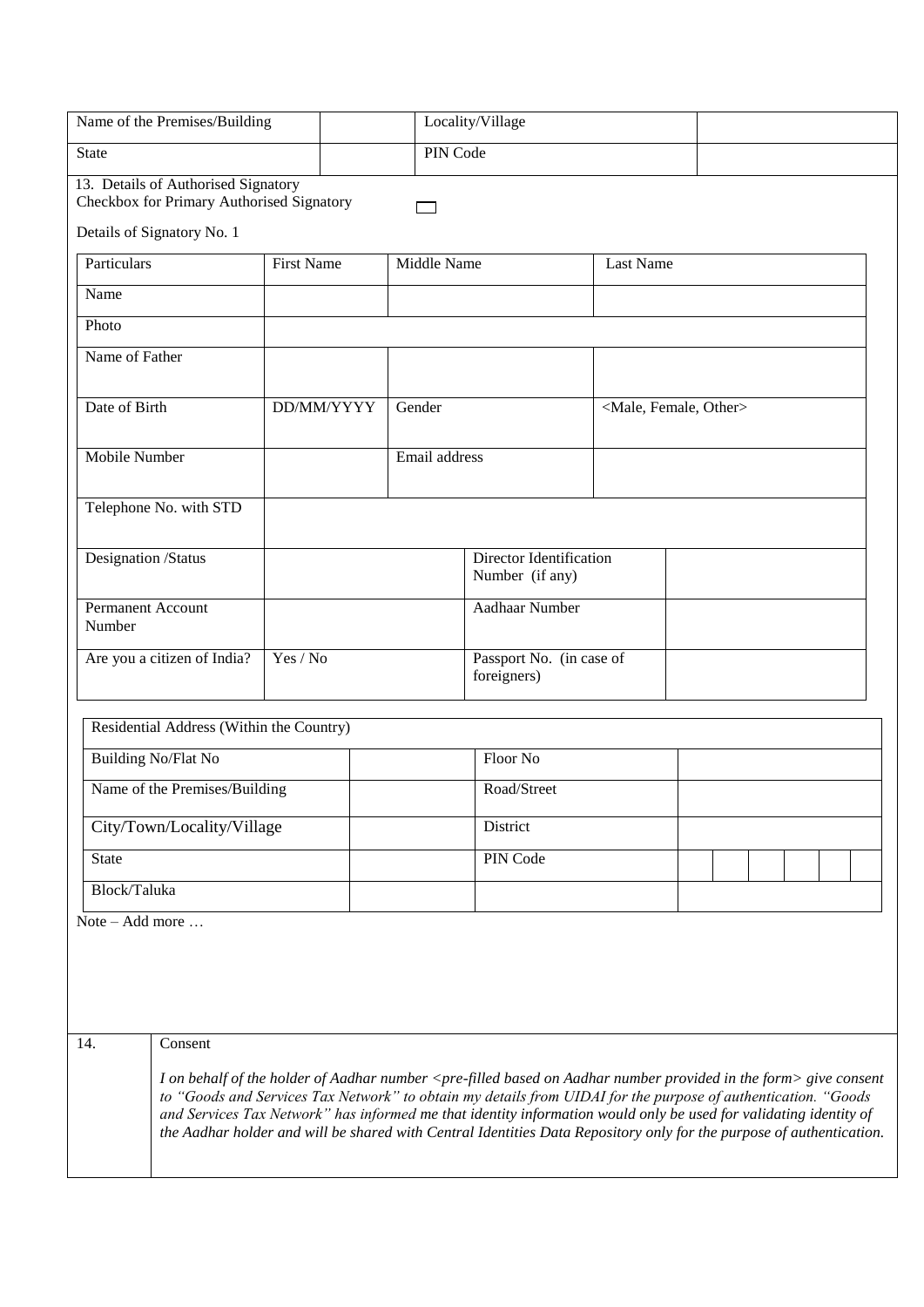| Name of the Premises/Building | | Locality/Village | |
|---|---|---|---|
| State | | PIN Code | |

13. Details of Authorised Signatory

Checkbox for Primary Authorised Signatory ☐

Details of Signatory No. 1

| Particulars | First Name | Middle Name | Last Name |
|---|---|---|---|
| Name | | | |
| Photo | | | |
| Name of Father | | | |
| Date of Birth | DD/MM/YYYY | Gender | <Male, Female, Other> |
| Mobile Number | | Email address | |
| Telephone No. with STD | | | |
| Designation /Status | | Director Identification Number (if any) | |
| Permanent Account Number | | Aadhaar Number | |
| Are you a citizen of India? | Yes / No | Passport No. (in case of foreigners) | |

| Residential Address (Within the Country) | | | |
|---|---|---|---|
| Building No/Flat No | | Floor No | |
| Name of the Premises/Building | | Road/Street | |
| City/Town/Locality/Village | | District | |
| State | | PIN Code | |
| Block/Taluka | | | |

Note – Add more …

| 14. | Consent |
|---|---|
| | *I on behalf of the holder of Aadhar number <pre-filled based on Aadhar number provided in the form> give consent to "Goods and Services Tax Network" to obtain my details from UIDAI for the purpose of authentication. "Goods and Services Tax Network" has informed me that identity information would only be used for validating identity of the Aadhar holder and will be shared with Central Identities Data Repository only for the purpose of authentication.* |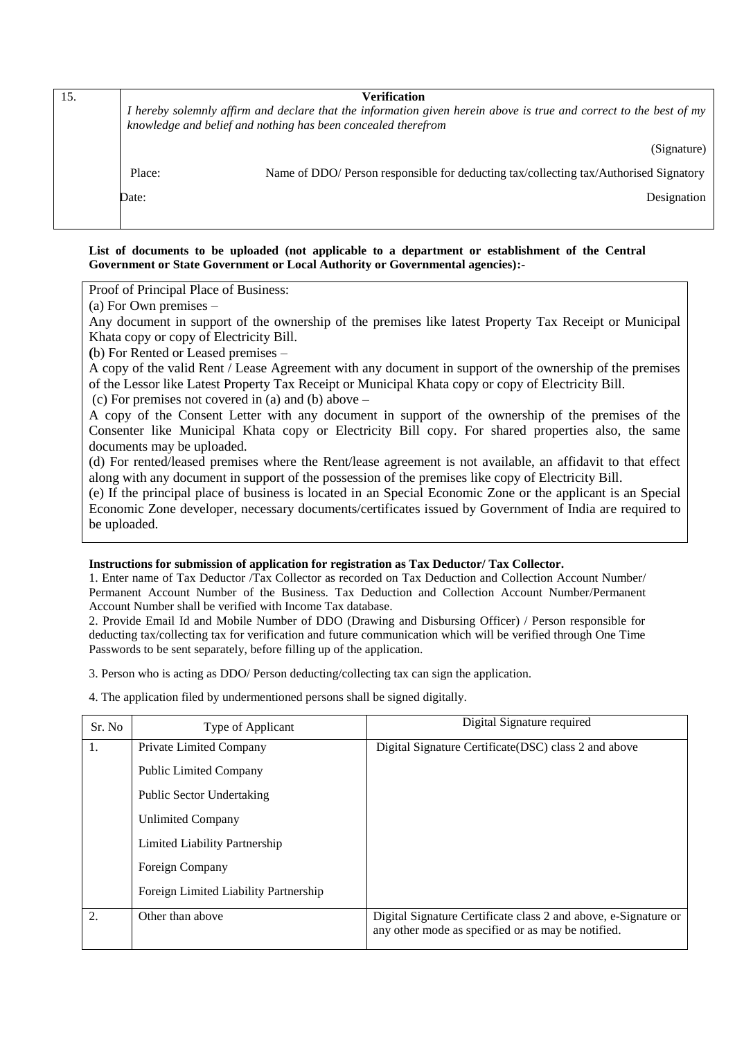| 15. | **Verification** |
|---|---|
| | *I hereby solemnly affirm and declare that the information given herein above is true and correct to the best of my knowledge and belief and nothing has been concealed therefrom* |
| | (Signature) |
| | Place: Name of DDO/ Person responsible for deducting tax/collecting tax/Authorised Signatory |
| | Date: Designation |

**List of documents to be uploaded (not applicable to a department or establishment of the Central Government or State Government or Local Authority or Governmental agencies):-**

Proof of Principal Place of Business:

(a) For Own premises –

Any document in support of the ownership of the premises like latest Property Tax Receipt or Municipal Khata copy or copy of Electricity Bill.

**(**b) For Rented or Leased premises –

A copy of the valid Rent / Lease Agreement with any document in support of the ownership of the premises of the Lessor like Latest Property Tax Receipt or Municipal Khata copy or copy of Electricity Bill.

(c) For premises not covered in (a) and (b) above –

A copy of the Consent Letter with any document in support of the ownership of the premises of the Consenter like Municipal Khata copy or Electricity Bill copy. For shared properties also, the same documents may be uploaded.

(d) For rented/leased premises where the Rent/lease agreement is not available, an affidavit to that effect along with any document in support of the possession of the premises like copy of Electricity Bill.

(e) If the principal place of business is located in an Special Economic Zone or the applicant is an Special Economic Zone developer, necessary documents/certificates issued by Government of India are required to be uploaded.

**Instructions for submission of application for registration as Tax Deductor/ Tax Collector.**

1. Enter name of Tax Deductor /Tax Collector as recorded on Tax Deduction and Collection Account Number/ Permanent Account Number of the Business. Tax Deduction and Collection Account Number/Permanent Account Number shall be verified with Income Tax database.

2. Provide Email Id and Mobile Number of DDO (Drawing and Disbursing Officer) / Person responsible for deducting tax/collecting tax for verification and future communication which will be verified through One Time Passwords to be sent separately, before filling up of the application.

3. Person who is acting as DDO/ Person deducting/collecting tax can sign the application.

4. The application filed by undermentioned persons shall be signed digitally.

| Sr. No | Type of Applicant | Digital Signature required |
|---|---|---|
| 1. | Private Limited Company<br>Public Limited Company<br>Public Sector Undertaking<br>Unlimited Company<br>Limited Liability Partnership<br>Foreign Company<br>Foreign Limited Liability Partnership | Digital Signature Certificate(DSC) class 2 and above |
| 2. | Other than above | Digital Signature Certificate class 2 and above, e-Signature or any other mode as specified or as may be notified. |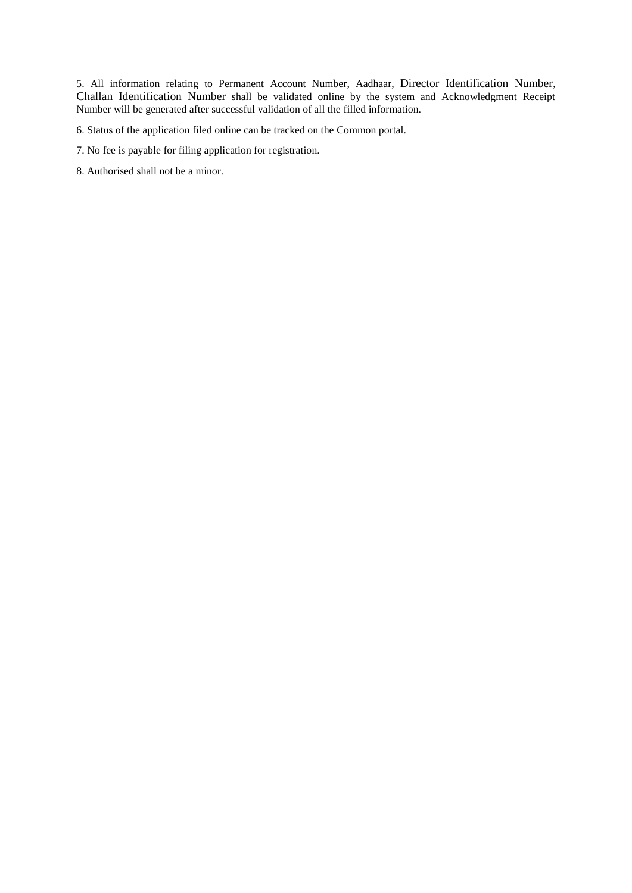5. All information relating to Permanent Account Number, Aadhaar, Director Identification Number, Challan Identification Number shall be validated online by the system and Acknowledgment Receipt Number will be generated after successful validation of all the filled information.

6. Status of the application filed online can be tracked on the Common portal.

7. No fee is payable for filing application for registration.

8. Authorised shall not be a minor.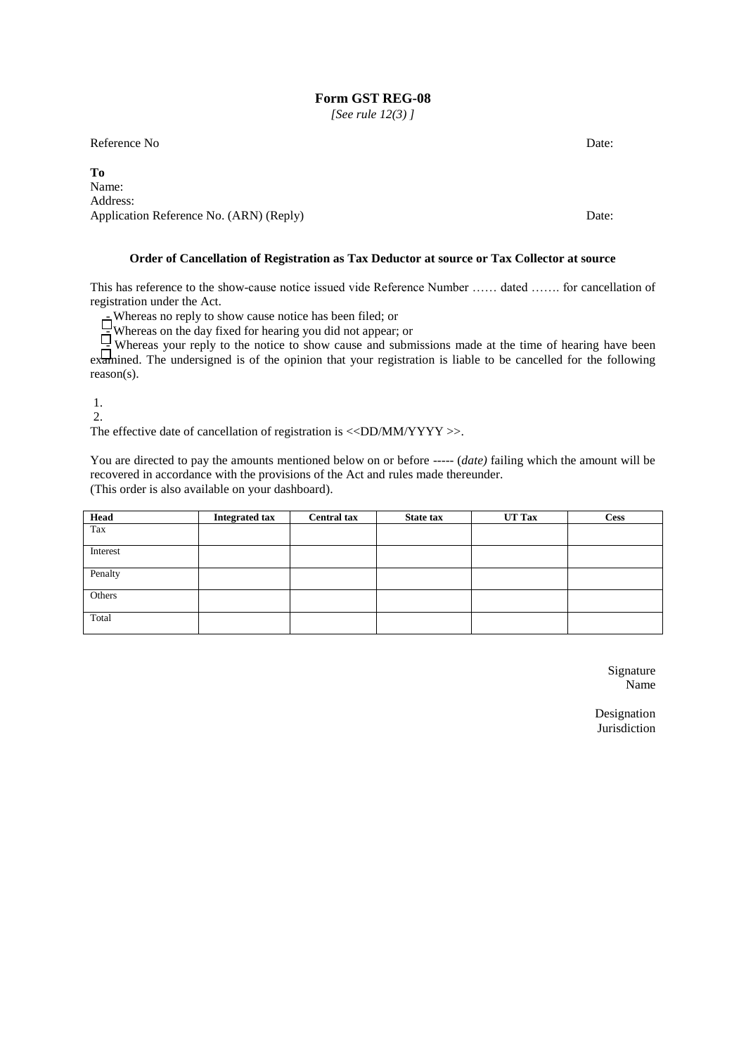# Form GST REG-08

*[See rule 12(3) ]*

Reference No Date:

**To**
Name:
Address:
Application Reference No. (ARN) (Reply) Date:

**Order of Cancellation of Registration as Tax Deductor at source or Tax Collector at source**

This has reference to the show-cause notice issued vide Reference Number …… dated ……. for cancellation of registration under the Act.

☐ Whereas no reply to show cause notice has been filed; or
☐ Whereas on the day fixed for hearing you did not appear; or
☐ Whereas your reply to the notice to show cause and submissions made at the time of hearing have been examined. The undersigned is of the opinion that your registration is liable to be cancelled for the following reason(s).

1.
2.

The effective date of cancellation of registration is <<DD/MM/YYYY >>.

You are directed to pay the amounts mentioned below on or before ----- (*date)* failing which the amount will be recovered in accordance with the provisions of the Act and rules made thereunder.
(This order is also available on your dashboard).

| Head | Integrated tax | Central tax | State tax | UT Tax | Cess |
|---|---|---|---|---|---|
| Tax | | | | | |
| Interest | | | | | |
| Penalty | | | | | |
| Others | | | | | |
| Total | | | | | |

Signature
Name

Designation
Jurisdiction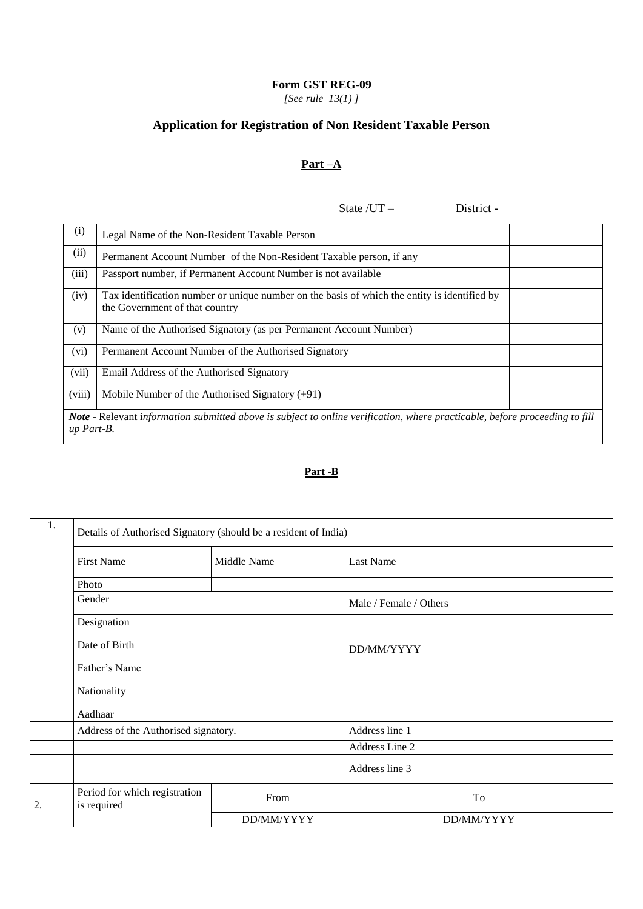**Form GST REG-09**

*[See rule 13(1) ]*

## Application for Registration of Non Resident Taxable Person

### Part –A

State /UT – District -

| | | |
|---|---|---|
| (i) | Legal Name of the Non-Resident Taxable Person | |
| (ii) | Permanent Account Number of the Non-Resident Taxable person, if any | |
| (iii) | Passport number, if Permanent Account Number is not available | |
| (iv) | Tax identification number or unique number on the basis of which the entity is identified by the Government of that country | |
| (v) | Name of the Authorised Signatory (as per Permanent Account Number) | |
| (vi) | Permanent Account Number of the Authorised Signatory | |
| (vii) | Email Address of the Authorised Signatory | |
| (viii) | Mobile Number of the Authorised Signatory (+91) | |
| ***Note*** - Relevant i*nformation submitted above is subject to online verification, where practicable, before proceeding to fill up Part-B.* | | |

### Part -B

| | | | | |
|---|---|---|---|---|
| 1. | Details of Authorised Signatory (should be a resident of India) | | | |
| | First Name | Middle Name | Last Name | |
| | Photo | | | |
| | Gender | | Male / Female / Others | |
| | Designation | | | |
| | Date of Birth | | DD/MM/YYYY | |
| | Father's Name | | | |
| | Nationality | | | |
| | Aadhaar | | | |
| | Address of the Authorised signatory. | | Address line 1 | |
| | | | Address Line 2 | |
| | | | Address line 3 | |
| 2. | Period for which registration is required | From | To | |
| | | DD/MM/YYYY | DD/MM/YYYY | |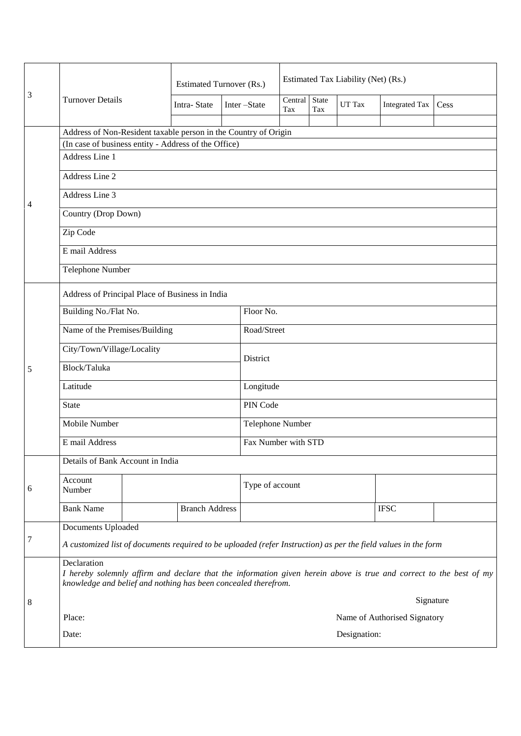| 3 | Turnover Details | Estimated Turnover (Rs.) | | Estimated Tax Liability (Net) (Rs.) | | | | |
|---|---|---|---|---|---|---|---|---|
| | | Intra- State | Inter –State | Central Tax | State Tax | UT Tax | Integrated Tax | Cess |
| | | | | | | | | |

| 4 | |
|---|---|
| | Address of Non-Resident taxable person in the Country of Origin |
| | (In case of business entity - Address of the Office) |
| | Address Line 1 |
| | Address Line 2 |
| | Address Line 3 |
| | Country (Drop Down) |
| | Zip Code |
| | E mail Address |
| | Telephone Number |

| 5 | | |
|---|---|---|
| | Address of Principal Place of Business in India | |
| | Building No./Flat No. | Floor No. |
| | Name of the Premises/Building | Road/Street |
| | City/Town/Village/Locality | District |
| | Block/Taluka | |
| | Latitude | Longitude |
| | State | PIN Code |
| | Mobile Number | Telephone Number |
| | E mail Address | Fax Number with STD |

| 6 | | | | | | |
|---|---|---|---|---|---|---|
| | Details of Bank Account in India | | | | | |
| | Account Number | | Type of account | | | |
| | Bank Name | | Branch Address | | IFSC | |

| 7 | |
|---|---|
| | Documents Uploaded |
| | *A customized list of documents required to be uploaded (refer Instruction) as per the field values in the form* |

| 8 | | |
|---|---|---|
| | Declaration<br>*I hereby solemnly affirm and declare that the information given herein above is true and correct to the best of my knowledge and belief and nothing has been concealed therefrom.* | |
| | | Signature |
| | Place: | Name of Authorised Signatory |
| | Date: | Designation: |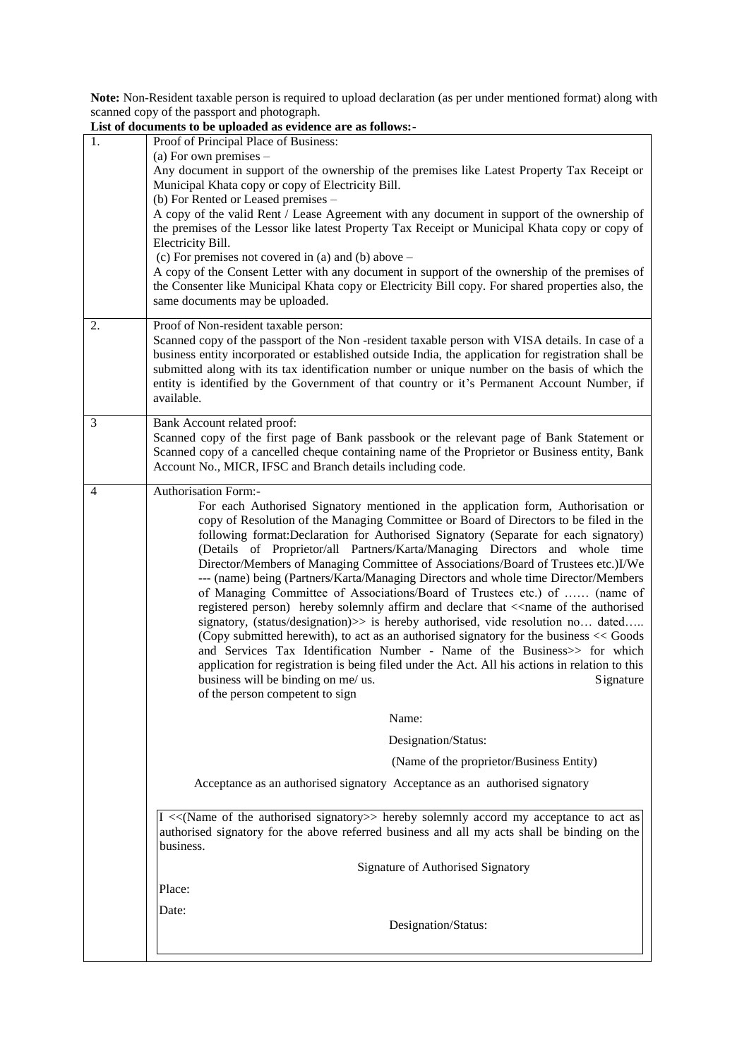**Note:** Non-Resident taxable person is required to upload declaration (as per under mentioned format) along with scanned copy of the passport and photograph.

**List of documents to be uploaded as evidence are as follows:-**

| | |
|---|---|
| 1. | Proof of Principal Place of Business:<br>(a) For own premises –<br>Any document in support of the ownership of the premises like Latest Property Tax Receipt or Municipal Khata copy or copy of Electricity Bill.<br>(b) For Rented or Leased premises –<br>A copy of the valid Rent / Lease Agreement with any document in support of the ownership of the premises of the Lessor like latest Property Tax Receipt or Municipal Khata copy or copy of Electricity Bill.<br>(c) For premises not covered in (a) and (b) above –<br>A copy of the Consent Letter with any document in support of the ownership of the premises of the Consenter like Municipal Khata copy or Electricity Bill copy. For shared properties also, the same documents may be uploaded. |
| 2. | Proof of Non-resident taxable person:<br>Scanned copy of the passport of the Non -resident taxable person with VISA details. In case of a business entity incorporated or established outside India, the application for registration shall be submitted along with its tax identification number or unique number on the basis of which the entity is identified by the Government of that country or it's Permanent Account Number, if available. |
| 3 | Bank Account related proof:<br>Scanned copy of the first page of Bank passbook or the relevant page of Bank Statement or Scanned copy of a cancelled cheque containing name of the Proprietor or Business entity, Bank Account No., MICR, IFSC and Branch details including code. |
| 4 | Authorisation Form:-<br>For each Authorised Signatory mentioned in the application form, Authorisation or copy of Resolution of the Managing Committee or Board of Directors to be filed in the following format:Declaration for Authorised Signatory (Separate for each signatory) (Details of Proprietor/all Partners/Karta/Managing Directors and whole time Director/Members of Managing Committee of Associations/Board of Trustees etc.)I/We --- (name) being (Partners/Karta/Managing Directors and whole time Director/Members of Managing Committee of Associations/Board of Trustees etc.) of …… (name of registered person) hereby solemnly affirm and declare that <<name of the authorised signatory, (status/designation)>> is hereby authorised, vide resolution no… dated….. (Copy submitted herewith), to act as an authorised signatory for the business << Goods and Services Tax Identification Number - Name of the Business>> for which application for registration is being filed under the Act. All his actions in relation to this business will be binding on me/ us. Signature of the person competent to sign<br><br>Name:<br><br>Designation/Status:<br><br>(Name of the proprietor/Business Entity)<br><br>Acceptance as an authorised signatory Acceptance as an authorised signatory<br><br>I <<(Name of the authorised signatory>> hereby solemnly accord my acceptance to act as authorised signatory for the above referred business and all my acts shall be binding on the business.<br><br>Signature of Authorised Signatory<br><br>Place:<br><br>Date:<br><br>Designation/Status: |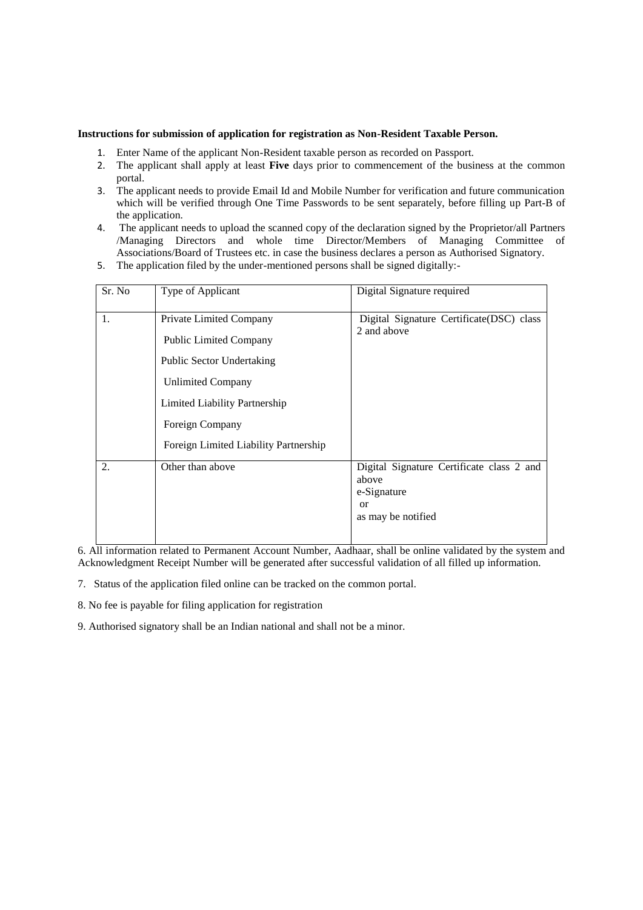**Instructions for submission of application for registration as Non-Resident Taxable Person.**

1. Enter Name of the applicant Non-Resident taxable person as recorded on Passport.
2. The applicant shall apply at least **Five** days prior to commencement of the business at the common portal.
3. The applicant needs to provide Email Id and Mobile Number for verification and future communication which will be verified through One Time Passwords to be sent separately, before filling up Part-B of the application.
4. The applicant needs to upload the scanned copy of the declaration signed by the Proprietor/all Partners /Managing Directors and whole time Director/Members of Managing Committee of Associations/Board of Trustees etc. in case the business declares a person as Authorised Signatory.
5. The application filed by the under-mentioned persons shall be signed digitally:-

| Sr. No | Type of Applicant | Digital Signature required |
|---|---|---|
| 1. | Private Limited Company<br>Public Limited Company<br>Public Sector Undertaking<br>Unlimited Company<br>Limited Liability Partnership<br>Foreign Company<br>Foreign Limited Liability Partnership | Digital Signature Certificate(DSC) class 2 and above |
| 2. | Other than above | Digital Signature Certificate class 2 and above<br>e-Signature<br>or<br>as may be notified |

6. All information related to Permanent Account Number, Aadhaar, shall be online validated by the system and Acknowledgment Receipt Number will be generated after successful validation of all filled up information.

7. Status of the application filed online can be tracked on the common portal.

8. No fee is payable for filing application for registration

9. Authorised signatory shall be an Indian national and shall not be a minor.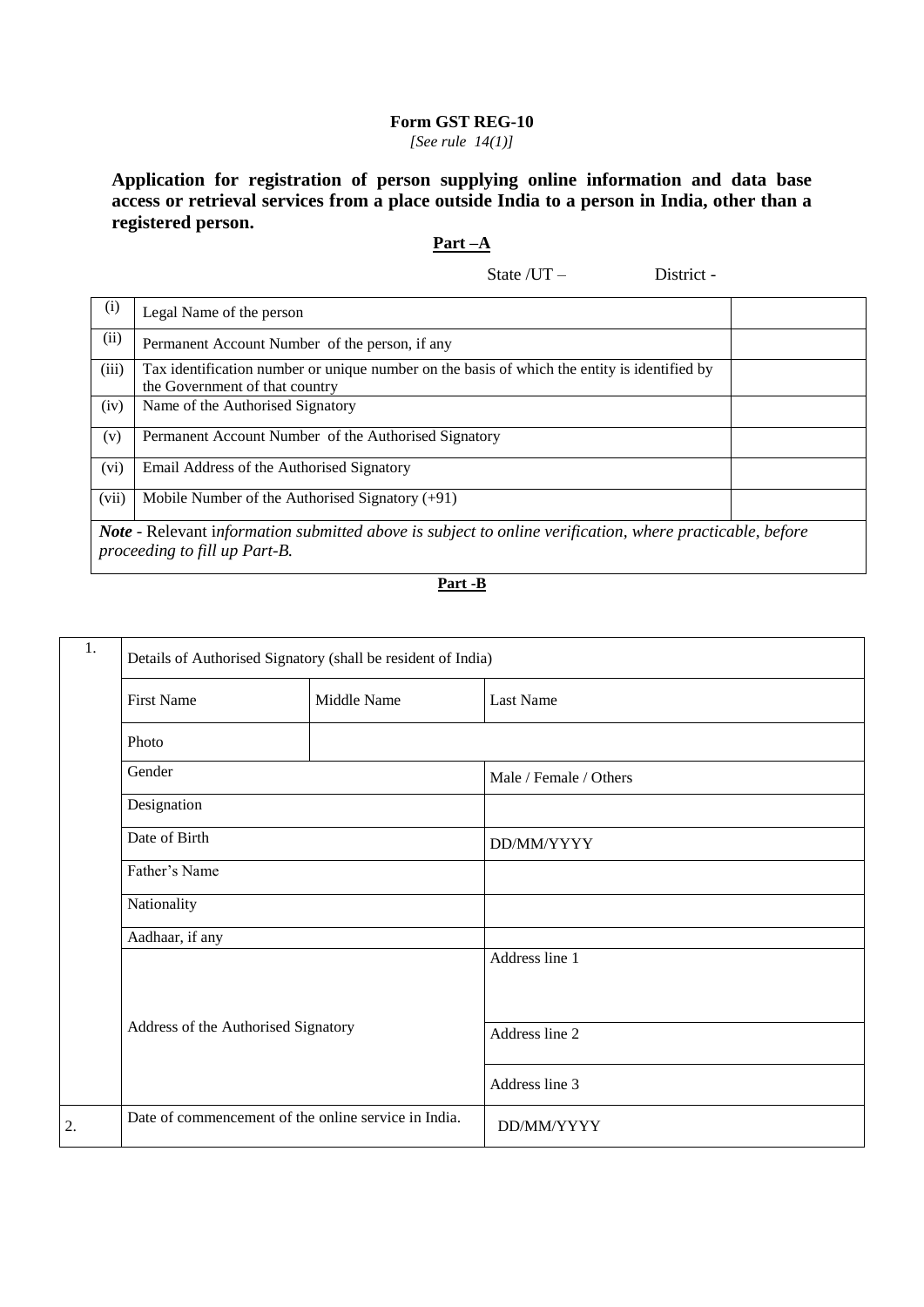**Form GST REG-10**

*[See rule 14(1)]*

**Application for registration of person supplying online information and data base access or retrieval services from a place outside India to a person in India, other than a registered person.**

**Part –A**

State /UT – District -

| | | |
|---|---|---|
| (i) | Legal Name of the person | |
| (ii) | Permanent Account Number of the person, if any | |
| (iii) | Tax identification number or unique number on the basis of which the entity is identified by the Government of that country | |
| (iv) | Name of the Authorised Signatory | |
| (v) | Permanent Account Number of the Authorised Signatory | |
| (vi) | Email Address of the Authorised Signatory | |
| (vii) | Mobile Number of the Authorised Signatory (+91) | |

***Note*** - Relevant i*nformation submitted above is subject to online verification, where practicable, before proceeding to fill up Part-B.*

**Part -B**

| | | | |
|---|---|---|---|
| 1. | Details of Authorised Signatory (shall be resident of India) | | |
| | First Name | Middle Name | Last Name |
| | Photo | | |
| | Gender | | Male / Female / Others |
| | Designation | | |
| | Date of Birth | | DD/MM/YYYY |
| | Father's Name | | |
| | Nationality | | |
| | Aadhaar, if any | | |
| | Address of the Authorised Signatory | | Address line 1 |
| | | | Address line 2 |
| | | | Address line 3 |
| 2. | Date of commencement of the online service in India. | | DD/MM/YYYY |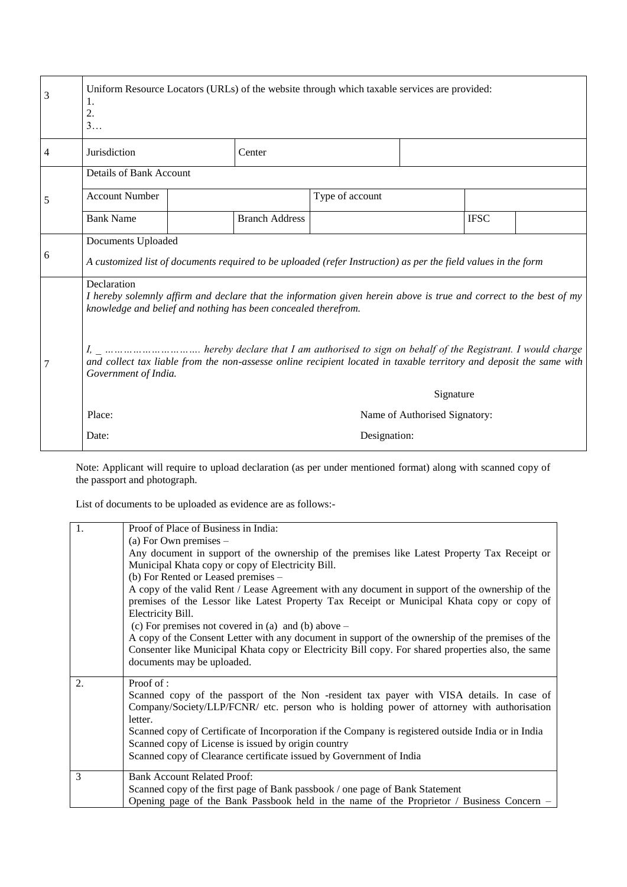| | | | | | | | |
|---|---|---|---|---|---|---|---|
| 3 | Uniform Resource Locators (URLs) of the website through which taxable services are provided:<br>1.<br>2.<br>3… | | | | | | |
| 4 | Jurisdiction | | Center | | | | |
| 5 | Details of Bank Account | | | | | | |
| | Account Number | | | Type of account | | | |
| | Bank Name | | Branch Address | | | IFSC | |
| 6 | Documents Uploaded<br>*A customized list of documents required to be uploaded (refer Instruction) as per the field values in the form* | | | | | | |
| 7 | Declaration<br>*I hereby solemnly affirm and declare that the information given herein above is true and correct to the best of my knowledge and belief and nothing has been concealed therefrom.*<br><br>*I, _ ……………………… hereby declare that I am authorised to sign on behalf of the Registrant. I would charge and collect tax liable from the non-assesse online recipient located in taxable territory and deposit the same with Government of India.* | | | | | | |
| | | | | | Signature | | |
| | Place: | | | | Name of Authorised Signatory: | | |
| | Date: | | | | Designation: | | |

Note: Applicant will require to upload declaration (as per under mentioned format) along with scanned copy of the passport and photograph.

List of documents to be uploaded as evidence are as follows:-

| | |
|---|---|
| 1. | Proof of Place of Business in India:<br>(a) For Own premises –<br>Any document in support of the ownership of the premises like Latest Property Tax Receipt or Municipal Khata copy or copy of Electricity Bill.<br>(b) For Rented or Leased premises –<br>A copy of the valid Rent / Lease Agreement with any document in support of the ownership of the premises of the Lessor like Latest Property Tax Receipt or Municipal Khata copy or copy of Electricity Bill.<br>(c) For premises not covered in (a) and (b) above –<br>A copy of the Consent Letter with any document in support of the ownership of the premises of the Consenter like Municipal Khata copy or Electricity Bill copy. For shared properties also, the same documents may be uploaded. |
| 2. | Proof of :<br>Scanned copy of the passport of the Non -resident tax payer with VISA details. In case of Company/Society/LLP/FCNR/ etc. person who is holding power of attorney with authorisation letter.<br>Scanned copy of Certificate of Incorporation if the Company is registered outside India or in India<br>Scanned copy of License is issued by origin country<br>Scanned copy of Clearance certificate issued by Government of India |
| 3 | Bank Account Related Proof:<br>Scanned copy of the first page of Bank passbook / one page of Bank Statement<br>Opening page of the Bank Passbook held in the name of the Proprietor / Business Concern – |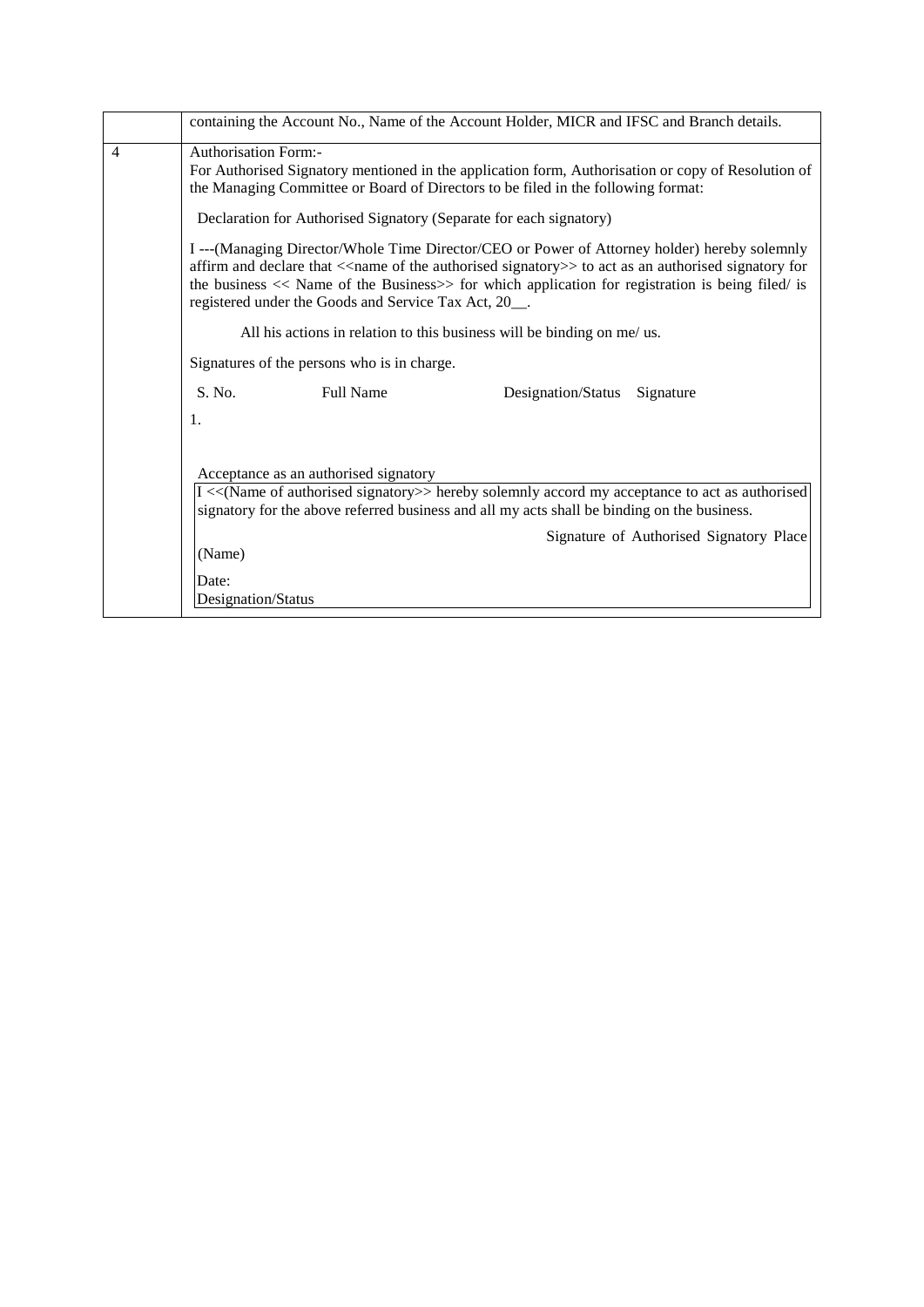| | |
|---|---|
| | containing the Account No., Name of the Account Holder, MICR and IFSC and Branch details. |
| 4 | Authorisation Form:-<br>For Authorised Signatory mentioned in the application form, Authorisation or copy of Resolution of the Managing Committee or Board of Directors to be filed in the following format:<br><br>Declaration for Authorised Signatory (Separate for each signatory)<br><br>I ---(Managing Director/Whole Time Director/CEO or Power of Attorney holder) hereby solemnly affirm and declare that <<name of the authorised signatory>> to act as an authorised signatory for the business << Name of the Business>> for which application for registration is being filed/ is registered under the Goods and Service Tax Act, 20__.<br><br>All his actions in relation to this business will be binding on me/ us.<br><br>Signatures of the persons who is in charge.<br><br>S. No. &nbsp;&nbsp; Full Name &nbsp;&nbsp; Designation/Status &nbsp;&nbsp; Signature<br>1.<br><br>Acceptance as an authorised signatory<br>I <<(Name of authorised signatory>> hereby solemnly accord my acceptance to act as authorised signatory for the above referred business and all my acts shall be binding on the business.<br><br>Signature of Authorised Signatory Place<br>(Name)<br><br>Date:<br>Designation/Status |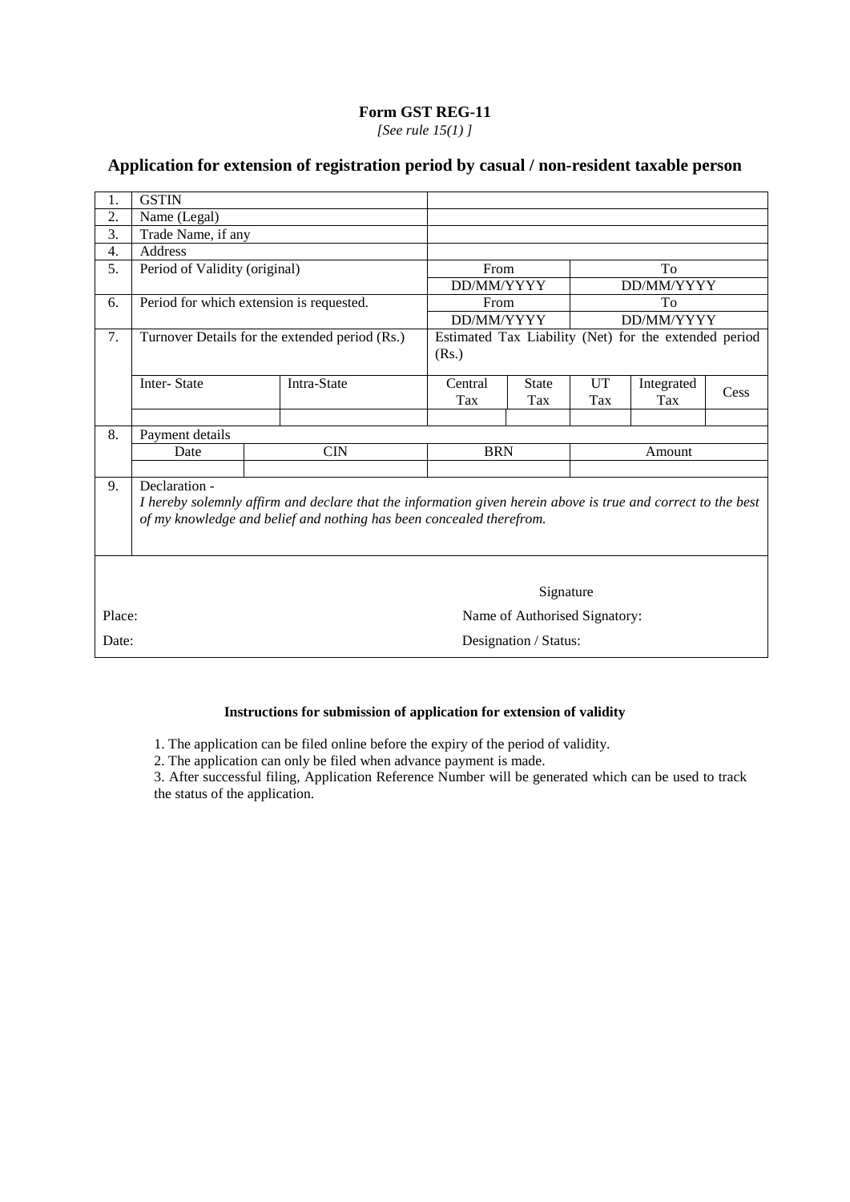**Form GST REG-11**

*[See rule 15(1) ]*

## Application for extension of registration period by casual / non-resident taxable person

| | | | | | | | | |
|---|---|---|---|---|---|---|---|---|
| 1. | GSTIN | | | | | | | |
| 2. | Name (Legal) | | | | | | | |
| 3. | Trade Name, if any | | | | | | | |
| 4. | Address | | | | | | | |
| 5. | Period of Validity (original) | | From | | To | | | |
| | | | DD/MM/YYYY | | DD/MM/YYYY | | | |
| 6. | Period for which extension is requested. | | From | | To | | | |
| | | | DD/MM/YYYY | | DD/MM/YYYY | | | |
| 7. | Turnover Details for the extended period (Rs.) | | Estimated Tax Liability (Net) for the extended period (Rs.) | | | | | |
| | Inter- State | Intra-State | Central Tax | State Tax | UT Tax | Integrated Tax | Cess | |
| | | | | | | | | |
| 8. | Payment details | | | | | | | |
| | Date | CIN | BRN | | Amount | | | |
| | | | | | | | | |
| 9. | Declaration - *I hereby solemnly affirm and declare that the information given herein above is true and correct to the best of my knowledge and belief and nothing has been concealed therefrom.* | | | | | | | |

Signature

Place: Name of Authorised Signatory:

Date: Designation / Status:

**Instructions for submission of application for extension of validity**

1. The application can be filed online before the expiry of the period of validity.
2. The application can only be filed when advance payment is made.
3. After successful filing, Application Reference Number will be generated which can be used to track the status of the application.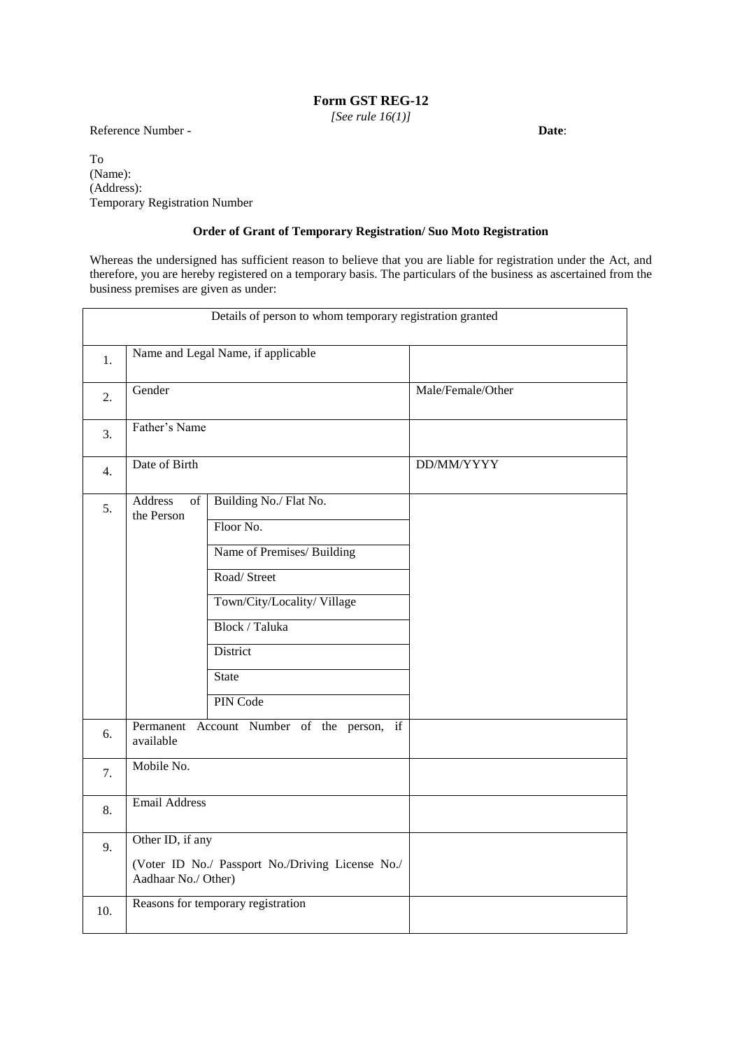# Form GST REG-12

*[See rule 16(1)]*

Reference Number - **Date**:

To
(Name):
(Address):
Temporary Registration Number

**Order of Grant of Temporary Registration/ Suo Moto Registration**

Whereas the undersigned has sufficient reason to believe that you are liable for registration under the Act, and therefore, you are hereby registered on a temporary basis. The particulars of the business as ascertained from the business premises are given as under:

| Details of person to whom temporary registration granted | | | |
|---|---|---|---|
| 1. | Name and Legal Name, if applicable | | |
| 2. | Gender | | Male/Female/Other |
| 3. | Father's Name | | |
| 4. | Date of Birth | | DD/MM/YYYY |
| 5. | Address of the Person | Building No./ Flat No. | |
| | | Floor No. | |
| | | Name of Premises/ Building | |
| | | Road/ Street | |
| | | Town/City/Locality/ Village | |
| | | Block / Taluka | |
| | | District | |
| | | State | |
| | | PIN Code | |
| 6. | Permanent Account Number of the person, if available | | |
| 7. | Mobile No. | | |
| 8. | Email Address | | |
| 9. | Other ID, if any (Voter ID No./ Passport No./Driving License No./ Aadhaar No./ Other) | | |
| 10. | Reasons for temporary registration | | |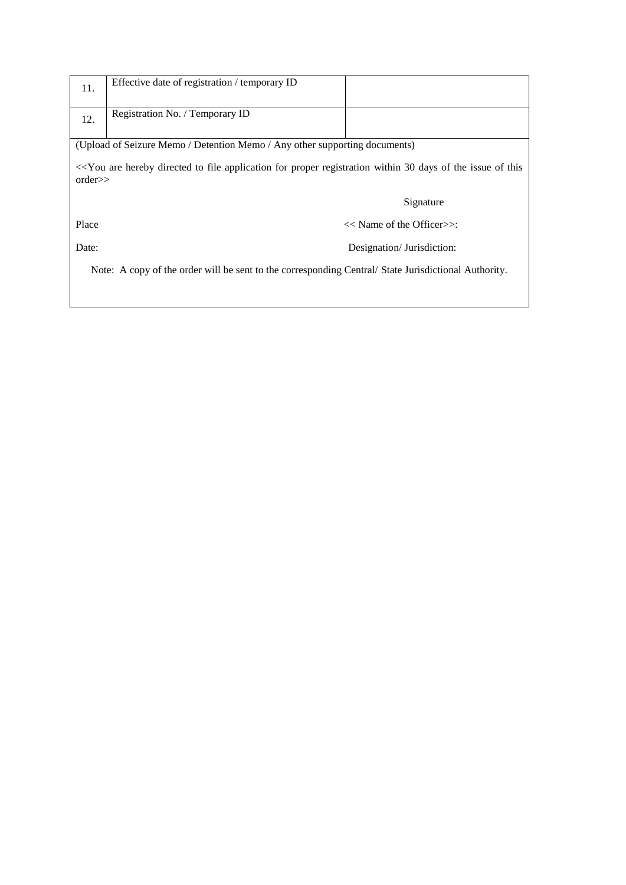| 11. | Effective date of registration / temporary ID | |
|---|---|---|
| 12. | Registration No. / Temporary ID | |

(Upload of Seizure Memo / Detention Memo / Any other supporting documents)

<<You are hereby directed to file application for proper registration within 30 days of the issue of this order>>

Signature

Place << Name of the Officer>>:

Date: Designation/ Jurisdiction:

Note: A copy of the order will be sent to the corresponding Central/ State Jurisdictional Authority.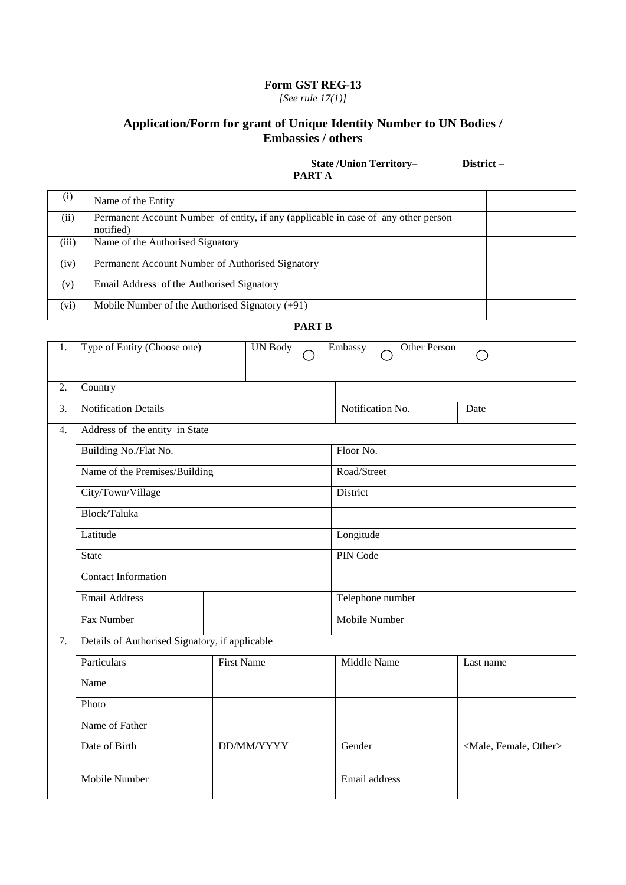**Form GST REG-13**

*[See rule 17(1)]*

## Application/Form for grant of Unique Identity Number to UN Bodies / Embassies / others

**State /Union Territory–** **District –**

**PART A**

| | | |
|---|---|---|
| (i) | Name of the Entity | |
| (ii) | Permanent Account Number of entity, if any (applicable in case of any other person notified) | |
| (iii) | Name of the Authorised Signatory | |
| (iv) | Permanent Account Number of Authorised Signatory | |
| (v) | Email Address of the Authorised Signatory | |
| (vi) | Mobile Number of the Authorised Signatory (+91) | |

**PART B**

| | | | | | |
|---|---|---|---|---|---|
| 1. | Type of Entity (Choose one) | | UN Body ○ | Embassy ○ | Other Person ○ |
| 2. | Country | | | | |
| 3. | Notification Details | | | Notification No. | Date |
| 4. | Address of the entity in State | | | | |
| | Building No./Flat No. | | | Floor No. | |
| | Name of the Premises/Building | | | Road/Street | |
| | City/Town/Village | | | District | |
| | Block/Taluka | | | | |
| | Latitude | | | Longitude | |
| | State | | | PIN Code | |
| | Contact Information | | | | |
| | Email Address | | | Telephone number | |
| | Fax Number | | | Mobile Number | |
| 7. | Details of Authorised Signatory, if applicable | | | | |
| | Particulars | First Name | | Middle Name | Last name |
| | Name | | | | |
| | Photo | | | | |
| | Name of Father | | | | |
| | Date of Birth | DD/MM/YYYY | | Gender | <Male, Female, Other> |
| | Mobile Number | | | Email address | |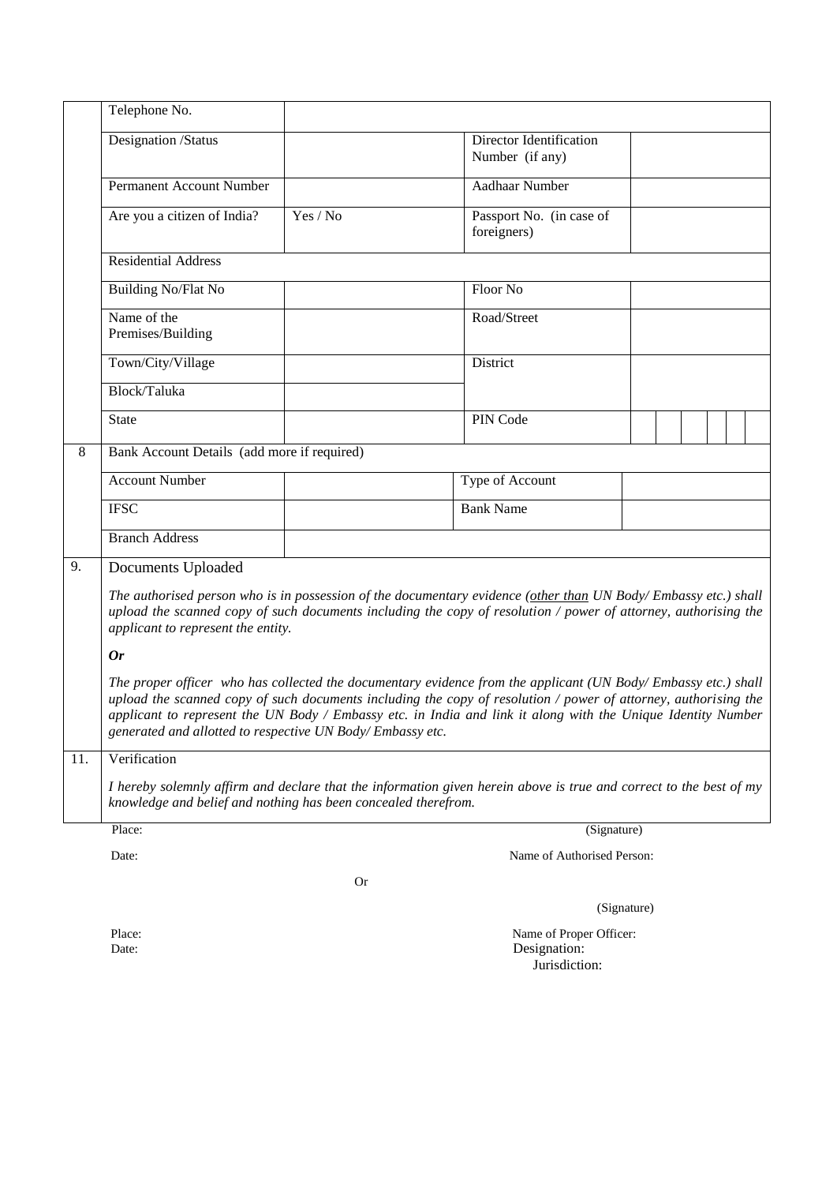| | | | | |
|---|---|---|---|---|
| | Telephone No. | | | |
| | Designation /Status | | Director Identification Number (if any) | |
| | Permanent Account Number | | Aadhaar Number | |
| | Are you a citizen of India? | Yes / No | Passport No. (in case of foreigners) | |
| | Residential Address | | | |
| | Building No/Flat No | | Floor No | |
| | Name of the Premises/Building | | Road/Street | |
| | Town/City/Village | | District | |
| | Block/Taluka | | | |
| | State | | PIN Code | |
| 8 | Bank Account Details (add more if required) | | | |
| | Account Number | | Type of Account | |
| | IFSC | | Bank Name | |
| | Branch Address | | | |

**9. Documents Uploaded**

*The authorised person who is in possession of the documentary evidence (<u>other than</u> UN Body/ Embassy etc.) shall upload the scanned copy of such documents including the copy of resolution / power of attorney, authorising the applicant to represent the entity.*

***Or***

*The proper officer who has collected the documentary evidence from the applicant (UN Body/ Embassy etc.) shall upload the scanned copy of such documents including the copy of resolution / power of attorney, authorising the applicant to represent the UN Body / Embassy etc. in India and link it along with the Unique Identity Number generated and allotted to respective UN Body/ Embassy etc.*

**11. Verification**

*I hereby solemnly affirm and declare that the information given herein above is true and correct to the best of my knowledge and belief and nothing has been concealed therefrom.*

Place: (Signature)

Date: Name of Authorised Person:

Or

(Signature)

Place: Name of Proper Officer:

Date: Designation:

Jurisdiction: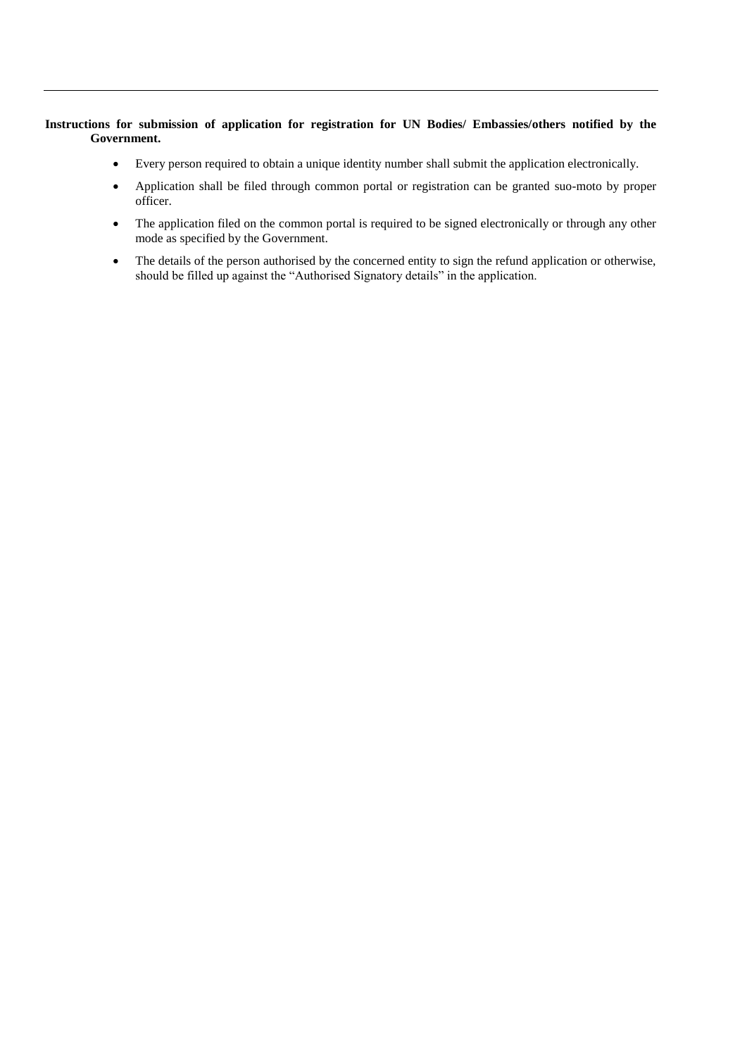**Instructions for submission of application for registration for UN Bodies/ Embassies/others notified by the Government.**

- Every person required to obtain a unique identity number shall submit the application electronically.
- Application shall be filed through common portal or registration can be granted suo-moto by proper officer.
- The application filed on the common portal is required to be signed electronically or through any other mode as specified by the Government.
- The details of the person authorised by the concerned entity to sign the refund application or otherwise, should be filled up against the "Authorised Signatory details" in the application.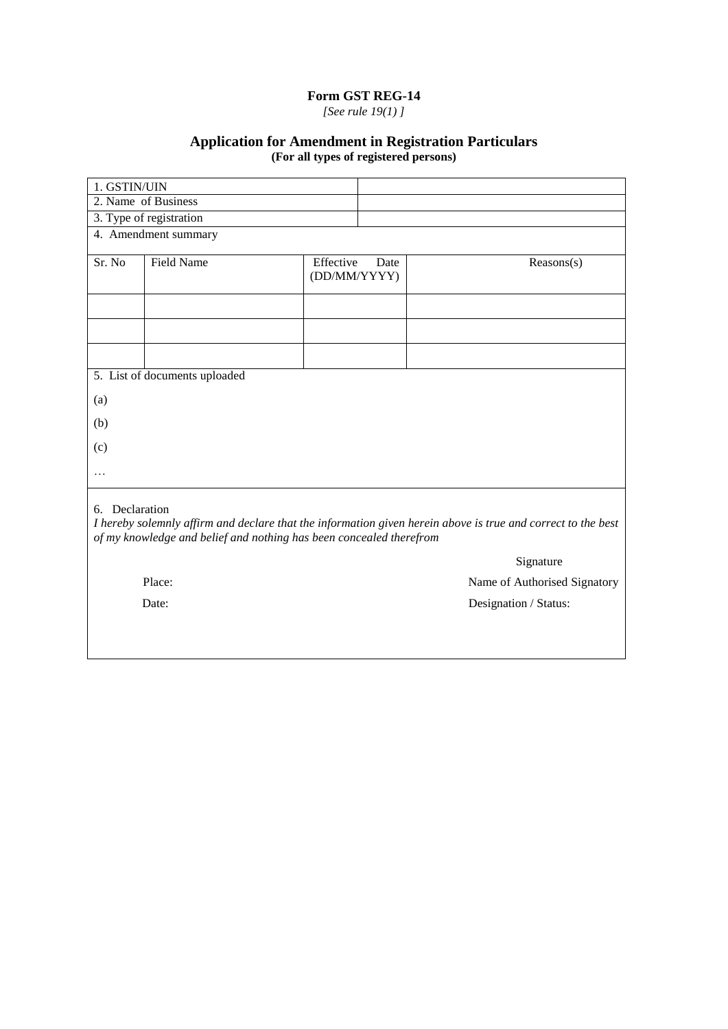**Form GST REG-14**

*[See rule 19(1) ]*

## Application for Amendment in Registration Particulars

**(For all types of registered persons)**

| 1. GSTIN/UIN | |
|---|---|
| 2. Name of Business | |
| 3. Type of registration | |

4. Amendment summary

| Sr. No | Field Name | Effective Date (DD/MM/YYYY) | Reasons(s) |
|---|---|---|---|
| | | | |
| | | | |
| | | | |

5. List of documents uploaded

(a)

(b)

(c)

…

6. Declaration

*I hereby solemnly affirm and declare that the information given herein above is true and correct to the best of my knowledge and belief and nothing has been concealed therefrom*

Signature

Place: Name of Authorised Signatory

Date: Designation / Status: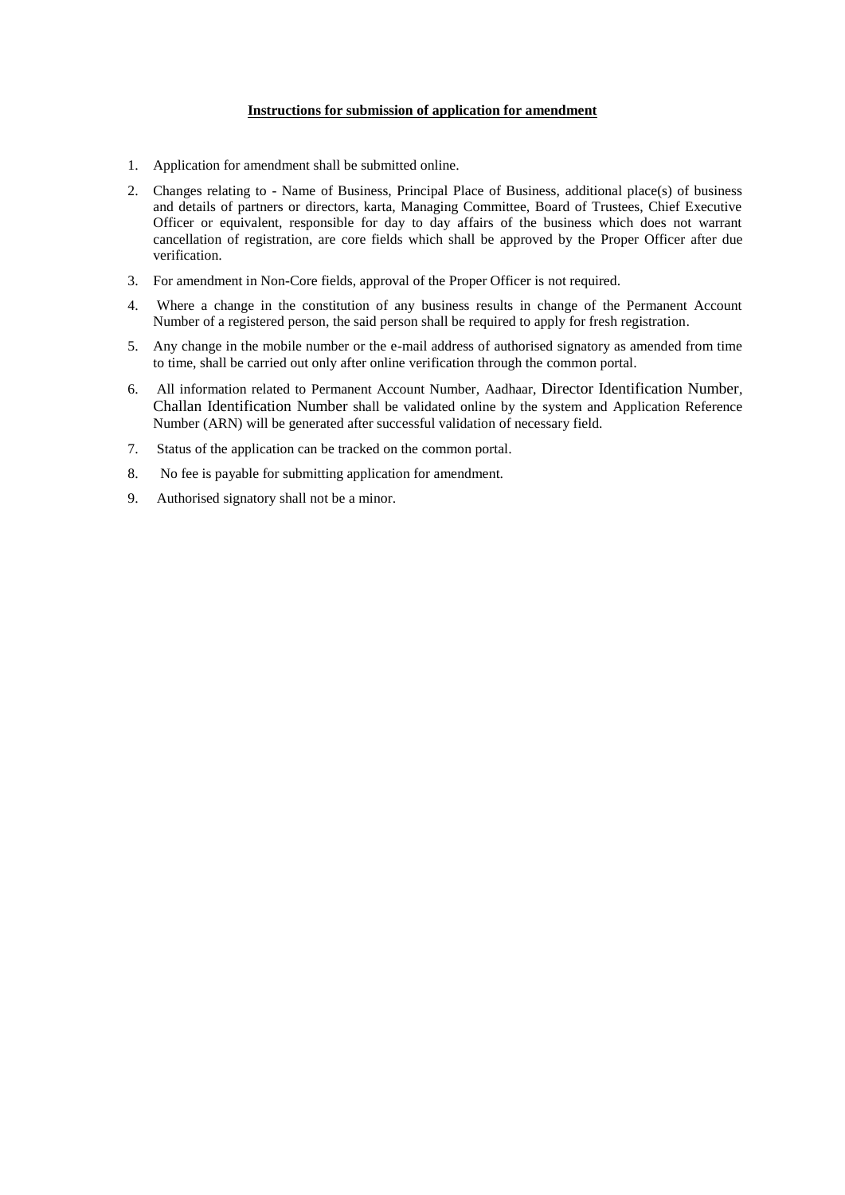**<u>Instructions for submission of application for amendment</u>**

1. Application for amendment shall be submitted online.
2. Changes relating to - Name of Business, Principal Place of Business, additional place(s) of business and details of partners or directors, karta, Managing Committee, Board of Trustees, Chief Executive Officer or equivalent, responsible for day to day affairs of the business which does not warrant cancellation of registration, are core fields which shall be approved by the Proper Officer after due verification.
3. For amendment in Non-Core fields, approval of the Proper Officer is not required.
4. Where a change in the constitution of any business results in change of the Permanent Account Number of a registered person, the said person shall be required to apply for fresh registration.
5. Any change in the mobile number or the e-mail address of authorised signatory as amended from time to time, shall be carried out only after online verification through the common portal.
6. All information related to Permanent Account Number, Aadhaar, Director Identification Number, Challan Identification Number shall be validated online by the system and Application Reference Number (ARN) will be generated after successful validation of necessary field.
7. Status of the application can be tracked on the common portal.
8. No fee is payable for submitting application for amendment.
9. Authorised signatory shall not be a minor.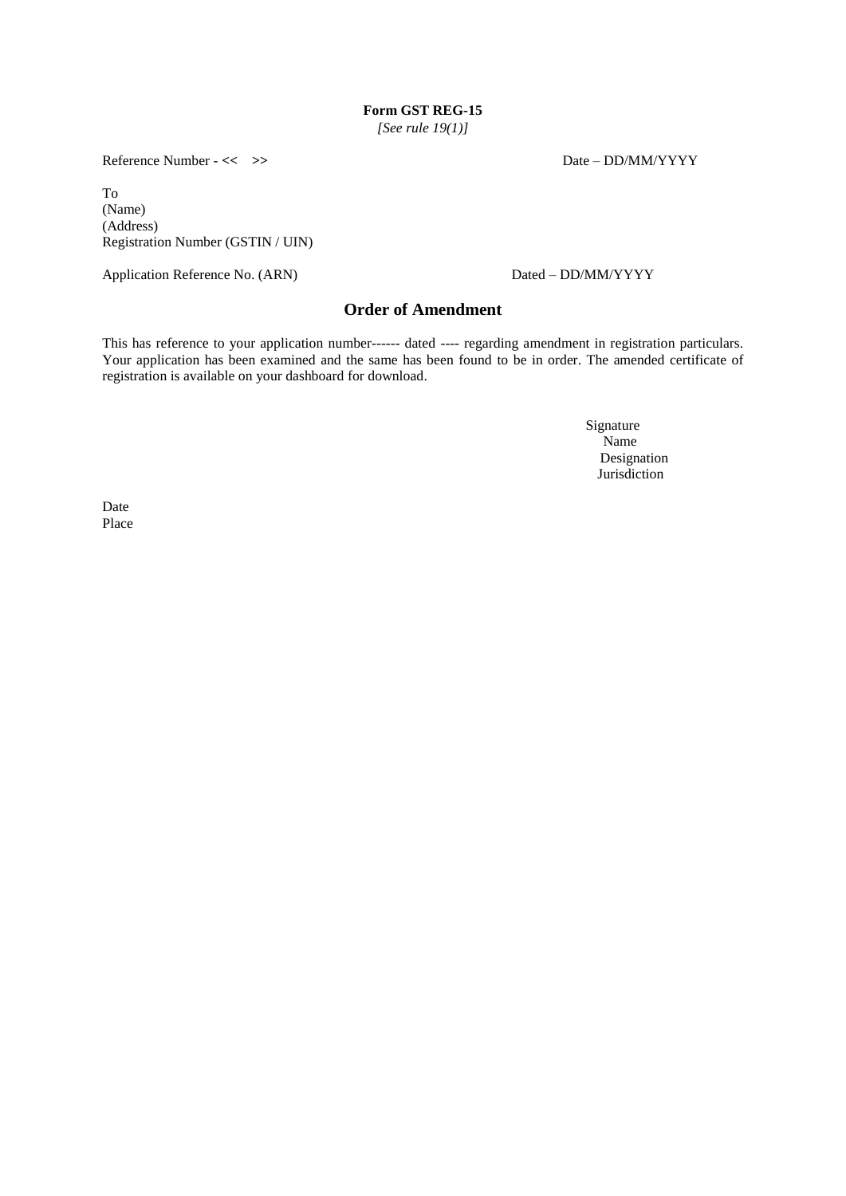**Form GST REG-15**

*[See rule 19(1)]*

Reference Number - << >> Date – DD/MM/YYYY

To
(Name)
(Address)
Registration Number (GSTIN / UIN)

Application Reference No. (ARN) Dated – DD/MM/YYYY

## Order of Amendment

This has reference to your application number------ dated ---- regarding amendment in registration particulars. Your application has been examined and the same has been found to be in order. The amended certificate of registration is available on your dashboard for download.

Signature
Name
Designation
Jurisdiction

Date
Place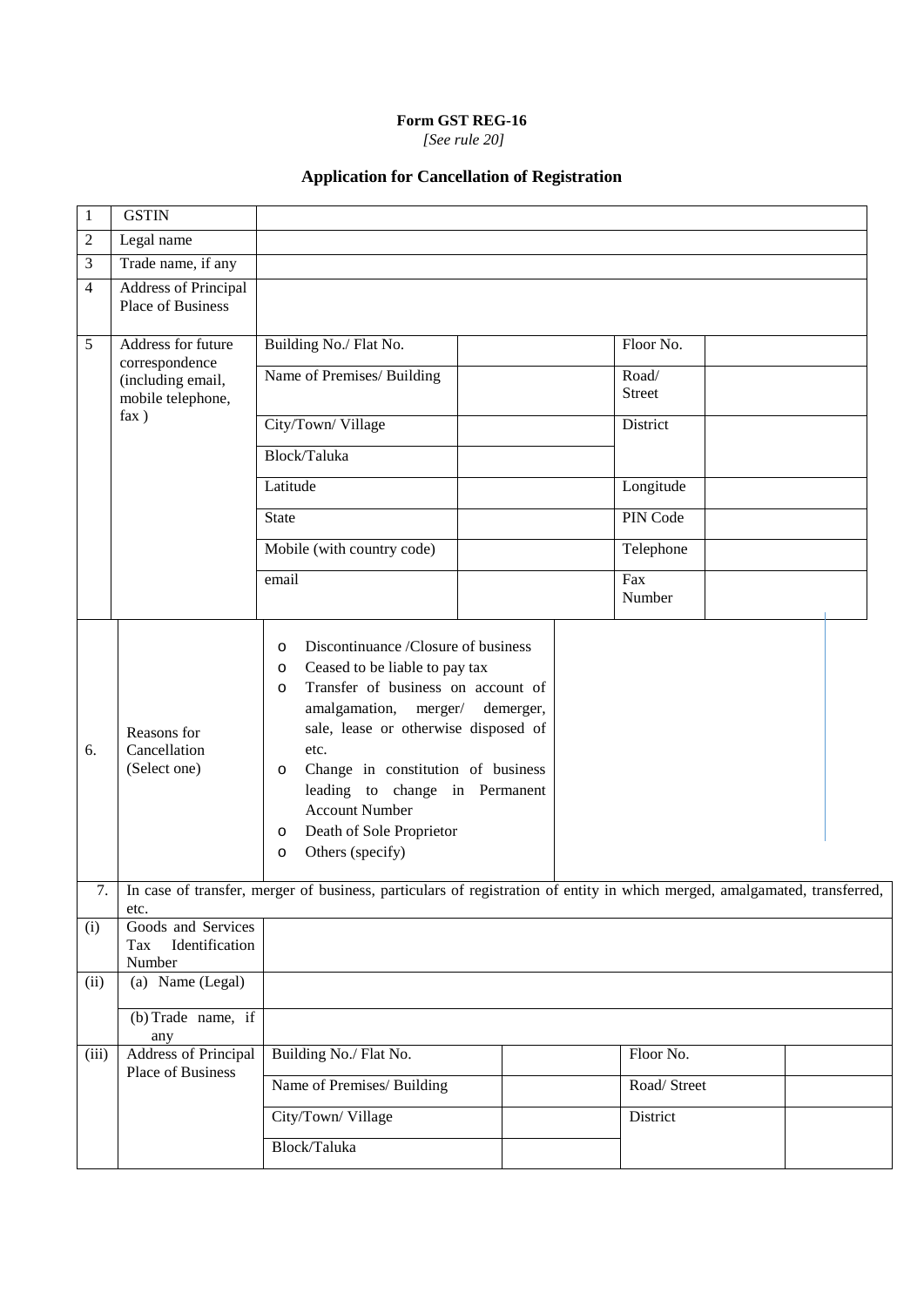**Form GST REG-16**

*[See rule 20]*

## Application for Cancellation of Registration

| | | | | | |
|---|---|---|---|---|---|
| 1 | GSTIN | | | | |
| 2 | Legal name | | | | |
| 3 | Trade name, if any | | | | |
| 4 | Address of Principal Place of Business | | | | |
| 5 | Address for future correspondence (including email, mobile telephone, fax ) | Building No./ Flat No. | | Floor No. | |
| | | Name of Premises/ Building | | Road/ Street | |
| | | City/Town/ Village | | District | |
| | | Block/Taluka | | | |
| | | Latitude | | Longitude | |
| | | State | | PIN Code | |
| | | Mobile (with country code) | | Telephone | |
| | | email | | Fax Number | |
| 6. | Reasons for Cancellation (Select one) | o Discontinuance /Closure of business<br>o Ceased to be liable to pay tax<br>o Transfer of business on account of amalgamation, merger/ demerger, sale, lease or otherwise disposed of etc.<br>o Change in constitution of business leading to change in Permanent Account Number<br>o Death of Sole Proprietor<br>o Others (specify) | | | |
| 7. | In case of transfer, merger of business, particulars of registration of entity in which merged, amalgamated, transferred, etc. | | | | |
| (i) | Goods and Services Tax Identification Number | | | | |
| (ii) | (a) Name (Legal) | | | | |
| | (b) Trade name, if any | | | | |
| (iii) | Address of Principal Place of Business | Building No./ Flat No. | | Floor No. | |
| | | Name of Premises/ Building | | Road/ Street | |
| | | City/Town/ Village | | District | |
| | | Block/Taluka | | | |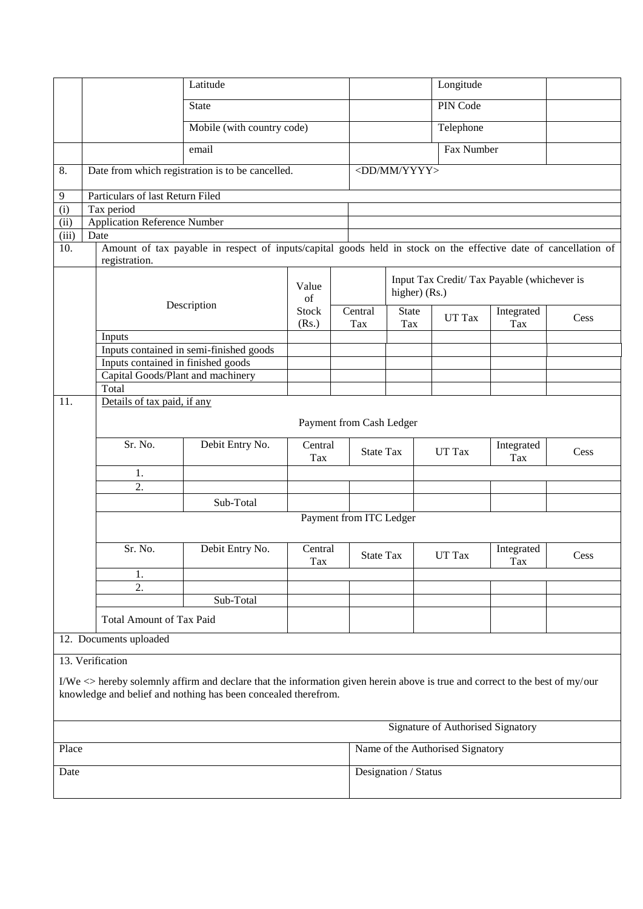| | | | | | |
|---|---|---|---|---|---|
| | | Latitude | | Longitude | |
| | | State | | PIN Code | |
| | | Mobile (with country code) | | Telephone | |
| | | email | | Fax Number | |
| 8. | Date from which registration is to be cancelled. | | <DD/MM/YYYY> | | |

| | |
|---|---|
| 9 | Particulars of last Return Filed |
| (i) | Tax period |
| (ii) | Application Reference Number |
| (iii) | Date |

10. Amount of tax payable in respect of inputs/capital goods held in stock on the effective date of cancellation of registration.

| Description | Value of Stock (Rs.) | Input Tax Credit/ Tax Payable (whichever is higher) (Rs.) | | | | |
|---|---|---|---|---|---|---|
| | | Central Tax | State Tax | UT Tax | Integrated Tax | Cess |
| Inputs | | | | | | |
| Inputs contained in semi-finished goods | | | | | | |
| Inputs contained in finished goods | | | | | | |
| Capital Goods/Plant and machinery | | | | | | |
| Total | | | | | | |

11. Details of tax paid, if any

Payment from Cash Ledger

| Sr. No. | Debit Entry No. | Central Tax | State Tax | UT Tax | Integrated Tax | Cess |
|---|---|---|---|---|---|---|
| 1. | | | | | | |
| 2. | | | | | | |
| | Sub-Total | | | | | |

Payment from ITC Ledger

| Sr. No. | Debit Entry No. | Central Tax | State Tax | UT Tax | Integrated Tax | Cess |
|---|---|---|---|---|---|---|
| 1. | | | | | | |
| 2. | | | | | | |
| | Sub-Total | | | | | |
| Total Amount of Tax Paid | | | | | | |

12. Documents uploaded

13. Verification

I/We <> hereby solemnly affirm and declare that the information given herein above is true and correct to the best of my/our knowledge and belief and nothing has been concealed therefrom.

| | |
|---|---|
| | Signature of Authorised Signatory |
| Place | Name of the Authorised Signatory |
| Date | Designation / Status |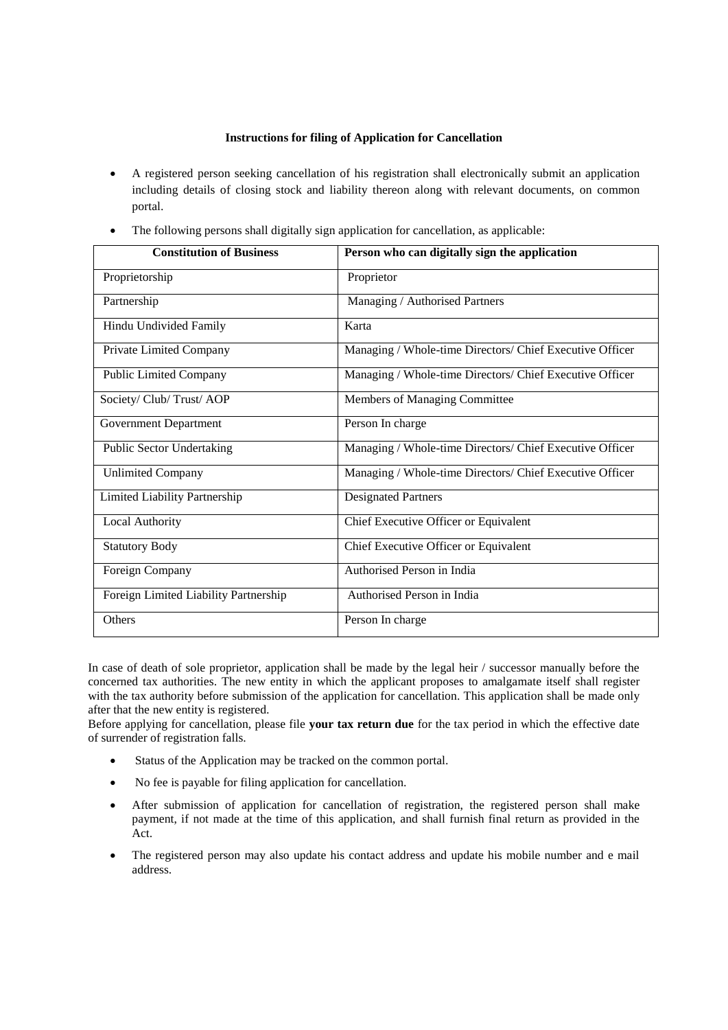**Instructions for filing of Application for Cancellation**

- A registered person seeking cancellation of his registration shall electronically submit an application including details of closing stock and liability thereon along with relevant documents, on common portal.
- The following persons shall digitally sign application for cancellation, as applicable:

| Constitution of Business | Person who can digitally sign the application |
|---|---|
| Proprietorship | Proprietor |
| Partnership | Managing / Authorised Partners |
| Hindu Undivided Family | Karta |
| Private Limited Company | Managing / Whole-time Directors/ Chief Executive Officer |
| Public Limited Company | Managing / Whole-time Directors/ Chief Executive Officer |
| Society/ Club/ Trust/ AOP | Members of Managing Committee |
| Government Department | Person In charge |
| Public Sector Undertaking | Managing / Whole-time Directors/ Chief Executive Officer |
| Unlimited Company | Managing / Whole-time Directors/ Chief Executive Officer |
| Limited Liability Partnership | Designated Partners |
| Local Authority | Chief Executive Officer or Equivalent |
| Statutory Body | Chief Executive Officer or Equivalent |
| Foreign Company | Authorised Person in India |
| Foreign Limited Liability Partnership | Authorised Person in India |
| Others | Person In charge |

In case of death of sole proprietor, application shall be made by the legal heir / successor manually before the concerned tax authorities. The new entity in which the applicant proposes to amalgamate itself shall register with the tax authority before submission of the application for cancellation. This application shall be made only after that the new entity is registered.

Before applying for cancellation, please file **your tax return due** for the tax period in which the effective date of surrender of registration falls.

- Status of the Application may be tracked on the common portal.
- No fee is payable for filing application for cancellation.
- After submission of application for cancellation of registration, the registered person shall make payment, if not made at the time of this application, and shall furnish final return as provided in the Act.
- The registered person may also update his contact address and update his mobile number and e mail address.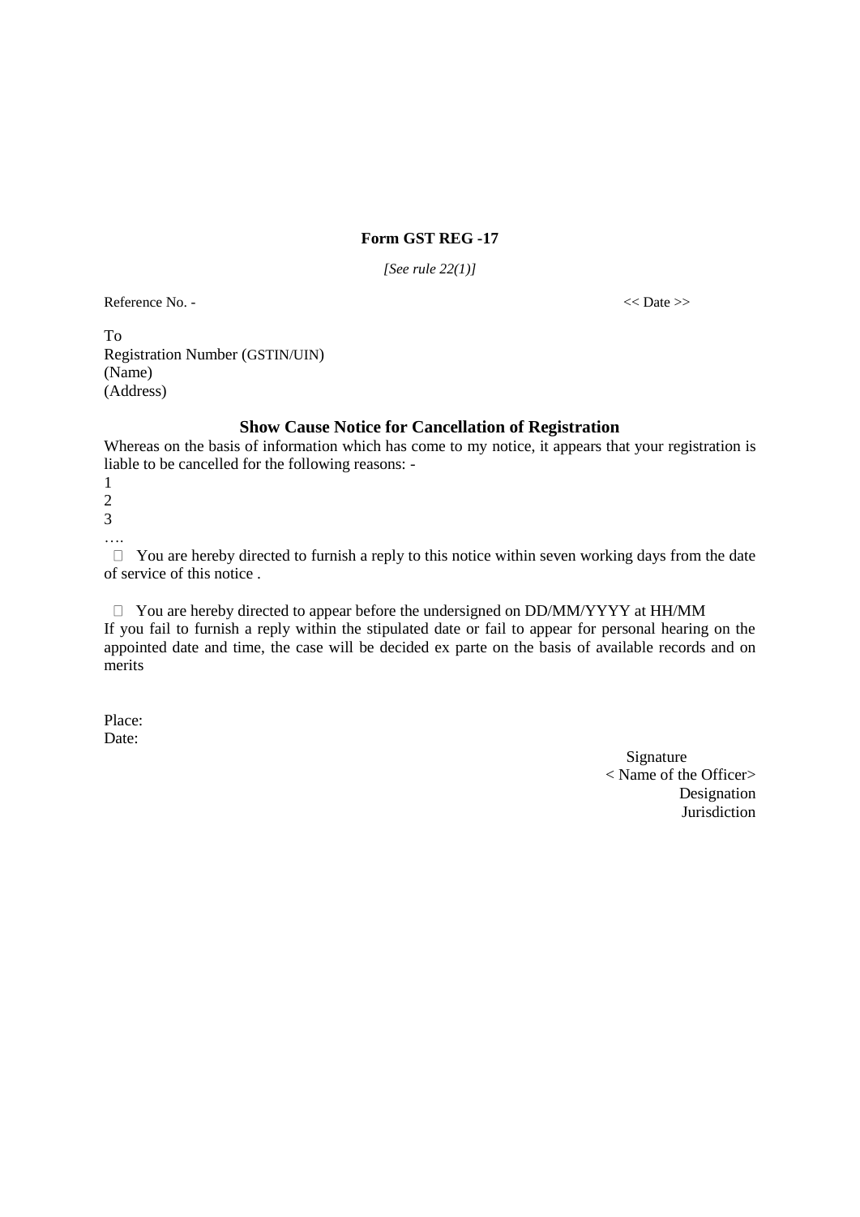**Form GST REG -17**

*[See rule 22(1)]*

Reference No. - << Date >>

To
Registration Number (GSTIN/UIN)
(Name)
(Address)

**Show Cause Notice for Cancellation of Registration**

Whereas on the basis of information which has come to my notice, it appears that your registration is liable to be cancelled for the following reasons: -

1
2
3
….

-  You are hereby directed to furnish a reply to this notice within seven working days from the date of service of this notice .

-  You are hereby directed to appear before the undersigned on DD/MM/YYYY at HH/MM

If you fail to furnish a reply within the stipulated date or fail to appear for personal hearing on the appointed date and time, the case will be decided ex parte on the basis of available records and on merits

Place:
Date:

Signature
< Name of the Officer>
Designation
Jurisdiction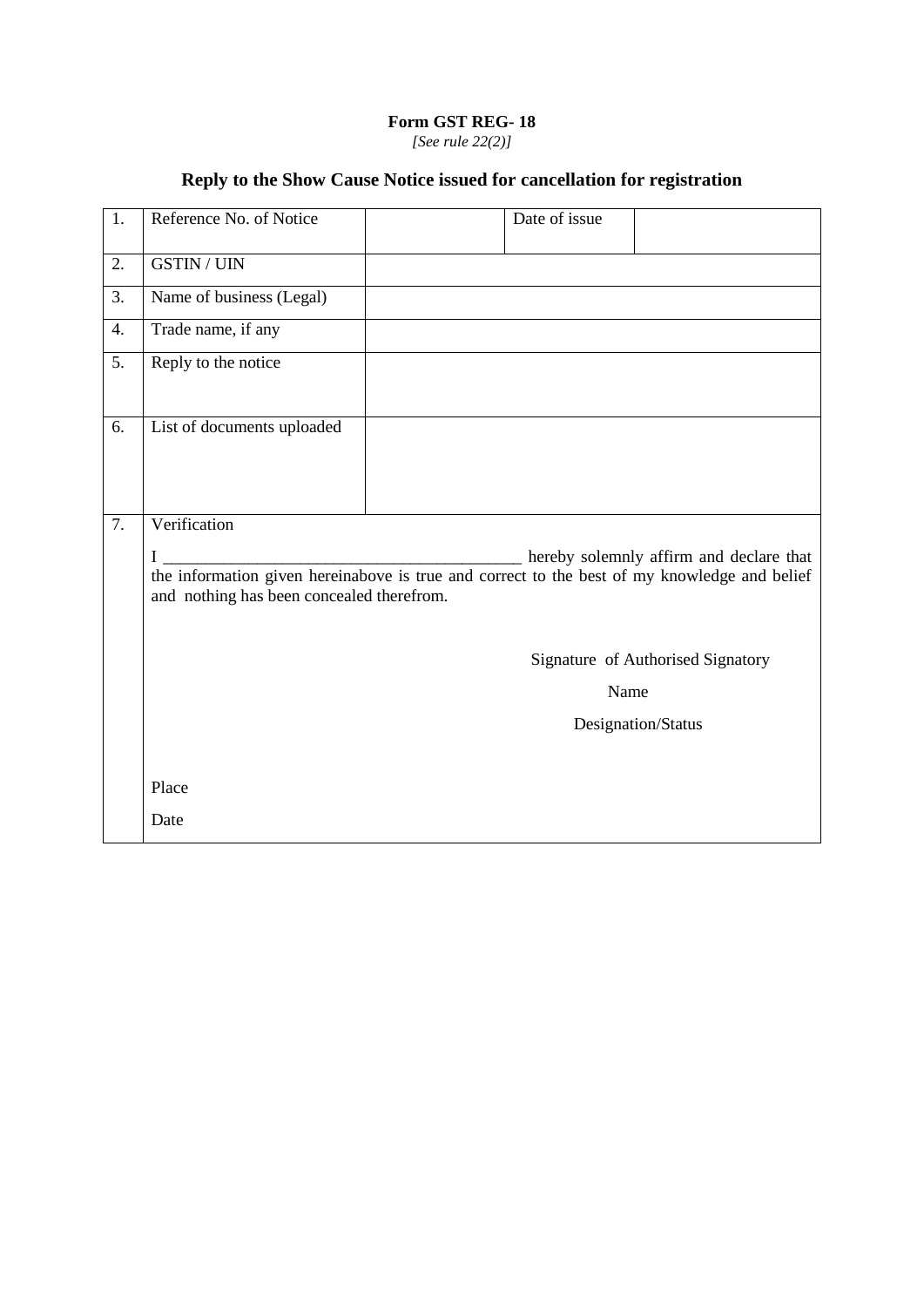**Form GST REG- 18**

*[See rule 22(2)]*

## Reply to the Show Cause Notice issued for cancellation for registration

| | | | | |
|---|---|---|---|---|
| 1. | Reference No. of Notice | | Date of issue | |
| 2. | GSTIN / UIN | | | |
| 3. | Name of business (Legal) | | | |
| 4. | Trade name, if any | | | |
| 5. | Reply to the notice | | | |
| 6. | List of documents uploaded | | | |
| 7. | Verification<br><br>I ___________________________________________ hereby solemnly affirm and declare that the information given hereinabove is true and correct to the best of my knowledge and belief and nothing has been concealed therefrom.<br><br>Signature of Authorised Signatory<br><br>Name<br><br>Designation/Status<br><br>Place<br><br>Date | | | |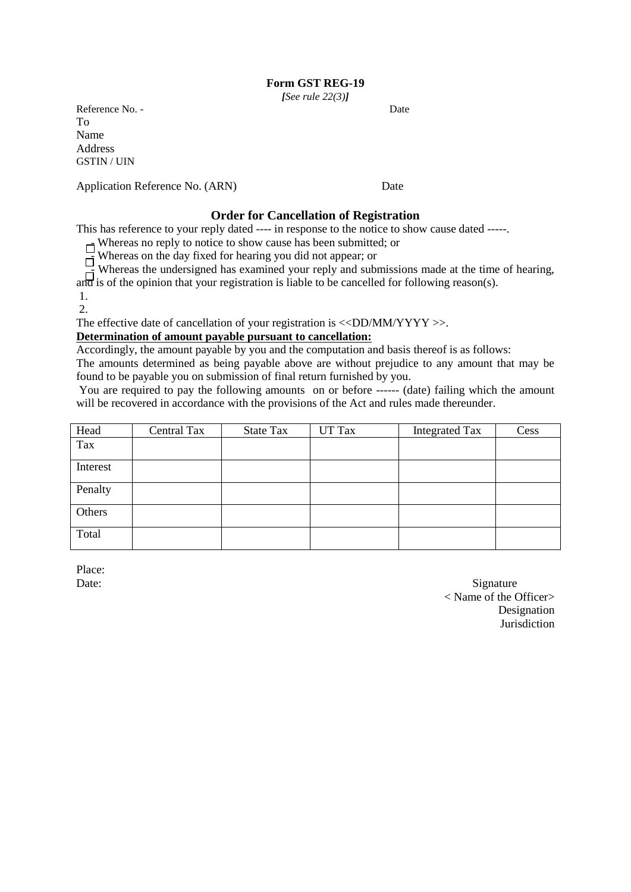**Form GST REG-19**

***[**See rule 22(3)**]***

Reference No. - Date

To

Name

Address

GSTIN / UIN

Application Reference No. (ARN) Date

**Order for Cancellation of Registration**

This has reference to your reply dated ---- in response to the notice to show cause dated -----.

☐ Whereas no reply to notice to show cause has been submitted; or

☐ Whereas on the day fixed for hearing you did not appear; or

☐ Whereas the undersigned has examined your reply and submissions made at the time of hearing, and is of the opinion that your registration is liable to be cancelled for following reason(s).

1.

2.

The effective date of cancellation of your registration is <<DD/MM/YYYY >>.

**Determination of amount payable pursuant to cancellation:**

Accordingly, the amount payable by you and the computation and basis thereof is as follows:

The amounts determined as being payable above are without prejudice to any amount that may be found to be payable you on submission of final return furnished by you.

You are required to pay the following amounts on or before ------ (date) failing which the amount will be recovered in accordance with the provisions of the Act and rules made thereunder.

| Head | Central Tax | State Tax | UT Tax | Integrated Tax | Cess |
|---|---|---|---|---|---|
| Tax | | | | | |
| Interest | | | | | |
| Penalty | | | | | |
| Others | | | | | |
| Total | | | | | |

Place:

Date:

Signature

< Name of the Officer>

Designation

Jurisdiction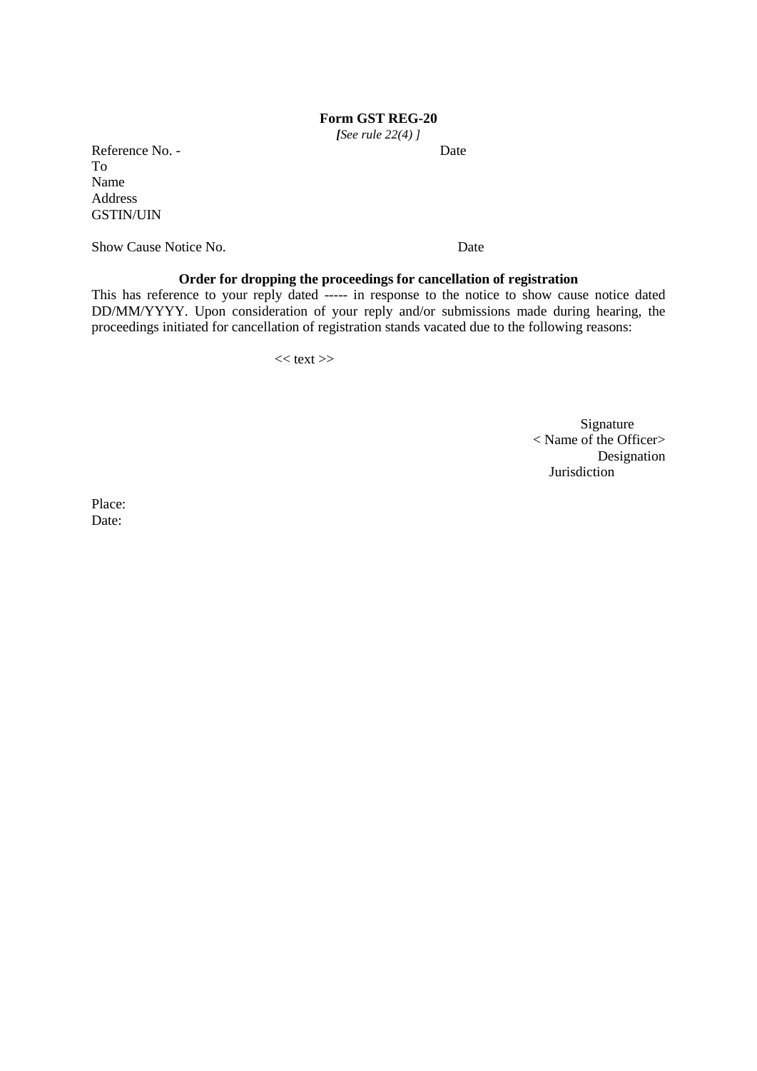**Form GST REG-20**

*[See rule 22(4) ]*

Reference No. - Date

To

Name

Address

GSTIN/UIN

Show Cause Notice No. Date

**Order for dropping the proceedings for cancellation of registration**

This has reference to your reply dated ----- in response to the notice to show cause notice dated DD/MM/YYYY. Upon consideration of your reply and/or submissions made during hearing, the proceedings initiated for cancellation of registration stands vacated due to the following reasons:

<< text >>

Signature

< Name of the Officer>

Designation

Jurisdiction

Place:

Date: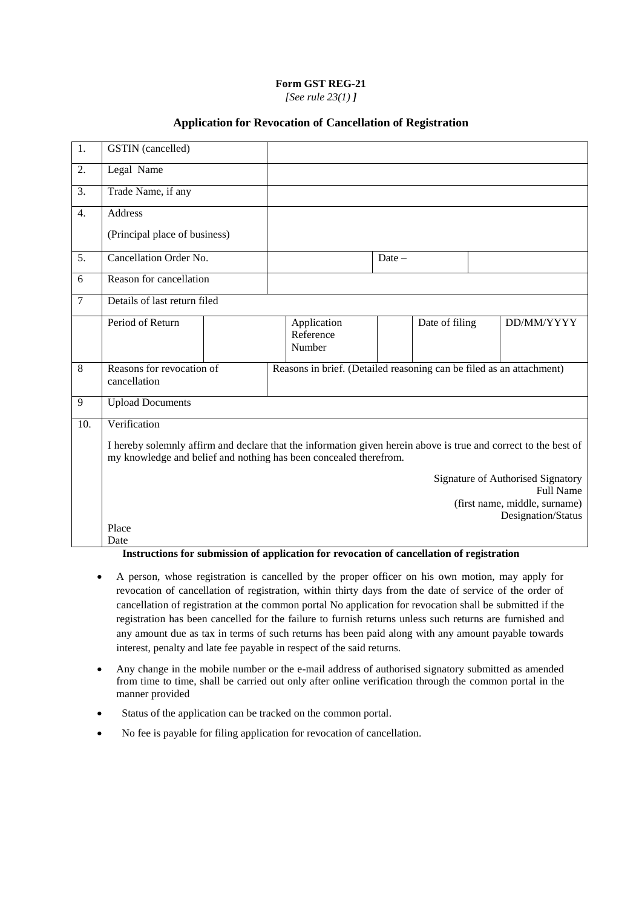**Form GST REG-21**

*[See rule 23(1) ]*

## Application for Revocation of Cancellation of Registration

| | | | | | | | |
|---|---|---|---|---|---|---|---|
| 1. | GSTIN (cancelled) | | | | | | |
| 2. | Legal Name | | | | | | |
| 3. | Trade Name, if any | | | | | | |
| 4. | Address<br>(Principal place of business) | | | | | | |
| 5. | Cancellation Order No. | | | Date – | | | |
| 6 | Reason for cancellation | | | | | | |
| 7 | Details of last return filed | | | | | | |
| | Period of Return | | Application Reference Number | | Date of filing | | DD/MM/YYYY |
| 8 | Reasons for revocation of cancellation | Reasons in brief. (Detailed reasoning can be filed as an attachment) | | | | | |
| 9 | Upload Documents | | | | | | |
| 10. | Verification<br>I hereby solemnly affirm and declare that the information given herein above is true and correct to the best of my knowledge and belief and nothing has been concealed therefrom.<br>Signature of Authorised Signatory<br>Full Name<br>(first name, middle, surname)<br>Designation/Status<br>Place<br>Date | | | | | | |

**Instructions for submission of application for revocation of cancellation of registration**

- A person, whose registration is cancelled by the proper officer on his own motion, may apply for revocation of cancellation of registration, within thirty days from the date of service of the order of cancellation of registration at the common portal No application for revocation shall be submitted if the registration has been cancelled for the failure to furnish returns unless such returns are furnished and any amount due as tax in terms of such returns has been paid along with any amount payable towards interest, penalty and late fee payable in respect of the said returns.
- Any change in the mobile number or the e-mail address of authorised signatory submitted as amended from time to time, shall be carried out only after online verification through the common portal in the manner provided
- Status of the application can be tracked on the common portal.
- No fee is payable for filing application for revocation of cancellation.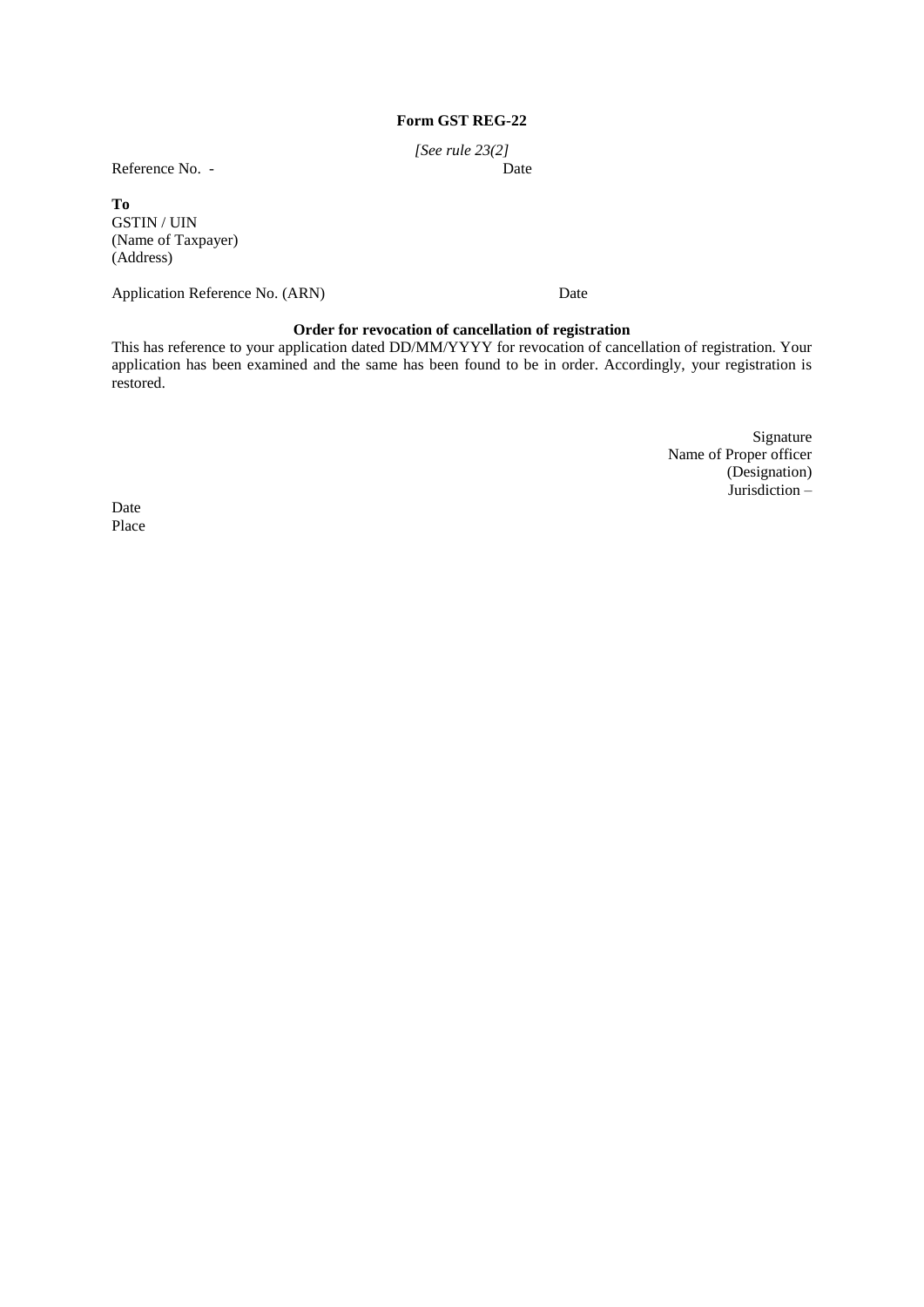**Form GST REG-22**

*[See rule 23(2]*

Reference No. - Date

**To**
GSTIN / UIN
(Name of Taxpayer)
(Address)

Application Reference No. (ARN) Date

**Order for revocation of cancellation of registration**

This has reference to your application dated DD/MM/YYYY for revocation of cancellation of registration. Your application has been examined and the same has been found to be in order. Accordingly, your registration is restored.

Signature
Name of Proper officer
(Designation)
Jurisdiction –

Date
Place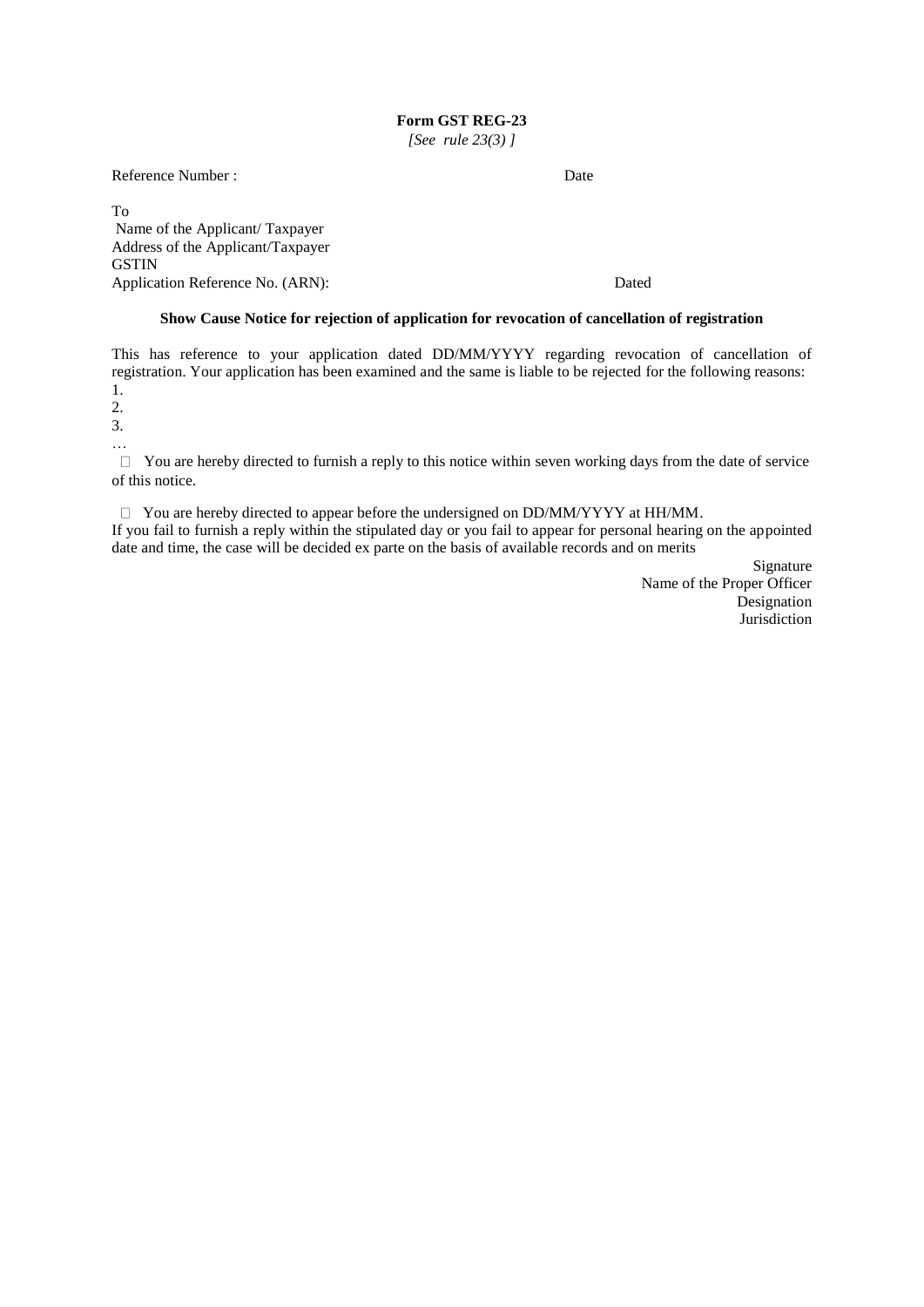**Form GST REG-23**

*[See rule 23(3) ]*

Reference Number : Date

To

Name of the Applicant/ Taxpayer

Address of the Applicant/Taxpayer

GSTIN

Application Reference No. (ARN): Dated

**Show Cause Notice for rejection of application for revocation of cancellation of registration**

This has reference to your application dated DD/MM/YYYY regarding revocation of cancellation of registration. Your application has been examined and the same is liable to be rejected for the following reasons:

1.

2.

3.

…

☐ You are hereby directed to furnish a reply to this notice within seven working days from the date of service of this notice.

☐ You are hereby directed to appear before the undersigned on DD/MM/YYYY at HH/MM.

If you fail to furnish a reply within the stipulated day or you fail to appear for personal hearing on the appointed date and time, the case will be decided ex parte on the basis of available records and on merits

Signature

Name of the Proper Officer

Designation

Jurisdiction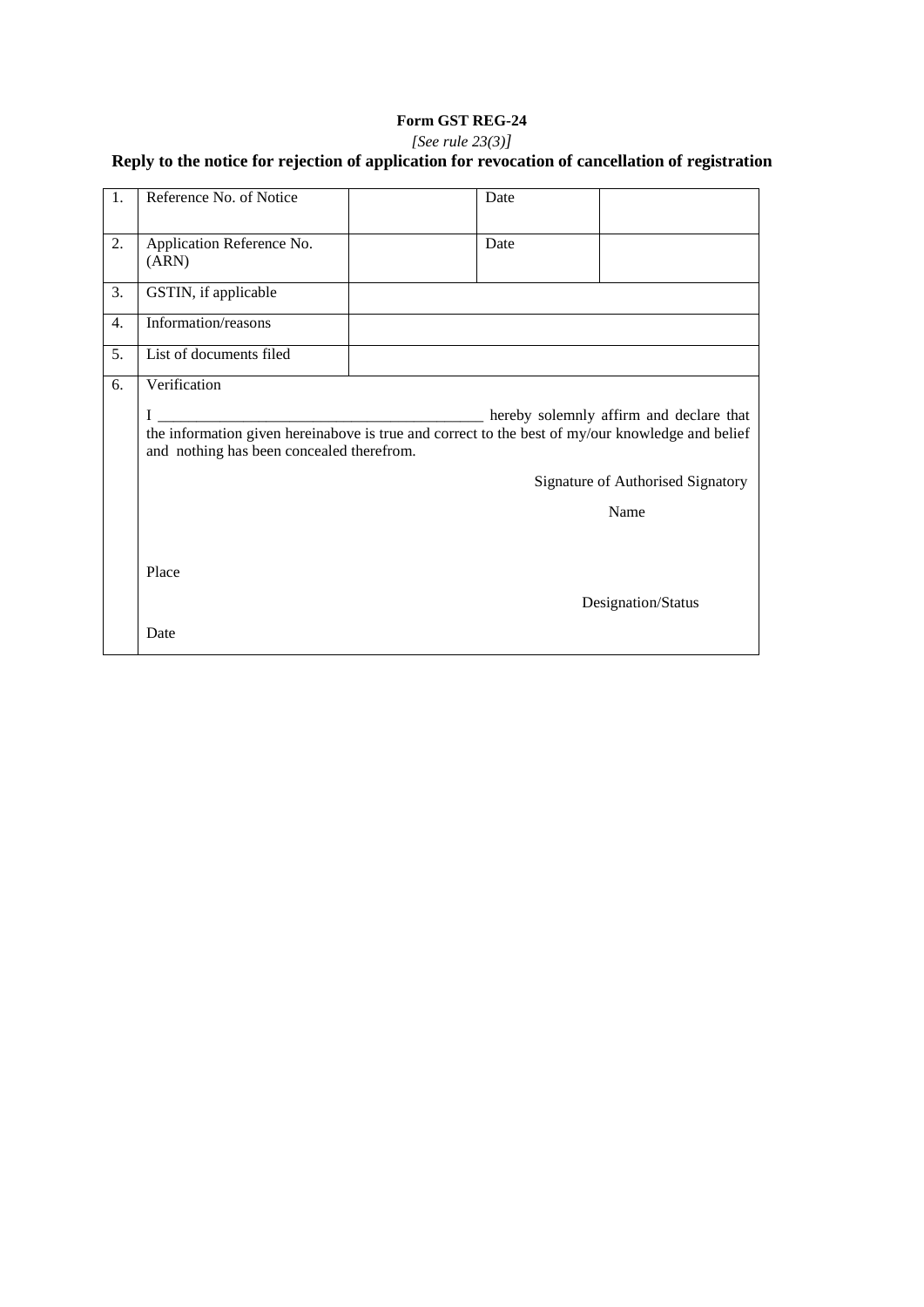**Form GST REG-24**

*[See rule 23(3)]*

**Reply to the notice for rejection of application for revocation of cancellation of registration**

| | | | | |
|---|---|---|---|---|
| 1. | Reference No. of Notice | | Date | |
| 2. | Application Reference No. (ARN) | | Date | |
| 3. | GSTIN, if applicable | | | |
| 4. | Information/reasons | | | |
| 5. | List of documents filed | | | |
| 6. | Verification<br><br>I ________________________________________ hereby solemnly affirm and declare that the information given hereinabove is true and correct to the best of my/our knowledge and belief and nothing has been concealed therefrom.<br><br>Signature of Authorised Signatory<br><br>Name<br><br>Place<br><br>Designation/Status<br><br>Date | | | |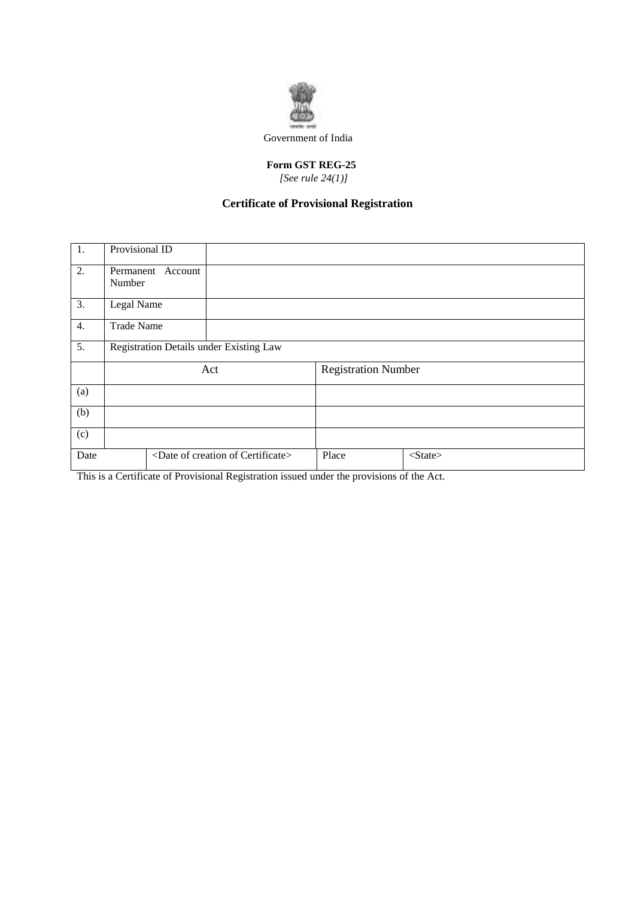Government of India

**Form GST REG-25**

*[See rule 24(1)]*

## Certificate of Provisional Registration

| 1. | Provisional ID | | |
|---|---|---|---|
| 2. | Permanent Account Number | | |
| 3. | Legal Name | | |
| 4. | Trade Name | | |
| 5. | Registration Details under Existing Law | | |
| | Act | Registration Number | |
| (a) | | | |
| (b) | | | |
| (c) | | | |
| Date | <Date of creation of Certificate> | Place | <State> |

This is a Certificate of Provisional Registration issued under the provisions of the Act.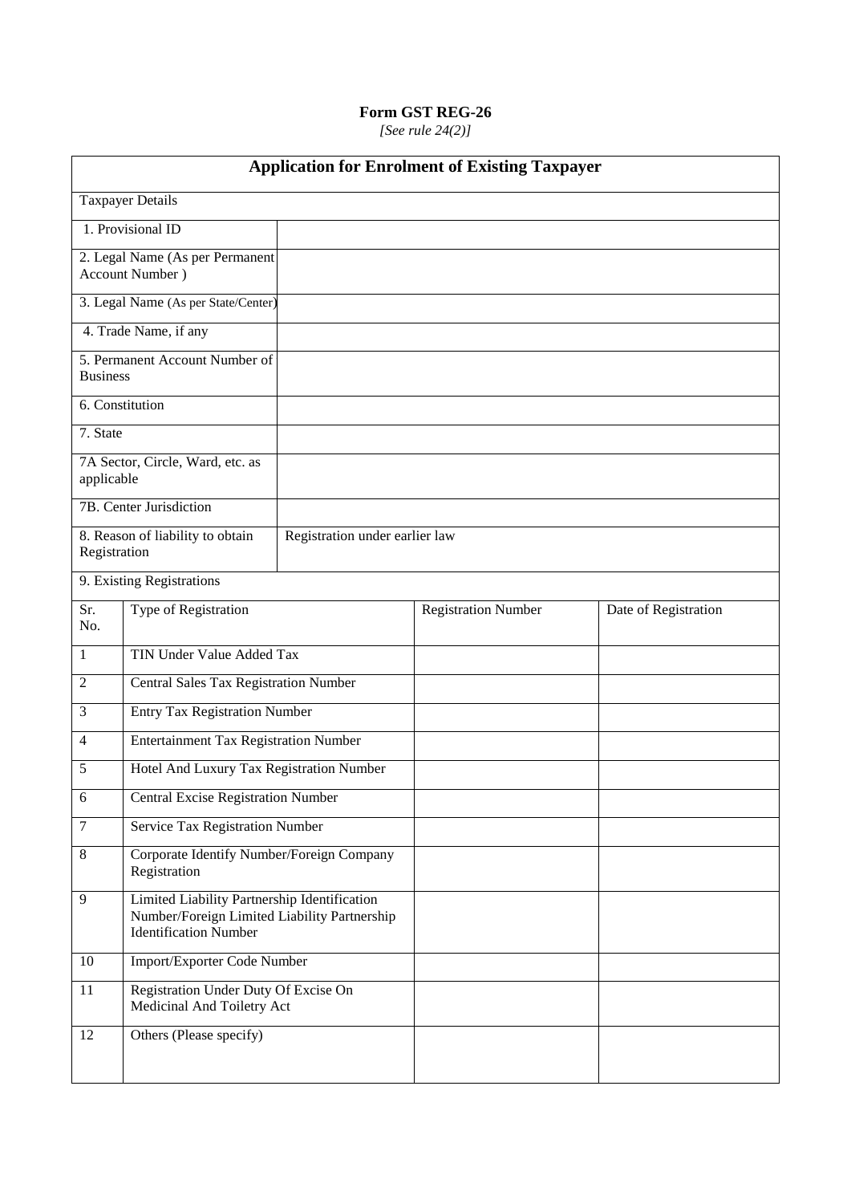**Form GST REG-26**

*[See rule 24(2)]*

| **Application for Enrolment of Existing Taxpayer** | |
|---|---|
| Taxpayer Details | |
| 1. Provisional ID | |
| 2. Legal Name (As per Permanent Account Number ) | |
| 3. Legal Name (As per State/Center) | |
| 4. Trade Name, if any | |
| 5. Permanent Account Number of Business | |
| 6. Constitution | |
| 7. State | |
| 7A Sector, Circle, Ward, etc. as applicable | |
| 7B. Center Jurisdiction | |
| 8. Reason of liability to obtain Registration | Registration under earlier law |
| 9. Existing Registrations | |

| Sr. No. | Type of Registration | Registration Number | Date of Registration |
|---|---|---|---|
| 1 | TIN Under Value Added Tax | | |
| 2 | Central Sales Tax Registration Number | | |
| 3 | Entry Tax Registration Number | | |
| 4 | Entertainment Tax Registration Number | | |
| 5 | Hotel And Luxury Tax Registration Number | | |
| 6 | Central Excise Registration Number | | |
| 7 | Service Tax Registration Number | | |
| 8 | Corporate Identify Number/Foreign Company Registration | | |
| 9 | Limited Liability Partnership Identification Number/Foreign Limited Liability Partnership Identification Number | | |
| 10 | Import/Exporter Code Number | | |
| 11 | Registration Under Duty Of Excise On Medicinal And Toiletry Act | | |
| 12 | Others (Please specify) | | |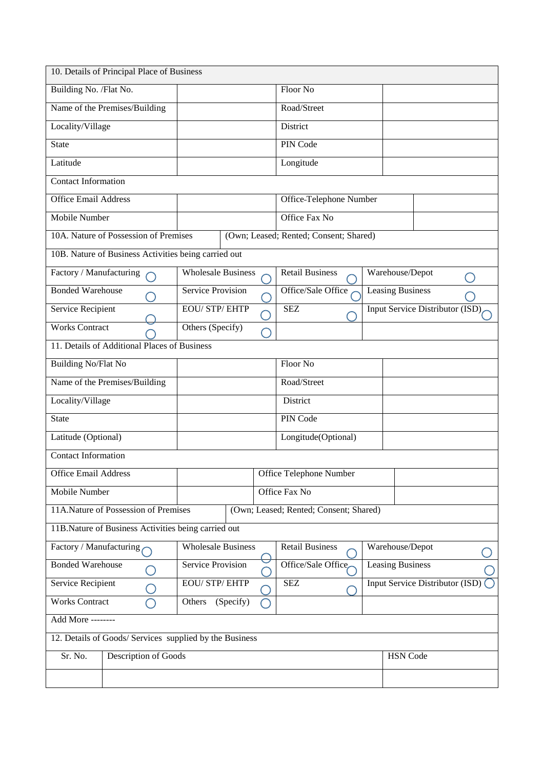| 10. Details of Principal Place of Business | | | |
|---|---|---|---|
| Building No. /Flat No. | | Floor No | |
| Name of the Premises/Building | | Road/Street | |
| Locality/Village | | District | |
| State | | PIN Code | |
| Latitude | | Longitude | |
| Contact Information | | | |
| Office Email Address | | Office-Telephone Number | |
| Mobile Number | | Office Fax No | |
| 10A. Nature of Possession of Premises | (Own; Leased; Rented; Consent; Shared) | | |
| 10B. Nature of Business Activities being carried out | | | |
| Factory / Manufacturing ◯ | Wholesale Business ◯ | Retail Business ◯ | Warehouse/Depot ◯ |
| Bonded Warehouse ◯ | Service Provision ◯ | Office/Sale Office ◯ | Leasing Business ◯ |
| Service Recipient ◯ | EOU/ STP/ EHTP ◯ | SEZ ◯ | Input Service Distributor (ISD) ◯ |
| Works Contract ◯ | Others (Specify) ◯ | | |
| 11. Details of Additional Places of Business | | | |
| Building No/Flat No | | Floor No | |
| Name of the Premises/Building | | Road/Street | |
| Locality/Village | | District | |
| State | | PIN Code | |
| Latitude (Optional) | | Longitude(Optional) | |
| Contact Information | | | |
| Office Email Address | | Office Telephone Number | |
| Mobile Number | | Office Fax No | |
| 11A.Nature of Possession of Premises | (Own; Leased; Rented; Consent; Shared) | | |
| 11B.Nature of Business Activities being carried out | | | |
| Factory / Manufacturing ◯ | Wholesale Business ◯ | Retail Business ◯ | Warehouse/Depot ◯ |
| Bonded Warehouse ◯ | Service Provision ◯ | Office/Sale Office ◯ | Leasing Business ◯ |
| Service Recipient ◯ | EOU/ STP/ EHTP ◯ | SEZ ◯ | Input Service Distributor (ISD) ◯ |
| Works Contract ◯ | Others (Specify) ◯ | | |
| Add More -------- | | | |

| 12. Details of Goods/ Services supplied by the Business | | |
|---|---|---|
| Sr. No. | Description of Goods | HSN Code |
| | | |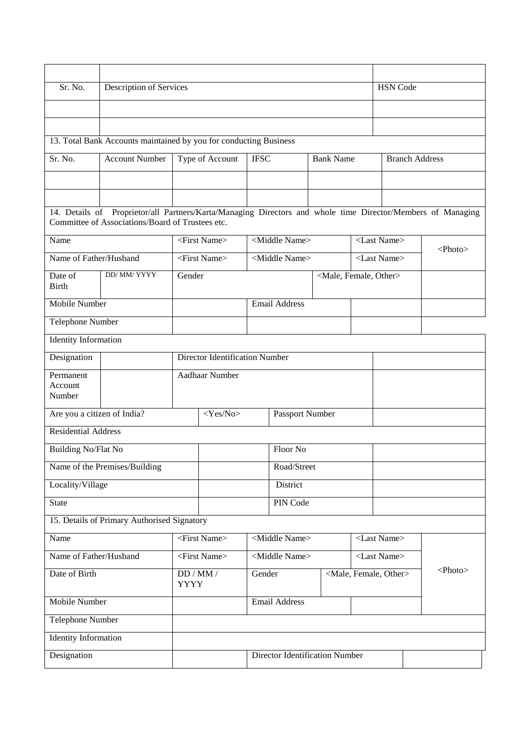| | | |
|---|---|---|
| | | |
| Sr. No. | Description of Services | HSN Code |
| | | |
| | | |

13. Total Bank Accounts maintained by you for conducting Business

| Sr. No. | Account Number | Type of Account | IFSC | Bank Name | Branch Address |
|---|---|---|---|---|---|
| | | | | | |
| | | | | | |

14. Details of Proprietor/all Partners/Karta/Managing Directors and whole time Director/Members of Managing Committee of Associations/Board of Trustees etc.

| | | | | | |
|---|---|---|---|---|---|
| Name | | <First Name> | <Middle Name> | <Last Name> | <Photo> |
| Name of Father/Husband | | <First Name> | <Middle Name> | <Last Name> | |
| Date of Birth | DD/ MM/ YYYY | Gender | | <Male, Female, Other> | |
| Mobile Number | | | Email Address | | |
| Telephone Number | | | | | |
| Identity Information | | | | | |
| Designation | | Director Identification Number | | | |
| Permanent Account Number | | Aadhaar Number | | | |
| Are you a citizen of India? | | <Yes/No> | Passport Number | | |
| Residential Address | | | | | |
| Building No/Flat No | | | Floor No | | |
| Name of the Premises/Building | | | Road/Street | | |
| Locality/Village | | | District | | |
| State | | | PIN Code | | |

15. Details of Primary Authorised Signatory

| | | | | | |
|---|---|---|---|---|---|
| Name | <First Name> | <Middle Name> | | <Last Name> | <Photo> |
| Name of Father/Husband | <First Name> | <Middle Name> | | <Last Name> | |
| Date of Birth | DD / MM / YYYY | Gender | <Male, Female, Other> | | |
| Mobile Number | | Email Address | | | |
| Telephone Number | | | | | |
| Identity Information | | | | | |
| Designation | | Director Identification Number | | | |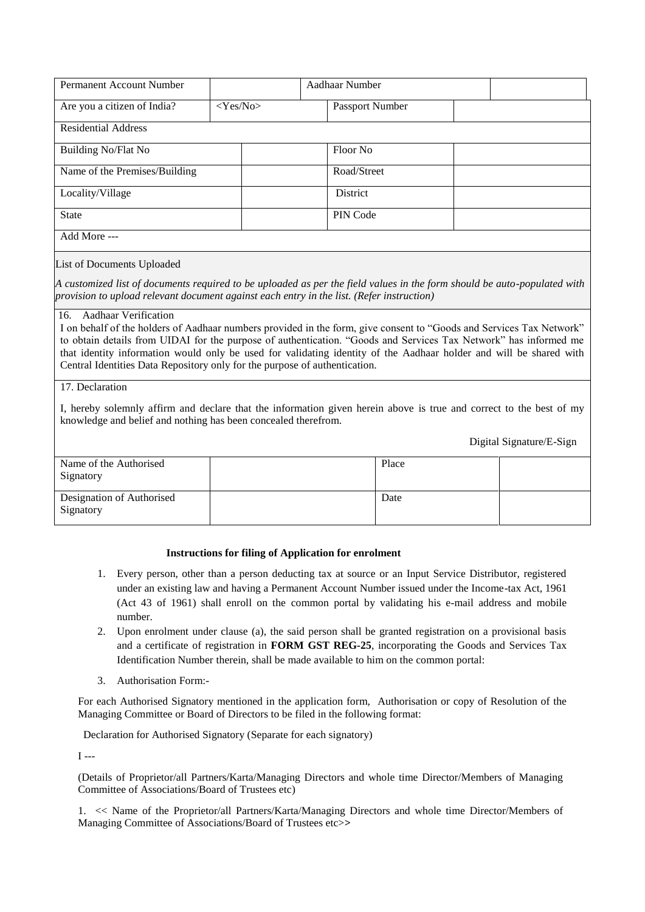| Permanent Account Number | | Aadhaar Number | |
|---|---|---|---|
| Are you a citizen of India? | <Yes/No> | Passport Number | |
| Residential Address | | | |
| Building No/Flat No | | Floor No | |
| Name of the Premises/Building | | Road/Street | |
| Locality/Village | | District | |
| State | | PIN Code | |
| Add More --- | | | |

List of Documents Uploaded

*A customized list of documents required to be uploaded as per the field values in the form should be auto-populated with provision to upload relevant document against each entry in the list. (Refer instruction)*

16. Aadhaar Verification

I on behalf of the holders of Aadhaar numbers provided in the form, give consent to "Goods and Services Tax Network" to obtain details from UIDAI for the purpose of authentication. "Goods and Services Tax Network" has informed me that identity information would only be used for validating identity of the Aadhaar holder and will be shared with Central Identities Data Repository only for the purpose of authentication.

17. Declaration

I, hereby solemnly affirm and declare that the information given herein above is true and correct to the best of my knowledge and belief and nothing has been concealed therefrom.

Digital Signature/E-Sign

| Name of the Authorised Signatory | | Place | |
|---|---|---|---|
| Designation of Authorised Signatory | | Date | |

**Instructions for filing of Application for enrolment**

1. Every person, other than a person deducting tax at source or an Input Service Distributor, registered under an existing law and having a Permanent Account Number issued under the Income-tax Act, 1961 (Act 43 of 1961) shall enroll on the common portal by validating his e-mail address and mobile number.
2. Upon enrolment under clause (a), the said person shall be granted registration on a provisional basis and a certificate of registration in **FORM GST REG-25**, incorporating the Goods and Services Tax Identification Number therein, shall be made available to him on the common portal:
3. Authorisation Form:-

For each Authorised Signatory mentioned in the application form, Authorisation or copy of Resolution of the Managing Committee or Board of Directors to be filed in the following format:

Declaration for Authorised Signatory (Separate for each signatory)

I ---

(Details of Proprietor/all Partners/Karta/Managing Directors and whole time Director/Members of Managing Committee of Associations/Board of Trustees etc)

1. << Name of the Proprietor/all Partners/Karta/Managing Directors and whole time Director/Members of Managing Committee of Associations/Board of Trustees etc>>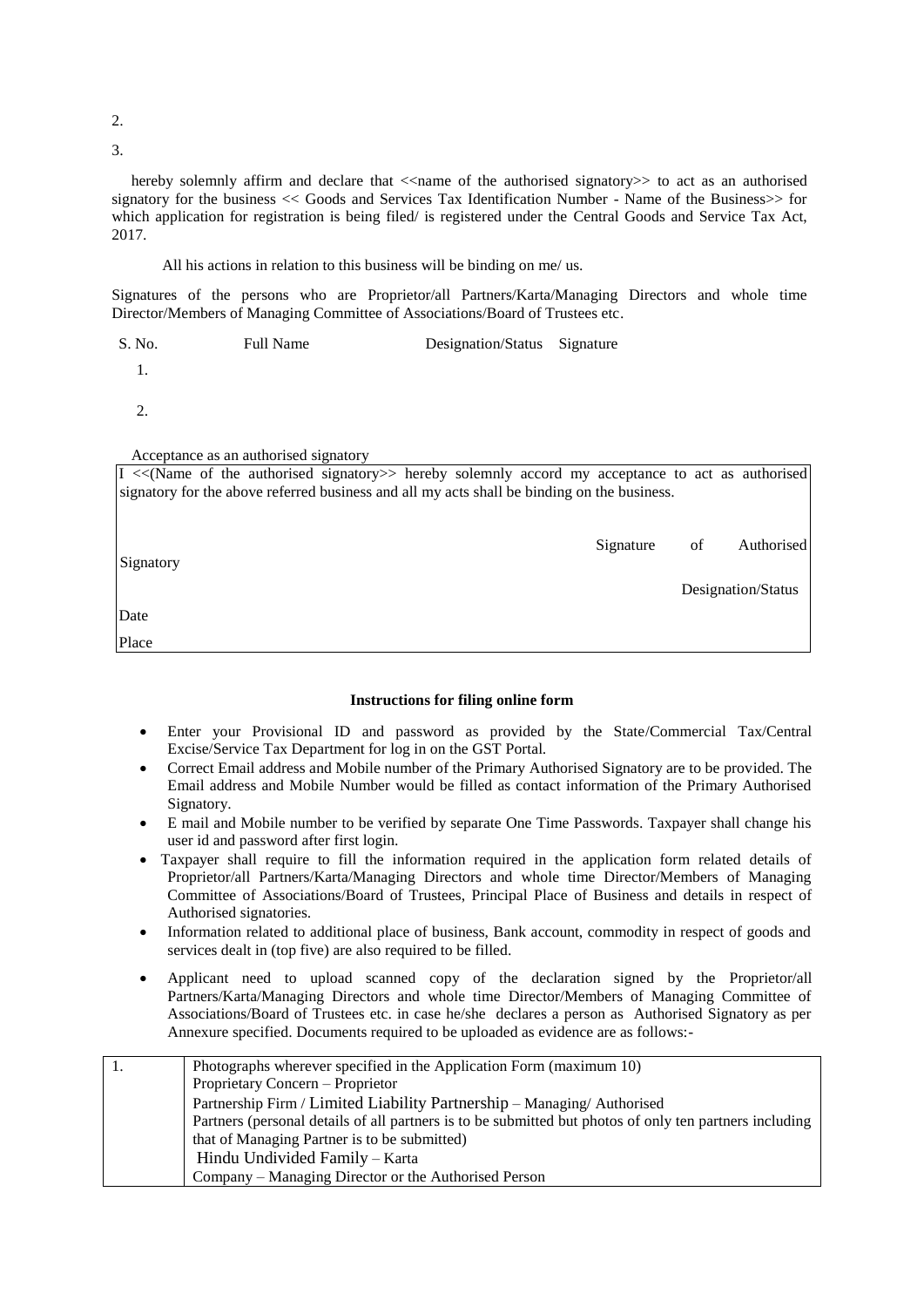2.

3.

hereby solemnly affirm and declare that <<name of the authorised signatory>> to act as an authorised signatory for the business << Goods and Services Tax Identification Number - Name of the Business>> for which application for registration is being filed/ is registered under the Central Goods and Service Tax Act, 2017.

All his actions in relation to this business will be binding on me/ us.

Signatures of the persons who are Proprietor/all Partners/Karta/Managing Directors and whole time Director/Members of Managing Committee of Associations/Board of Trustees etc.

| S. No. | Full Name | Designation/Status | Signature |
|---|---|---|---|
| 1. | | | |
| 2. | | | |

Acceptance as an authorised signatory

I <<(Name of the authorised signatory>> hereby solemnly accord my acceptance to act as authorised signatory for the above referred business and all my acts shall be binding on the business.

Signature of Authorised Signatory

Designation/Status

Date

Place

**Instructions for filing online form**

- Enter your Provisional ID and password as provided by the State/Commercial Tax/Central Excise/Service Tax Department for log in on the GST Portal.
- Correct Email address and Mobile number of the Primary Authorised Signatory are to be provided. The Email address and Mobile Number would be filled as contact information of the Primary Authorised Signatory.
- E mail and Mobile number to be verified by separate One Time Passwords. Taxpayer shall change his user id and password after first login.
- Taxpayer shall require to fill the information required in the application form related details of Proprietor/all Partners/Karta/Managing Directors and whole time Director/Members of Managing Committee of Associations/Board of Trustees, Principal Place of Business and details in respect of Authorised signatories.
- Information related to additional place of business, Bank account, commodity in respect of goods and services dealt in (top five) are also required to be filled.
- Applicant need to upload scanned copy of the declaration signed by the Proprietor/all Partners/Karta/Managing Directors and whole time Director/Members of Managing Committee of Associations/Board of Trustees etc. in case he/she declares a person as Authorised Signatory as per Annexure specified. Documents required to be uploaded as evidence are as follows:-

| | |
|---|---|
| 1. | Photographs wherever specified in the Application Form (maximum 10)<br>Proprietary Concern – Proprietor<br>Partnership Firm / Limited Liability Partnership – Managing/ Authorised Partners (personal details of all partners is to be submitted but photos of only ten partners including that of Managing Partner is to be submitted)<br>Hindu Undivided Family – Karta<br>Company – Managing Director or the Authorised Person |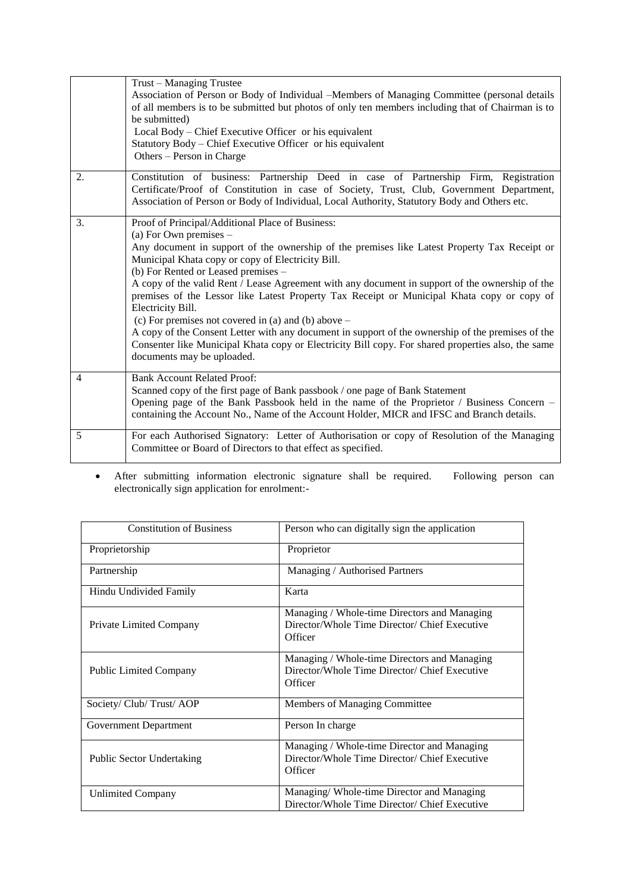| | |
|---|---|
| | Trust – Managing Trustee<br>Association of Person or Body of Individual –Members of Managing Committee (personal details of all members is to be submitted but photos of only ten members including that of Chairman is to be submitted)<br>Local Body – Chief Executive Officer or his equivalent<br>Statutory Body – Chief Executive Officer or his equivalent<br>Others – Person in Charge |
| 2. | Constitution of business: Partnership Deed in case of Partnership Firm, Registration Certificate/Proof of Constitution in case of Society, Trust, Club, Government Department, Association of Person or Body of Individual, Local Authority, Statutory Body and Others etc. |
| 3. | Proof of Principal/Additional Place of Business:<br>(a) For Own premises –<br>Any document in support of the ownership of the premises like Latest Property Tax Receipt or Municipal Khata copy or copy of Electricity Bill.<br>(b) For Rented or Leased premises –<br>A copy of the valid Rent / Lease Agreement with any document in support of the ownership of the premises of the Lessor like Latest Property Tax Receipt or Municipal Khata copy or copy of Electricity Bill.<br>(c) For premises not covered in (a) and (b) above –<br>A copy of the Consent Letter with any document in support of the ownership of the premises of the Consenter like Municipal Khata copy or Electricity Bill copy. For shared properties also, the same documents may be uploaded. |
| 4 | Bank Account Related Proof:<br>Scanned copy of the first page of Bank passbook / one page of Bank Statement<br>Opening page of the Bank Passbook held in the name of the Proprietor / Business Concern – containing the Account No., Name of the Account Holder, MICR and IFSC and Branch details. |
| 5 | For each Authorised Signatory: Letter of Authorisation or copy of Resolution of the Managing Committee or Board of Directors to that effect as specified. |

- After submitting information electronic signature shall be required. Following person can electronically sign application for enrolment:-

| Constitution of Business | Person who can digitally sign the application |
|---|---|
| Proprietorship | Proprietor |
| Partnership | Managing / Authorised Partners |
| Hindu Undivided Family | Karta |
| Private Limited Company | Managing / Whole-time Directors and Managing Director/Whole Time Director/ Chief Executive Officer |
| Public Limited Company | Managing / Whole-time Directors and Managing Director/Whole Time Director/ Chief Executive Officer |
| Society/ Club/ Trust/ AOP | Members of Managing Committee |
| Government Department | Person In charge |
| Public Sector Undertaking | Managing / Whole-time Director and Managing Director/Whole Time Director/ Chief Executive Officer |
| Unlimited Company | Managing/ Whole-time Director and Managing Director/Whole Time Director/ Chief Executive |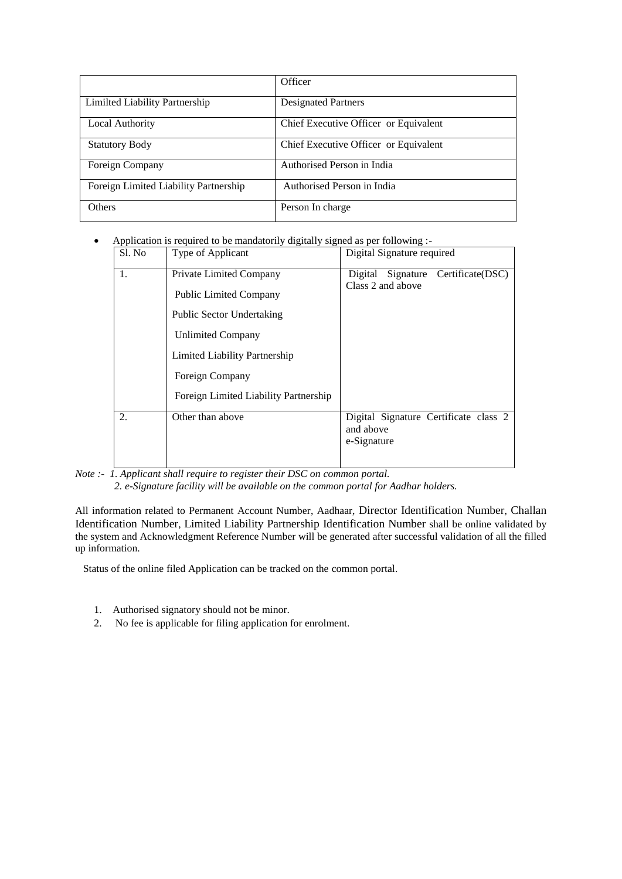| | Officer |
|---|---|
| Limilted Liability Partnership | Designated Partners |
| Local Authority | Chief Executive Officer or Equivalent |
| Statutory Body | Chief Executive Officer or Equivalent |
| Foreign Company | Authorised Person in India |
| Foreign Limited Liability Partnership | Authorised Person in India |
| Others | Person In charge |

- Application is required to be mandatorily digitally signed as per following :-

| Sl. No | Type of Applicant | Digital Signature required |
|---|---|---|
| 1. | Private Limited Company<br>Public Limited Company<br>Public Sector Undertaking<br>Unlimited Company<br>Limited Liability Partnership<br>Foreign Company<br>Foreign Limited Liability Partnership | Digital Signature Certificate(DSC) Class 2 and above |
| 2. | Other than above | Digital Signature Certificate class 2 and above<br>e-Signature |

*Note :- 1. Applicant shall require to register their DSC on common portal.*
*2. e-Signature facility will be available on the common portal for Aadhar holders.*

All information related to Permanent Account Number, Aadhaar, Director Identification Number, Challan Identification Number, Limited Liability Partnership Identification Number shall be online validated by the system and Acknowledgment Reference Number will be generated after successful validation of all the filled up information.

Status of the online filed Application can be tracked on the common portal.

1. Authorised signatory should not be minor.
2. No fee is applicable for filing application for enrolment.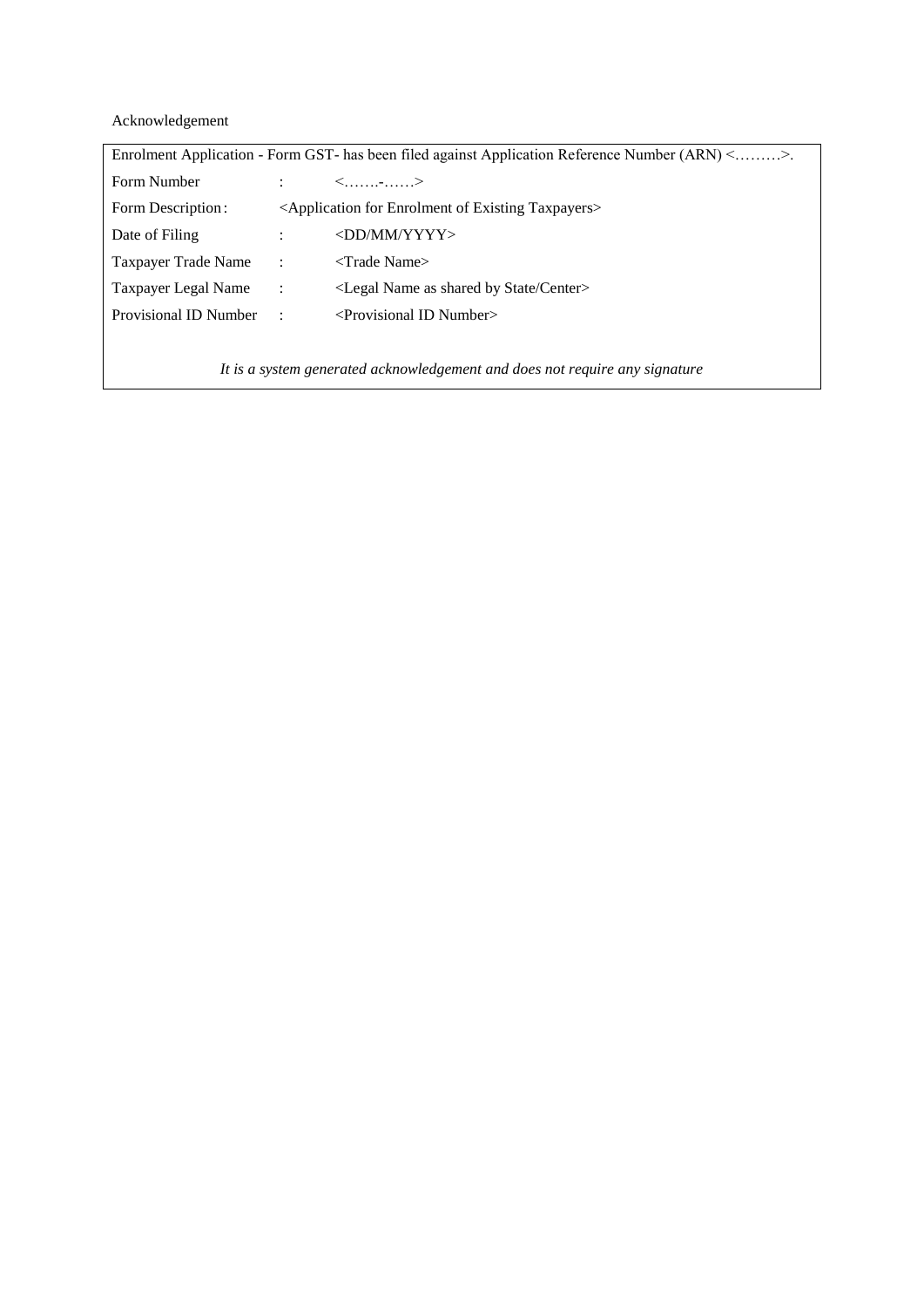Acknowledgement

Enrolment Application - Form GST- has been filed against Application Reference Number (ARN) <………>.

| | | |
|---|---|---|
| Form Number | : | <…….-……> |
| Form Description | : | <Application for Enrolment of Existing Taxpayers> |
| Date of Filing | : | <DD/MM/YYYY> |
| Taxpayer Trade Name | : | <Trade Name> |
| Taxpayer Legal Name | : | <Legal Name as shared by State/Center> |
| Provisional ID Number | : | <Provisional ID Number> |

*It is a system generated acknowledgement and does not require any signature*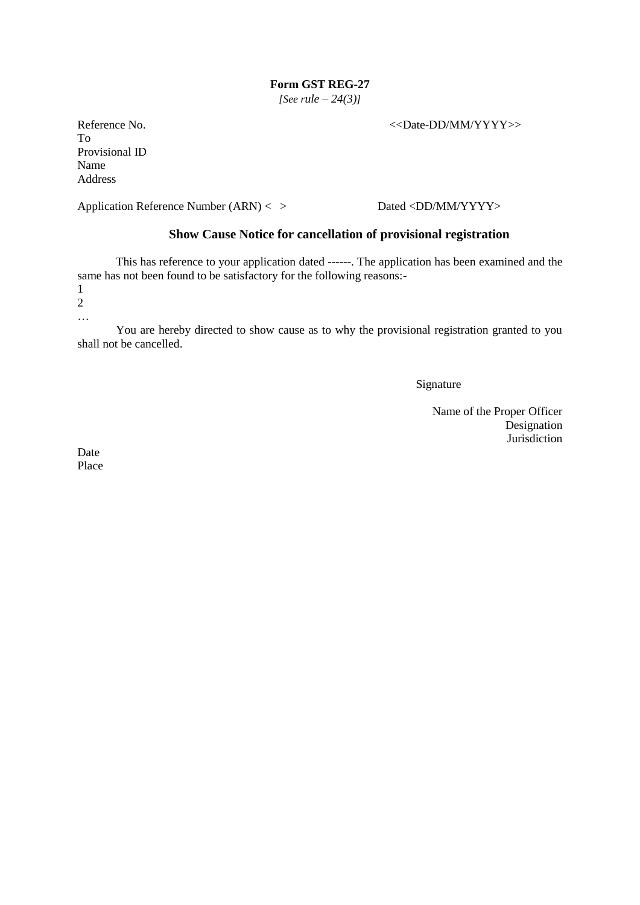**Form GST REG-27**

*[See rule – 24(3)]*

Reference No. <<Date-DD/MM/YYYY>>

To

Provisional ID

Name

Address

Application Reference Number (ARN) < > Dated <DD/MM/YYYY>

**Show Cause Notice for cancellation of provisional registration**

This has reference to your application dated ------. The application has been examined and the same has not been found to be satisfactory for the following reasons:-

1

2

…

You are hereby directed to show cause as to why the provisional registration granted to you shall not be cancelled.

Signature

Name of the Proper Officer

Designation

Jurisdiction

Date

Place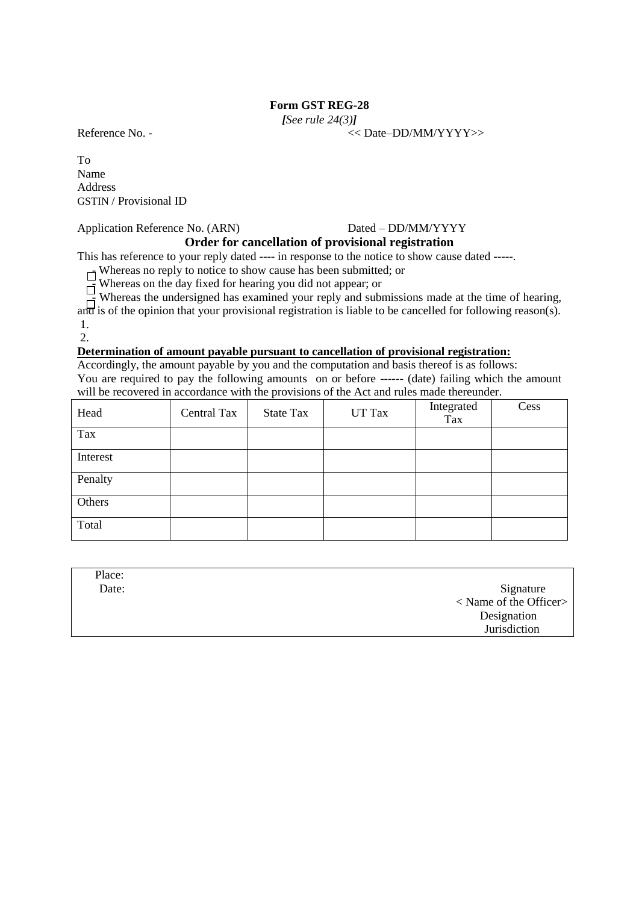# Form GST REG-28

*[See rule 24(3)]*

Reference No. - << Date–DD/MM/YYYY>>

To
Name
Address
GSTIN / Provisional ID

Application Reference No. (ARN) Dated – DD/MM/YYYY

## Order for cancellation of provisional registration

This has reference to your reply dated ---- in response to the notice to show cause dated -----.

- ☐ Whereas no reply to notice to show cause has been submitted; or
- ☐ Whereas on the day fixed for hearing you did not appear; or
- ☐ Whereas the undersigned has examined your reply and submissions made at the time of hearing, and is of the opinion that your provisional registration is liable to be cancelled for following reason(s).

1.
2.

**Determination of amount payable pursuant to cancellation of provisional registration:**

Accordingly, the amount payable by you and the computation and basis thereof is as follows:

You are required to pay the following amounts on or before ------ (date) failing which the amount will be recovered in accordance with the provisions of the Act and rules made thereunder.

| Head | Central Tax | State Tax | UT Tax | Integrated Tax | Cess |
|---|---|---|---|---|---|
| Tax | | | | | |
| Interest | | | | | |
| Penalty | | | | | |
| Others | | | | | |
| Total | | | | | |

Place:
Date:

Signature
< Name of the Officer>
Designation
Jurisdiction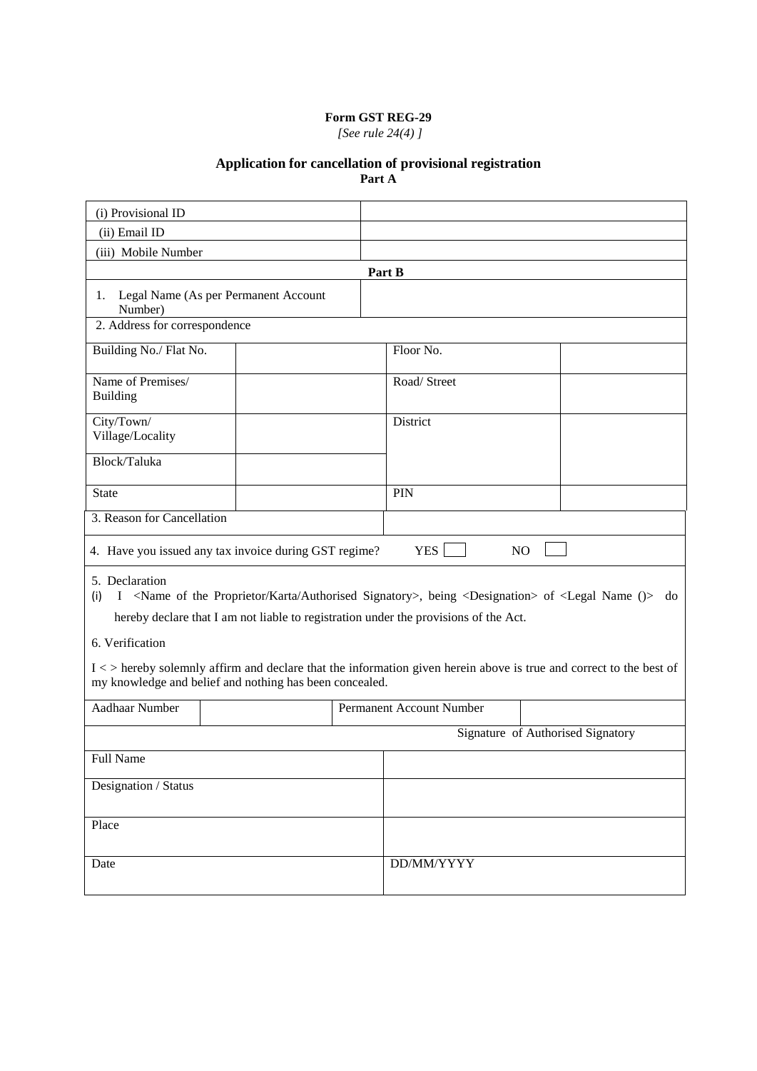**Form GST REG-29**

*[See rule 24(4) ]*

**Application for cancellation of provisional registration**

**Part A**

| | |
|---|---|
| (i) Provisional ID | |
| (ii) Email ID | |
| (iii) Mobile Number | |

**Part B**

| | |
|---|---|
| 1. Legal Name (As per Permanent Account Number) | |

2. Address for correspondence

| | | | |
|---|---|---|---|
| Building No./ Flat No. | | Floor No. | |
| Name of Premises/ Building | | Road/ Street | |
| City/Town/ Village/Locality | | District | |
| Block/Taluka | | | |
| State | | PIN | |

| | |
|---|---|
| 3. Reason for Cancellation | |

4. Have you issued any tax invoice during GST regime? YES ☐ NO ☐

5. Declaration

(i) I <Name of the Proprietor/Karta/Authorised Signatory>, being <Designation> of <Legal Name ()> do hereby declare that I am not liable to registration under the provisions of the Act.

6. Verification

I < > hereby solemnly affirm and declare that the information given herein above is true and correct to the best of my knowledge and belief and nothing has been concealed.

| | | | |
|---|---|---|---|
| Aadhaar Number | | Permanent Account Number | |

Signature of Authorised Signatory

| | |
|---|---|
| Full Name | |
| Designation / Status | |
| Place | |
| Date | DD/MM/YYYY |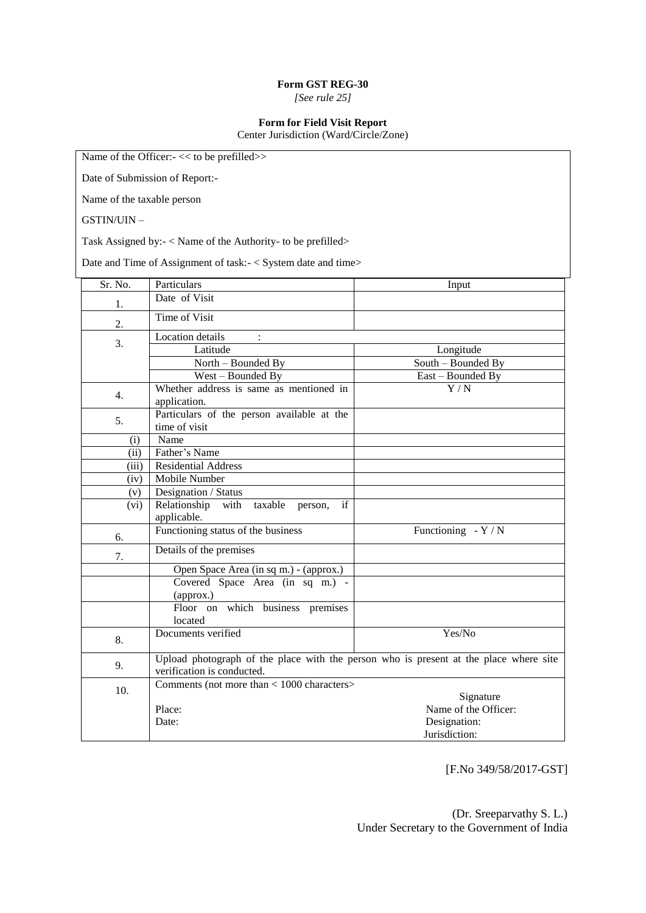**Form GST REG-30**

*[See rule 25]*

**Form for Field Visit Report**

Center Jurisdiction (Ward/Circle/Zone)

Name of the Officer:- << to be prefilled>>

Date of Submission of Report:-

Name of the taxable person

GSTIN/UIN –

Task Assigned by:- < Name of the Authority- to be prefilled>

Date and Time of Assignment of task:- < System date and time>

| Sr. No. | Particulars | Input |
|---|---|---|
| 1. | Date of Visit | |
| 2. | Time of Visit | |
| 3. | Location details : | |
| | Latitude | Longitude |
| | North – Bounded By | South – Bounded By |
| | West – Bounded By | East – Bounded By |
| 4. | Whether address is same as mentioned in application. | Y / N |
| 5. | Particulars of the person available at the time of visit | |
| (i) | Name | |
| (ii) | Father's Name | |
| (iii) | Residential Address | |
| (iv) | Mobile Number | |
| (v) | Designation / Status | |
| (vi) | Relationship with taxable person, if applicable. | |
| 6. | Functioning status of the business | Functioning - Y / N |
| 7. | Details of the premises | |
| | Open Space Area (in sq m.) - (approx.) | |
| | Covered Space Area (in sq m.) - (approx.) | |
| | Floor on which business premises located | |
| 8. | Documents verified | Yes/No |
| 9. | Upload photograph of the place with the person who is present at the place where site verification is conducted. | |
| 10. | Comments (not more than < 1000 characters><br><br>Place:<br>Date: | Signature<br>Name of the Officer:<br>Designation:<br>Jurisdiction: |

[F.No 349/58/2017-GST]

(Dr. Sreeparvathy S. L.)
Under Secretary to the Government of India